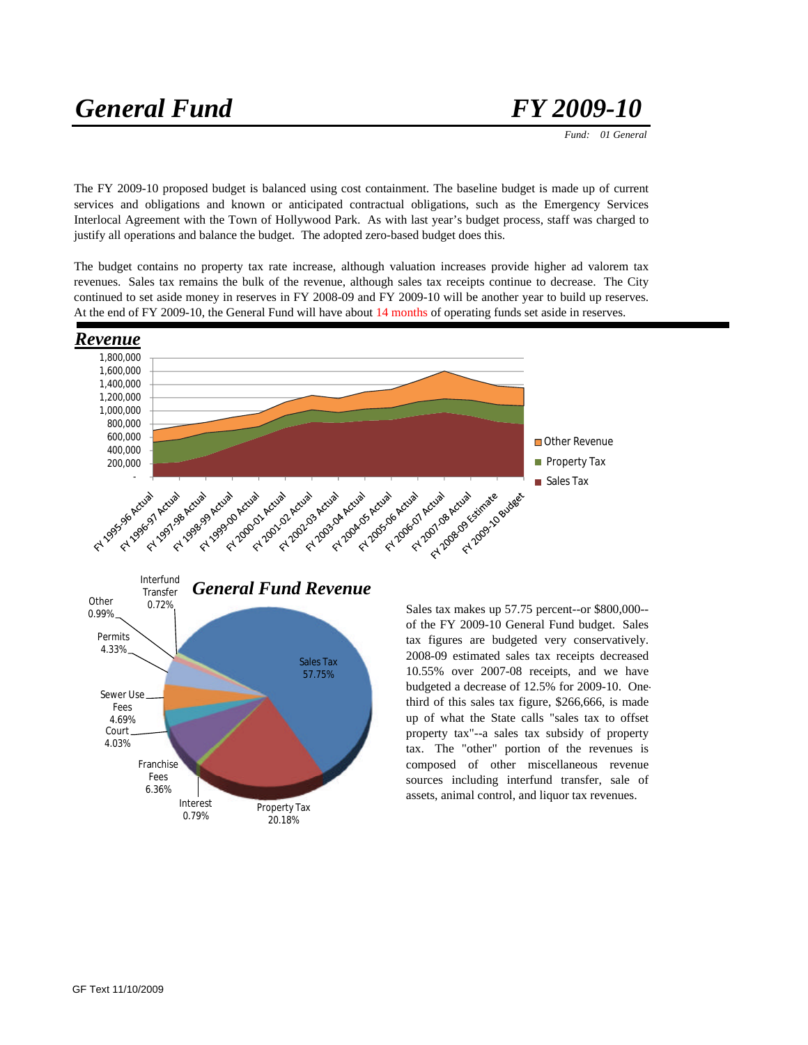# *General Fund* — *FY 2009-10*

*Fund: 01 General*

The FY 2009-10 proposed budget is balanced using cost containment. The baseline budget is made up of current services and obligations and known or anticipated contractual obligations, such as the Emergency Services Interlocal Agreement with the Town of Hollywood Park. As with last year's budget process, staff was charged to justify all operations and balance the budget. The adopted zero-based budget does this.

The budget contains no property tax rate increase, although valuation increases provide higher ad valorem tax revenues. Sales tax remains the bulk of the revenue, although sales tax receipts continue to decrease. The City continued to set aside money in reserves in FY 2008-09 and FY 2009-10 will be another year to build up reserves. At the end of FY 2009-10, the General Fund will have about 14 months of operating funds set aside in reserves.

## *Revenue*

## *General Fund Revenue*

Sales tax makes up 57.75 percent--or $800,000--of the FY 2009-10 General Fund budget. Sales tax figures are budgeted very conservatively. 2008-09 estimated sales tax receipts decreased 10.55% over 2007-08 receipts, and we have budgeted a decrease of 12.5% for 2009-10. One-third of this sales tax figure, $266,666, is made up of what the State calls "sales tax to offset property tax"--a sales tax subsidy of property tax. The "other" portion of the revenues is composed of other miscellaneous revenue sources including interfund transfer, sale of assets, animal control, and liquor tax revenues.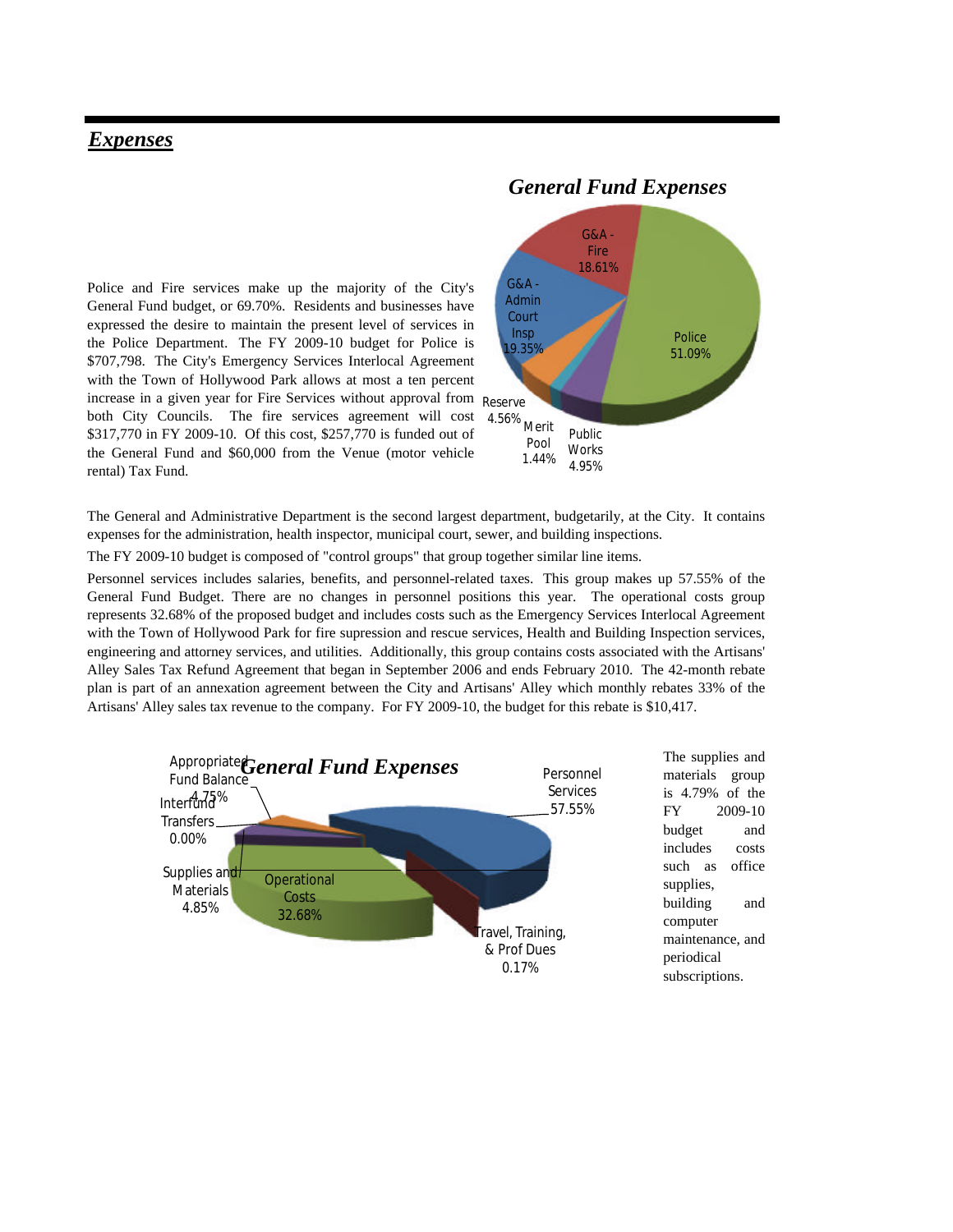## *Expenses*

Police and Fire services make up the majority of the City's General Fund budget, or 69.70%. Residents and businesses have expressed the desire to maintain the present level of services in the Police Department. The FY 2009-10 budget for Police is $707,798. The City's Emergency Services Interlocal Agreement with the Town of Hollywood Park allows at most a ten percent increase in a given year for Fire Services without approval from both City Councils. The fire services agreement will cost $317,770 in FY 2009-10. Of this cost, $257,770 is funded out of the General Fund and $60,000 from the Venue (motor vehicle rental) Tax Fund.

***General Fund Expenses***

- G&A - Fire 18.61%
- G&A - Admin Court Insp 19.35%
- Police 51.09%
- Reserve 4.56%
- Merit Pool 1.44%
- Public Works 4.95%

The General and Administrative Department is the second largest department, budgetarily, at the City. It contains expenses for the administration, health inspector, municipal court, sewer, and building inspections.

The FY 2009-10 budget is composed of "control groups" that group together similar line items.

Personnel services includes salaries, benefits, and personnel-related taxes. This group makes up 57.55% of the General Fund Budget. There are no changes in personnel positions this year. The operational costs group represents 32.68% of the proposed budget and includes costs such as the Emergency Services Interlocal Agreement with the Town of Hollywood Park for fire supression and rescue services, Health and Building Inspection services, engineering and attorney services, and utilities. Additionally, this group contains costs associated with the Artisans' Alley Sales Tax Refund Agreement that began in September 2006 and ends February 2010. The 42-month rebate plan is part of an annexation agreement between the City and Artisans' Alley which monthly rebates 33% of the Artisans' Alley sales tax revenue to the company. For FY 2009-10, the budget for this rebate is $10,417.

***General Fund Expenses***

- Personnel Services 57.55%
- Operational Costs 32.68%
- Supplies and Materials 4.85%
- Appropriated Fund Balance 4.75%
- Interfund Transfers 0.00%
- Travel, Training, & Prof Dues 0.17%

The supplies and materials group is 4.79% of the FY 2009-10 budget and includes costs such as office supplies, building and computer maintenance, and periodical subscriptions.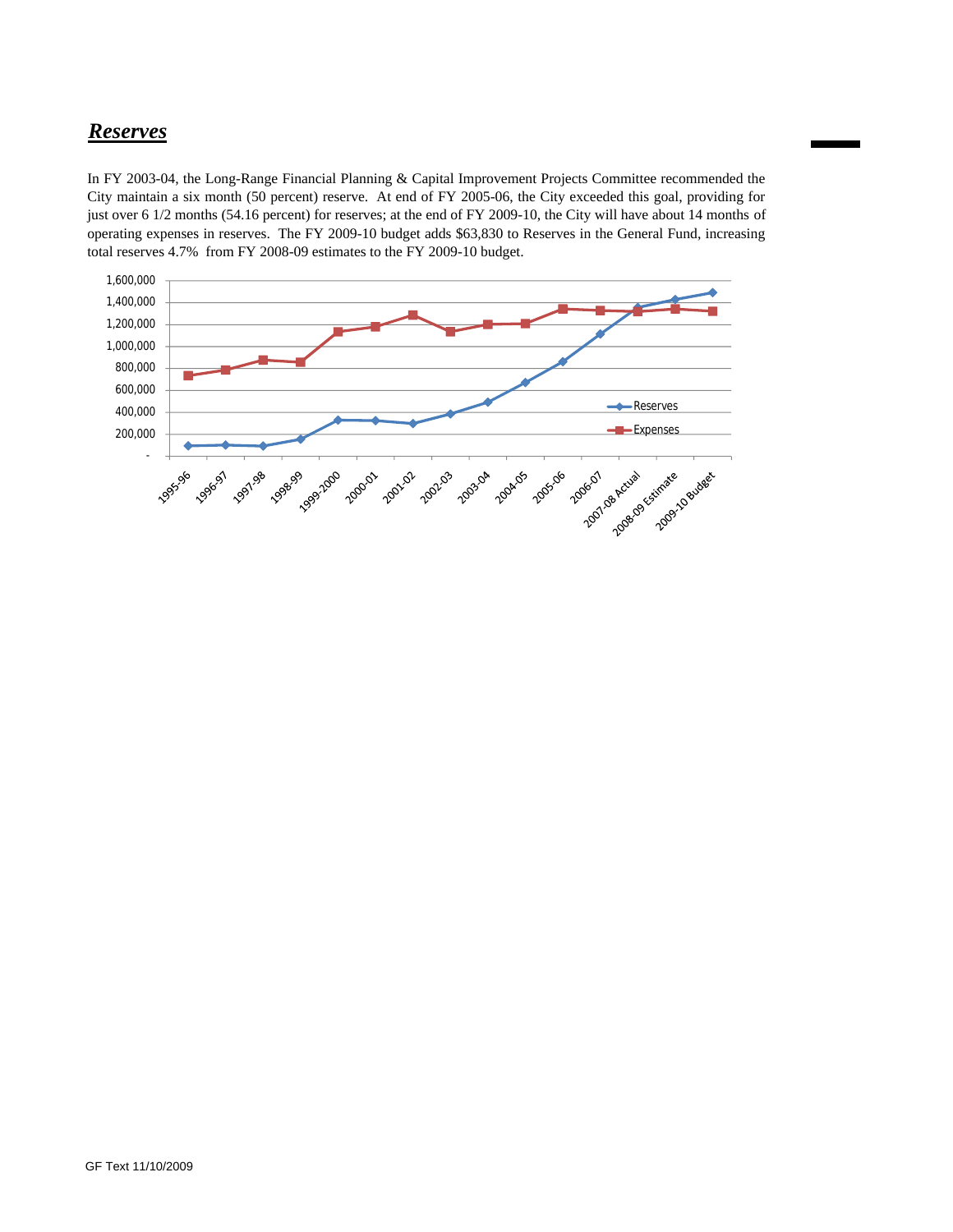## ***Reserves***

In FY 2003-04, the Long-Range Financial Planning & Capital Improvement Projects Committee recommended the City maintain a six month (50 percent) reserve. At end of FY 2005-06, the City exceeded this goal, providing for just over 6 1/2 months (54.16 percent) for reserves; at the end of FY 2009-10, the City will have about 14 months of operating expenses in reserves. The FY 2009-10 budget adds $63,830 to Reserves in the General Fund, increasing total reserves 4.7% from FY 2008-09 estimates to the FY 2009-10 budget.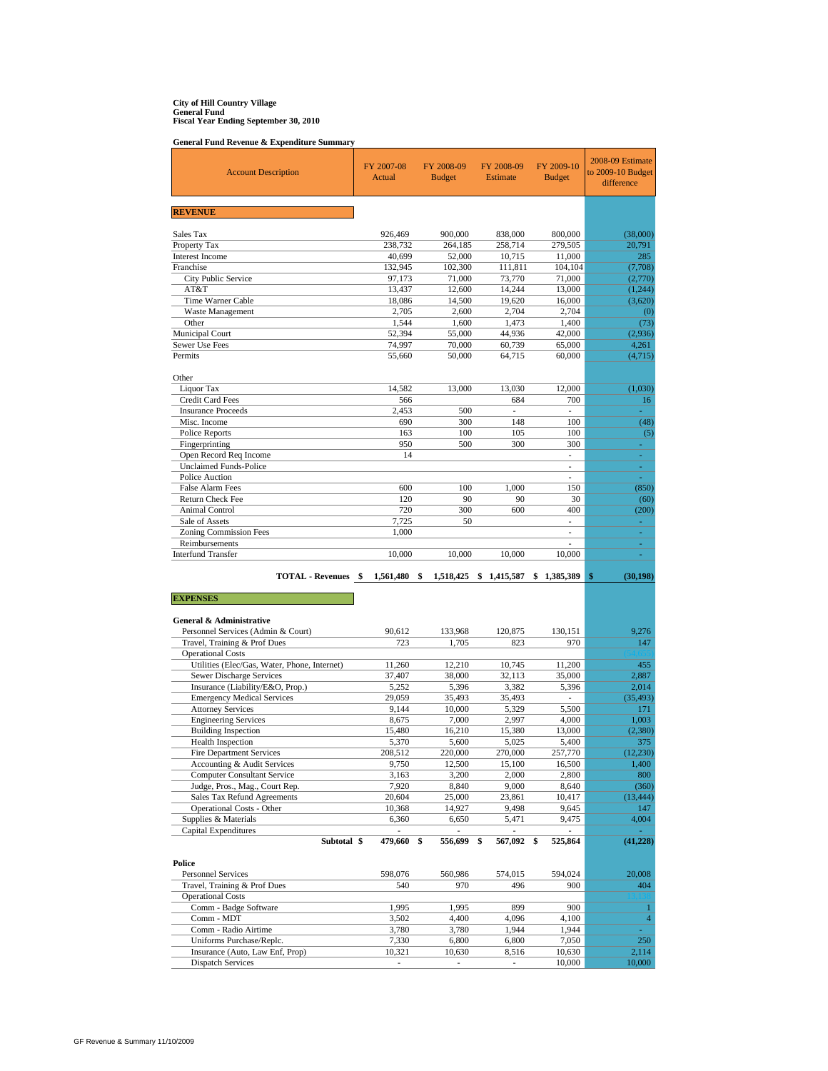**City of Hill Country Village**
**General Fund**
**Fiscal Year Ending September 30, 2010**

**General Fund Revenue & Expenditure Summary**

| Account Description | FY 2007-08 Actual | FY 2008-09 Budget | FY 2008-09 Estimate | FY 2009-10 Budget | 2008-09 Estimate to 2009-10 Budget difference |
|---|---|---|---|---|---|
| **REVENUE** | | | | | |
| Sales Tax | 926,469 | 900,000 | 838,000 | 800,000 | (38,000) |
| Property Tax | 238,732 | 264,185 | 258,714 | 279,505 | 20,791 |
| Interest Income | 40,699 | 52,000 | 10,715 | 11,000 | 285 |
| Franchise | 132,945 | 102,300 | 111,811 | 104,104 | (7,708) |
| City Public Service | 97,173 | 71,000 | 73,770 | 71,000 | (2,770) |
| AT&T | 13,437 | 12,600 | 14,244 | 13,000 | (1,244) |
| Time Warner Cable | 18,086 | 14,500 | 19,620 | 16,000 | (3,620) |
| Waste Management | 2,705 | 2,600 | 2,704 | 2,704 | (0) |
| Other | 1,544 | 1,600 | 1,473 | 1,400 | (73) |
| Municipal Court | 52,394 | 55,000 | 44,936 | 42,000 | (2,936) |
| Sewer Use Fees | 74,997 | 70,000 | 60,739 | 65,000 | 4,261 |
| Permits | 55,660 | 50,000 | 64,715 | 60,000 | (4,715) |
| Other | | | | | |
| Liquor Tax | 14,582 | 13,000 | 13,030 | 12,000 | (1,030) |
| Credit Card Fees | 566 | | 684 | 700 | 16 |
| Insurance Proceeds | 2,453 | 500 | - | - | - |
| Misc. Income | 690 | 300 | 148 | 100 | (48) |
| Police Reports | 163 | 100 | 105 | 100 | (5) |
| Fingerprinting | 950 | 500 | 300 | 300 | - |
| Open Record Req Income | 14 | | | - | - |
| Unclaimed Funds-Police | | | | - | - |
| Police Auction | | | | - | - |
| False Alarm Fees | 600 | 100 | 1,000 | 150 | (850) |
| Return Check Fee | 120 | 90 | 90 | 30 | (60) |
| Animal Control | 720 | 300 | 600 | 400 | (200) |
| Sale of Assets | 7,725 | 50 | | - | - |
| Zoning Commission Fees | 1,000 | | | - | - |
| Reimbursements | | | | - | - |
| Interfund Transfer | 10,000 | 10,000 | 10,000 | 10,000 | - |
| **TOTAL - Revenues** | **$ 1,561,480** | **$ 1,518,425** | **$ 1,415,587** | **$ 1,385,389** | **$ (30,198)** |
| **EXPENSES** | | | | | |
| **General & Administrative** | | | | | |
| Personnel Services (Admin & Court) | 90,612 | 133,968 | 120,875 | 130,151 | 9,276 |
| Travel, Training & Prof Dues | 723 | 1,705 | 823 | 970 | 147 |
| Operational Costs | | | | | (54,655) |
| Utilities (Elec/Gas, Water, Phone, Internet) | 11,260 | 12,210 | 10,745 | 11,200 | 455 |
| Sewer Discharge Services | 37,407 | 38,000 | 32,113 | 35,000 | 2,887 |
| Insurance (Liability/E&O, Prop.) | 5,252 | 5,396 | 3,382 | 5,396 | 2,014 |
| Emergency Medical Services | 29,059 | 35,493 | 35,493 | - | (35,493) |
| Attorney Services | 9,144 | 10,000 | 5,329 | 5,500 | 171 |
| Engineering Services | 8,675 | 7,000 | 2,997 | 4,000 | 1,003 |
| Building Inspection | 15,480 | 16,210 | 15,380 | 13,000 | (2,380) |
| Health Inspection | 5,370 | 5,600 | 5,025 | 5,400 | 375 |
| Fire Department Services | 208,512 | 220,000 | 270,000 | 257,770 | (12,230) |
| Accounting & Audit Services | 9,750 | 12,500 | 15,100 | 16,500 | 1,400 |
| Computer Consultant Service | 3,163 | 3,200 | 2,000 | 2,800 | 800 |
| Judge, Pros., Mag., Court Rep. | 7,920 | 8,840 | 9,000 | 8,640 | (360) |
| Sales Tax Refund Agreements | 20,604 | 25,000 | 23,861 | 10,417 | (13,444) |
| Operational Costs - Other | 10,368 | 14,927 | 9,498 | 9,645 | 147 |
| Supplies & Materials | 6,360 | 6,650 | 5,471 | 9,475 | 4,004 |
| Capital Expenditures | - | - | - | - | - |
| **Subtotal** | **$ 479,660** | **$ 556,699** | **$ 567,092** | **$ 525,864** | **(41,228)** |
| **Police** | | | | | |
| Personnel Services | 598,076 | 560,986 | 574,015 | 594,024 | 20,008 |
| Travel, Training & Prof Dues | 540 | 970 | 496 | 900 | 404 |
| Operational Costs | | | | | 12,130 |
| Comm - Badge Software | 1,995 | 1,995 | 899 | 900 | 1 |
| Comm - MDT | 3,502 | 4,400 | 4,096 | 4,100 | 4 |
| Comm - Radio Airtime | 3,780 | 3,780 | 1,944 | 1,944 | - |
| Uniforms Purchase/Replc. | 7,330 | 6,800 | 6,800 | 7,050 | 250 |
| Insurance (Auto, Law Enf, Prop) | 10,321 | 10,630 | 8,516 | 10,630 | 2,114 |
| Dispatch Services | - | - | - | 10,000 | 10,000 |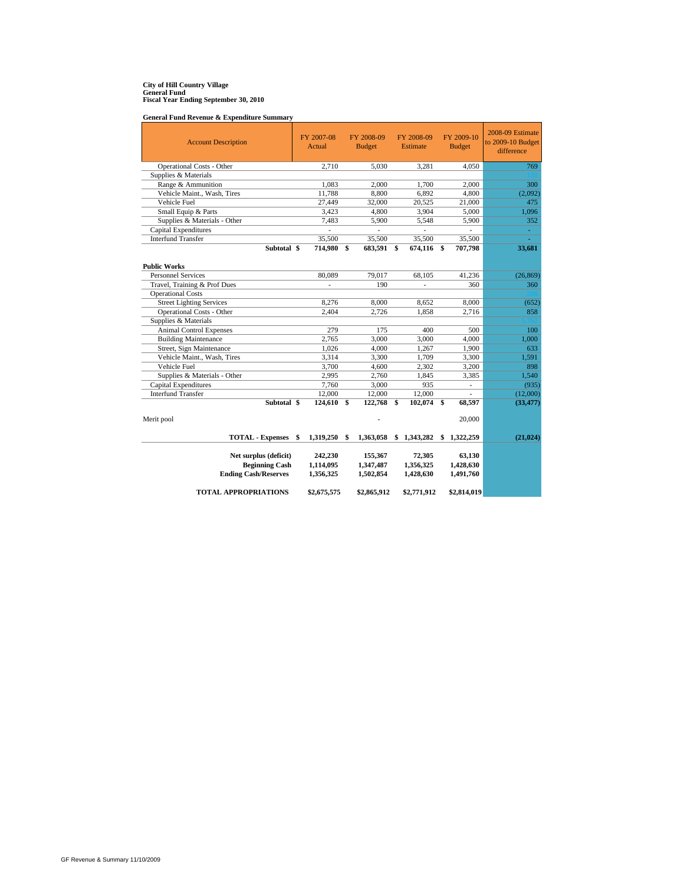**City of Hill Country Village**
**General Fund**
**Fiscal Year Ending September 30, 2010**

**General Fund Revenue & Expenditure Summary**

| Account Description | FY 2007-08 Actual | FY 2008-09 Budget | FY 2008-09 Estimate | FY 2009-10 Budget | 2008-09 Estimate to 2009-10 Budget difference |
|---|---|---|---|---|---|
| Operational Costs - Other | 2,710 | 5,030 | 3,281 | 4,050 | 769 |
| Supplies & Materials | | | | | 131 |
| Range & Ammunition | 1,083 | 2,000 | 1,700 | 2,000 | 300 |
| Vehicle Maint., Wash, Tires | 11,788 | 8,800 | 6,892 | 4,800 | (2,092) |
| Vehicle Fuel | 27,449 | 32,000 | 20,525 | 21,000 | 475 |
| Small Equip & Parts | 3,423 | 4,800 | 3,904 | 5,000 | 1,096 |
| Supplies & Materials - Other | 7,483 | 5,900 | 5,548 | 5,900 | 352 |
| Capital Expenditures | - | - | - | - | - |
| Interfund Transfer | 35,500 | 35,500 | 35,500 | 35,500 | - |
| **Subtotal** | **$ 714,980** | **$ 683,591** | **$ 674,116** | **$ 707,798** | **33,681** |
| **Public Works** | | | | | |
| Personnel Services | 80,089 | 79,017 | 68,105 | 41,236 | (26,869) |
| Travel, Training & Prof Dues | - | 190 | - | 360 | 360 |
| Operational Costs | | | | | 206 |
| Street Lighting Services | 8,276 | 8,000 | 8,652 | 8,000 | (652) |
| Operational Costs - Other | 2,404 | 2,726 | 1,858 | 2,716 | 858 |
| Supplies & Materials | | | | | 5,762 |
| Animal Control Expenses | 279 | 175 | 400 | 500 | 100 |
| Building Maintenance | 2,765 | 3,000 | 3,000 | 4,000 | 1,000 |
| Street, Sign Maintenance | 1,026 | 4,000 | 1,267 | 1,900 | 633 |
| Vehicle Maint., Wash, Tires | 3,314 | 3,300 | 1,709 | 3,300 | 1,591 |
| Vehicle Fuel | 3,700 | 4,600 | 2,302 | 3,200 | 898 |
| Supplies & Materials - Other | 2,995 | 2,760 | 1,845 | 3,385 | 1,540 |
| Capital Expenditures | 7,760 | 3,000 | 935 | - | (935) |
| Interfund Transfer | 12,000 | 12,000 | 12,000 | - | (12,000) |
| **Subtotal** | **$ 124,610** | **$ 122,768** | **$ 102,074** | **$ 68,597** | **(33,477)** |
| Merit pool | | | - | 20,000 | |
| **TOTAL - Expenses** | **$ 1,319,250** | **$ 1,363,058** | **$ 1,343,282** | **$ 1,322,259** | **(21,024)** |
| **Net surplus (deficit)** | **242,230** | **155,367** | **72,305** | **63,130** | |
| **Beginning Cash** | **1,114,095** | **1,347,487** | **1,356,325** | **1,428,630** | |
| **Ending Cash/Reserves** | **1,356,325** | **1,502,854** | **1,428,630** | **1,491,760** | |
| **TOTAL APPROPRIATIONS** | **$2,675,575** | **$2,865,912** | **$2,771,912** | **$2,814,019** | |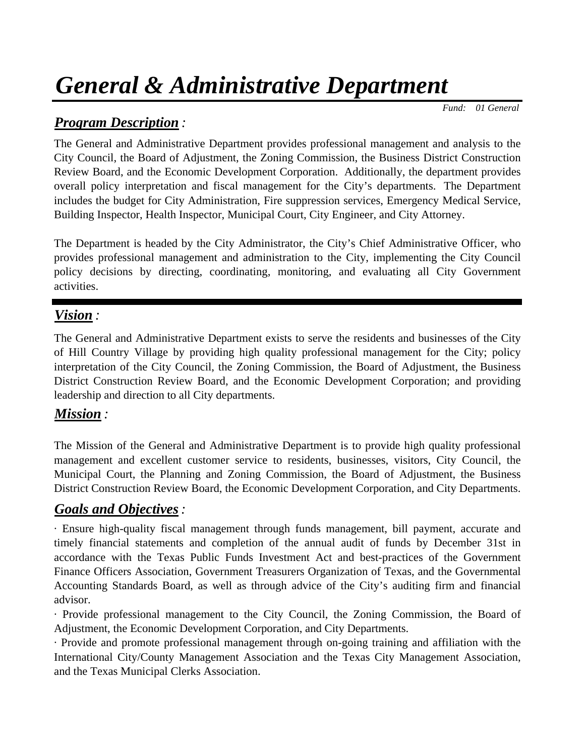# *General & Administrative Department*

*Fund: 01 General*

## ***Program Description*** *:*

The General and Administrative Department provides professional management and analysis to the City Council, the Board of Adjustment, the Zoning Commission, the Business District Construction Review Board, and the Economic Development Corporation. Additionally, the department provides overall policy interpretation and fiscal management for the City's departments. The Department includes the budget for City Administration, Fire suppression services, Emergency Medical Service, Building Inspector, Health Inspector, Municipal Court, City Engineer, and City Attorney.

The Department is headed by the City Administrator, the City's Chief Administrative Officer, who provides professional management and administration to the City, implementing the City Council policy decisions by directing, coordinating, monitoring, and evaluating all City Government activities.

---

## ***Vision*** *:*

The General and Administrative Department exists to serve the residents and businesses of the City of Hill Country Village by providing high quality professional management for the City; policy interpretation of the City Council, the Zoning Commission, the Board of Adjustment, the Business District Construction Review Board, and the Economic Development Corporation; and providing leadership and direction to all City departments.

## ***Mission*** *:*

The Mission of the General and Administrative Department is to provide high quality professional management and excellent customer service to residents, businesses, visitors, City Council, the Municipal Court, the Planning and Zoning Commission, the Board of Adjustment, the Business District Construction Review Board, the Economic Development Corporation, and City Departments.

## ***Goals and Objectives*** *:*

· Ensure high-quality fiscal management through funds management, bill payment, accurate and timely financial statements and completion of the annual audit of funds by December 31st in accordance with the Texas Public Funds Investment Act and best-practices of the Government Finance Officers Association, Government Treasurers Organization of Texas, and the Governmental Accounting Standards Board, as well as through advice of the City's auditing firm and financial advisor.

· Provide professional management to the City Council, the Zoning Commission, the Board of Adjustment, the Economic Development Corporation, and City Departments.

· Provide and promote professional management through on-going training and affiliation with the International City/County Management Association and the Texas City Management Association, and the Texas Municipal Clerks Association.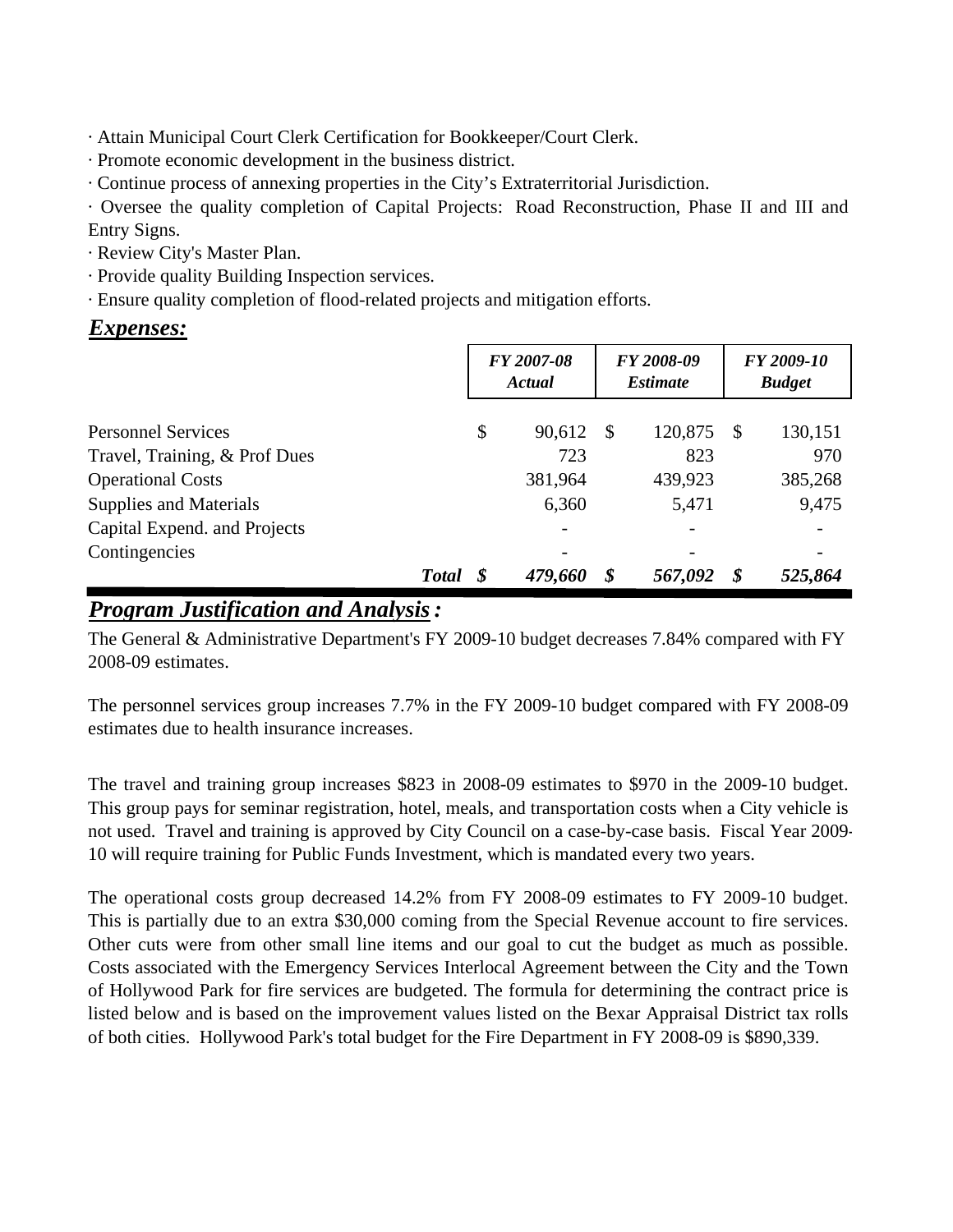· Attain Municipal Court Clerk Certification for Bookkeeper/Court Clerk.

· Promote economic development in the business district.

· Continue process of annexing properties in the City's Extraterritorial Jurisdiction.

· Oversee the quality completion of Capital Projects: Road Reconstruction, Phase II and III and Entry Signs.

· Review City's Master Plan.

· Provide quality Building Inspection services.

· Ensure quality completion of flood-related projects and mitigation efforts.

## ***Expenses:***

| | *FY 2007-08 Actual* | *FY 2008-09 Estimate* | *FY 2009-10 Budget* |
|---|---|---|---|
| Personnel Services | $ 90,612 | $ 120,875 | $ 130,151 |
| Travel, Training, & Prof Dues | 723 | 823 | 970 |
| Operational Costs | 381,964 | 439,923 | 385,268 |
| Supplies and Materials | 6,360 | 5,471 | 9,475 |
| Capital Expend. and Projects | - | - | - |
| Contingencies | - | - | - |
| ***Total*** | ***$ 479,660*** | ***$ 567,092*** | ***$ 525,864*** |

## ***Program Justification and Analysis:***

The General & Administrative Department's FY 2009-10 budget decreases 7.84% compared with FY 2008-09 estimates.

The personnel services group increases 7.7% in the FY 2009-10 budget compared with FY 2008-09 estimates due to health insurance increases.

The travel and training group increases $823 in 2008-09 estimates to $970 in the 2009-10 budget. This group pays for seminar registration, hotel, meals, and transportation costs when a City vehicle is not used. Travel and training is approved by City Council on a case-by-case basis. Fiscal Year 2009-10 will require training for Public Funds Investment, which is mandated every two years.

The operational costs group decreased 14.2% from FY 2008-09 estimates to FY 2009-10 budget. This is partially due to an extra $30,000 coming from the Special Revenue account to fire services. Other cuts were from other small line items and our goal to cut the budget as much as possible. Costs associated with the Emergency Services Interlocal Agreement between the City and the Town of Hollywood Park for fire services are budgeted. The formula for determining the contract price is listed below and is based on the improvement values listed on the Bexar Appraisal District tax rolls of both cities. Hollywood Park's total budget for the Fire Department in FY 2008-09 is $890,339.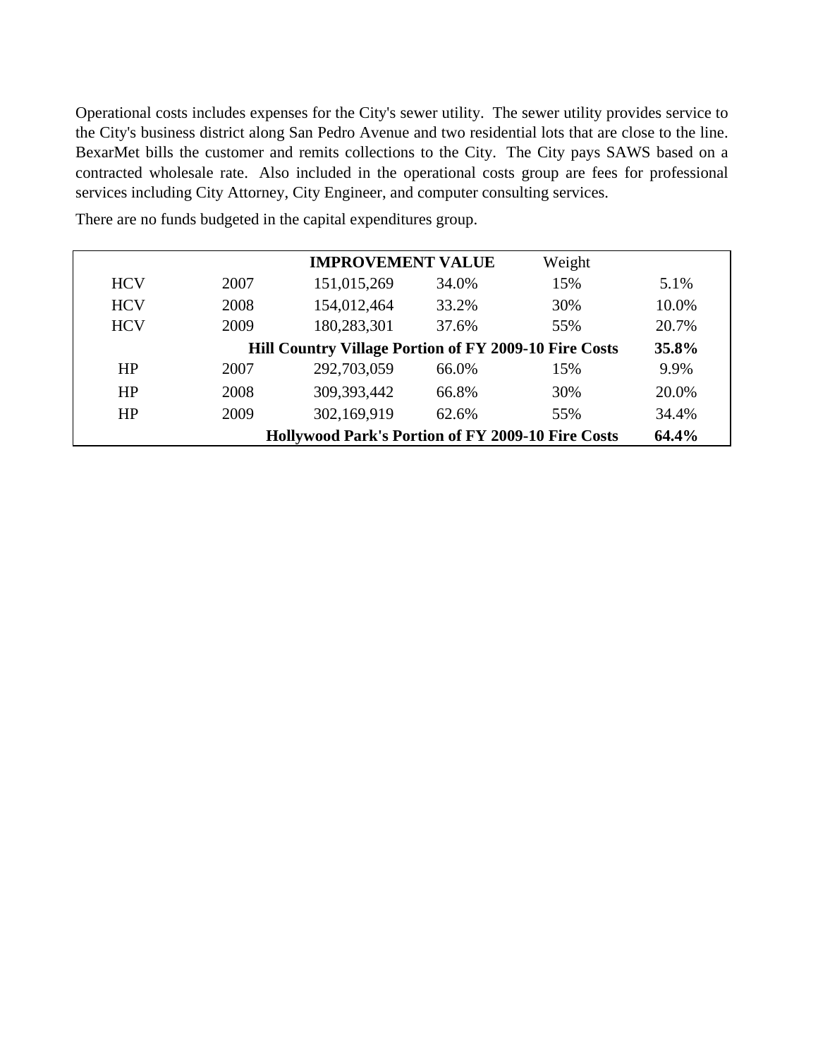Operational costs includes expenses for the City's sewer utility. The sewer utility provides service to the City's business district along San Pedro Avenue and two residential lots that are close to the line. BexarMet bills the customer and remits collections to the City. The City pays SAWS based on a contracted wholesale rate. Also included in the operational costs group are fees for professional services including City Attorney, City Engineer, and computer consulting services.

There are no funds budgeted in the capital expenditures group.

| | | **IMPROVEMENT VALUE** | | Weight | |
|---|---|---|---|---|---|
| HCV | 2007 | 151,015,269 | 34.0% | 15% | 5.1% |
| HCV | 2008 | 154,012,464 | 33.2% | 30% | 10.0% |
| HCV | 2009 | 180,283,301 | 37.6% | 55% | 20.7% |
| | | **Hill Country Village Portion of FY 2009-10 Fire Costs** | | | **35.8%** |
| HP | 2007 | 292,703,059 | 66.0% | 15% | 9.9% |
| HP | 2008 | 309,393,442 | 66.8% | 30% | 20.0% |
| HP | 2009 | 302,169,919 | 62.6% | 55% | 34.4% |
| | | **Hollywood Park's Portion of FY 2009-10 Fire Costs** | | | **64.4%** |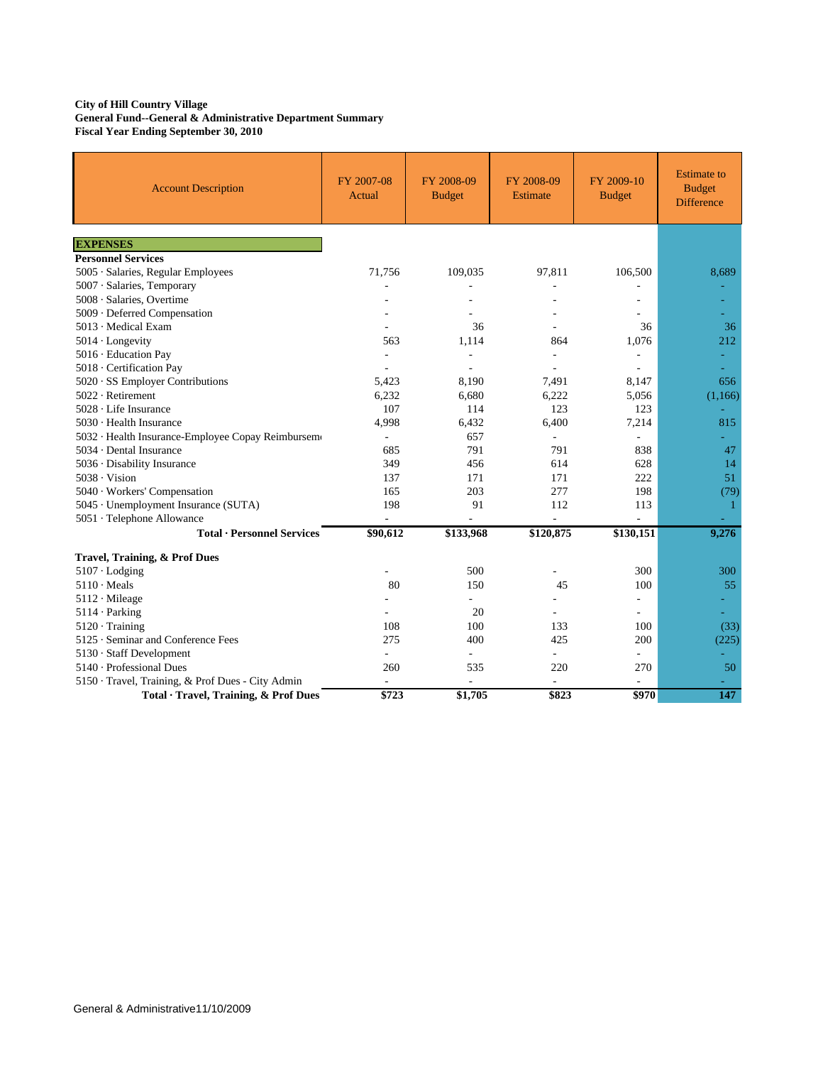**City of Hill Country Village**
**General Fund--General & Administrative Department Summary**
**Fiscal Year Ending September 30, 2010**

| Account Description | FY 2007-08 Actual | FY 2008-09 Budget | FY 2008-09 Estimate | FY 2009-10 Budget | Estimate to Budget Difference |
|---|---|---|---|---|---|
| **EXPENSES** | | | | | |
| **Personnel Services** | | | | | |
| 5005 · Salaries, Regular Employees | 71,756 | 109,035 | 97,811 | 106,500 | 8,689 |
| 5007 · Salaries, Temporary | - | - | - | - | - |
| 5008 · Salaries, Overtime | - | - | - | - | - |
| 5009 · Deferred Compensation | - | - | - | - | - |
| 5013 · Medical Exam | - | 36 | - | 36 | 36 |
| 5014 · Longevity | 563 | 1,114 | 864 | 1,076 | 212 |
| 5016 · Education Pay | - | - | - | - | - |
| 5018 · Certification Pay | - | - | - | - | - |
| 5020 · SS Employer Contributions | 5,423 | 8,190 | 7,491 | 8,147 | 656 |
| 5022 · Retirement | 6,232 | 6,680 | 6,222 | 5,056 | (1,166) |
| 5028 · Life Insurance | 107 | 114 | 123 | 123 | - |
| 5030 · Health Insurance | 4,998 | 6,432 | 6,400 | 7,214 | 815 |
| 5032 · Health Insurance-Employee Copay Reimbursem | - | 657 | - | - | - |
| 5034 · Dental Insurance | 685 | 791 | 791 | 838 | 47 |
| 5036 · Disability Insurance | 349 | 456 | 614 | 628 | 14 |
| 5038 · Vision | 137 | 171 | 171 | 222 | 51 |
| 5040 · Workers' Compensation | 165 | 203 | 277 | 198 | (79) |
| 5045 · Unemployment Insurance (SUTA) | 198 | 91 | 112 | 113 | 1 |
| 5051 · Telephone Allowance | - | - | - | - | - |
| **Total · Personnel Services** | **$90,612** | **$133,968** | **$120,875** | **$130,151** | **9,276** |
| **Travel, Training, & Prof Dues** | | | | | |
| 5107 · Lodging | - | 500 | - | 300 | 300 |
| 5110 · Meals | 80 | 150 | 45 | 100 | 55 |
| 5112 · Mileage | - | - | - | - | - |
| 5114 · Parking | - | 20 | - | - | - |
| 5120 · Training | 108 | 100 | 133 | 100 | (33) |
| 5125 · Seminar and Conference Fees | 275 | 400 | 425 | 200 | (225) |
| 5130 · Staff Development | - | - | - | - | - |
| 5140 · Professional Dues | 260 | 535 | 220 | 270 | 50 |
| 5150 · Travel, Training, & Prof Dues - City Admin | - | - | - | - | - |
| **Total · Travel, Training, & Prof Dues** | **$723** | **$1,705** | **$823** | **$970** | **147** |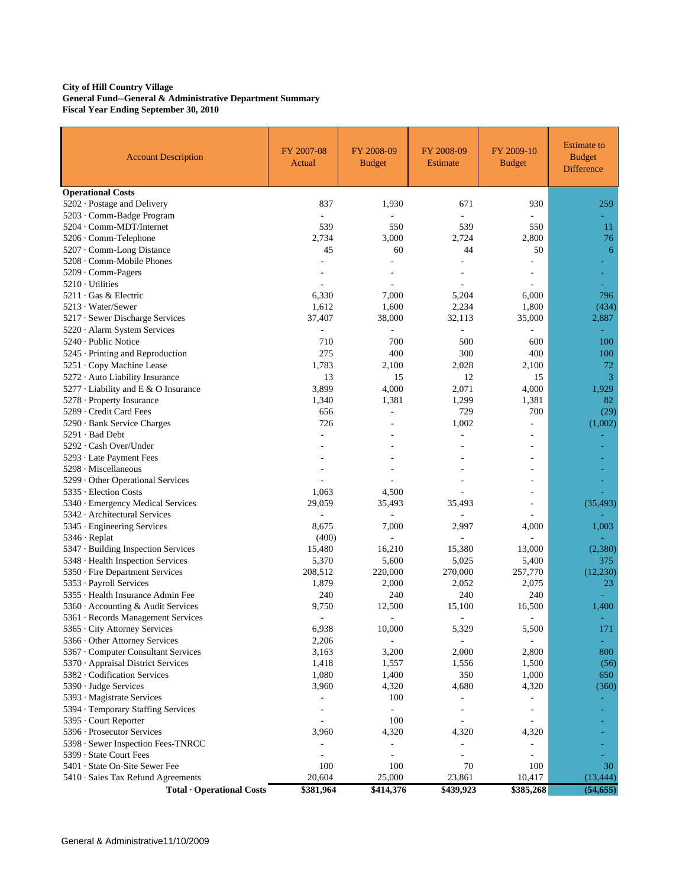**City of Hill Country Village**
**General Fund--General & Administrative Department Summary**
**Fiscal Year Ending September 30, 2010**

| Account Description | FY 2007-08 Actual | FY 2008-09 Budget | FY 2008-09 Estimate | FY 2009-10 Budget | Estimate to Budget Difference |
|---|---|---|---|---|---|
| **Operational Costs** | | | | | |
| 5202 · Postage and Delivery | 837 | 1,930 | 671 | 930 | 259 |
| 5203 · Comm-Badge Program | - | - | - | - | - |
| 5204 · Comm-MDT/Internet | 539 | 550 | 539 | 550 | 11 |
| 5206 · Comm-Telephone | 2,734 | 3,000 | 2,724 | 2,800 | 76 |
| 5207 · Comm-Long Distance | 45 | 60 | 44 | 50 | 6 |
| 5208 · Comm-Mobile Phones | - | - | - | - | - |
| 5209 · Comm-Pagers | - | - | - | - | - |
| 5210 · Utilities | - | - | - | - | - |
| 5211 · Gas & Electric | 6,330 | 7,000 | 5,204 | 6,000 | 796 |
| 5213 · Water/Sewer | 1,612 | 1,600 | 2,234 | 1,800 | (434) |
| 5217 · Sewer Discharge Services | 37,407 | 38,000 | 32,113 | 35,000 | 2,887 |
| 5220 · Alarm System Services | - | - | - | - | - |
| 5240 · Public Notice | 710 | 700 | 500 | 600 | 100 |
| 5245 · Printing and Reproduction | 275 | 400 | 300 | 400 | 100 |
| 5251 · Copy Machine Lease | 1,783 | 2,100 | 2,028 | 2,100 | 72 |
| 5272 · Auto Liability Insurance | 13 | 15 | 12 | 15 | 3 |
| 5277 · Liability and E & O Insurance | 3,899 | 4,000 | 2,071 | 4,000 | 1,929 |
| 5278 · Property Insurance | 1,340 | 1,381 | 1,299 | 1,381 | 82 |
| 5289 · Credit Card Fees | 656 | - | 729 | 700 | (29) |
| 5290 · Bank Service Charges | 726 | - | 1,002 | - | (1,002) |
| 5291 · Bad Debt | - | - | - | - | - |
| 5292 · Cash Over/Under | - | - | - | - | - |
| 5293 · Late Payment Fees | - | - | - | - | - |
| 5298 · Miscellaneous | - | - | - | - | - |
| 5299 · Other Operational Services | - | - | - | - | - |
| 5335 · Election Costs | 1,063 | 4,500 | - | - | - |
| 5340 · Emergency Medical Services | 29,059 | 35,493 | 35,493 | - | (35,493) |
| 5342 · Architectural Services | - | - | - | - | - |
| 5345 · Engineering Services | 8,675 | 7,000 | 2,997 | 4,000 | 1,003 |
| 5346 · Replat | (400) | - | - | - | - |
| 5347 · Building Inspection Services | 15,480 | 16,210 | 15,380 | 13,000 | (2,380) |
| 5348 · Health Inspection Services | 5,370 | 5,600 | 5,025 | 5,400 | 375 |
| 5350 · Fire Department Services | 208,512 | 220,000 | 270,000 | 257,770 | (12,230) |
| 5353 · Payroll Services | 1,879 | 2,000 | 2,052 | 2,075 | 23 |
| 5355 · Health Insurance Admin Fee | 240 | 240 | 240 | 240 | - |
| 5360 · Accounting & Audit Services | 9,750 | 12,500 | 15,100 | 16,500 | 1,400 |
| 5361 · Records Management Services | - | - | - | - | - |
| 5365 · City Attorney Services | 6,938 | 10,000 | 5,329 | 5,500 | 171 |
| 5366 · Other Attorney Services | 2,206 | - | - | - | - |
| 5367 · Computer Consultant Services | 3,163 | 3,200 | 2,000 | 2,800 | 800 |
| 5370 · Appraisal District Services | 1,418 | 1,557 | 1,556 | 1,500 | (56) |
| 5382 · Codification Services | 1,080 | 1,400 | 350 | 1,000 | 650 |
| 5390 · Judge Services | 3,960 | 4,320 | 4,680 | 4,320 | (360) |
| 5393 · Magistrate Services | - | 100 | - | - | - |
| 5394 · Temporary Staffing Services | - | - | - | - | - |
| 5395 · Court Reporter | - | 100 | - | - | - |
| 5396 · Prosecutor Services | 3,960 | 4,320 | 4,320 | 4,320 | - |
| 5398 · Sewer Inspection Fees-TNRCC | - | - | - | - | - |
| 5399 · State Court Fees | - | - | - | - | - |
| 5401 · State On-Site Sewer Fee | 100 | 100 | 70 | 100 | 30 |
| 5410 · Sales Tax Refund Agreements | 20,604 | 25,000 | 23,861 | 10,417 | (13,444) |
| **Total · Operational Costs** | **$381,964** | **$414,376** | **$439,923** | **$385,268** | **(54,655)** |

General & Administrative11/10/2009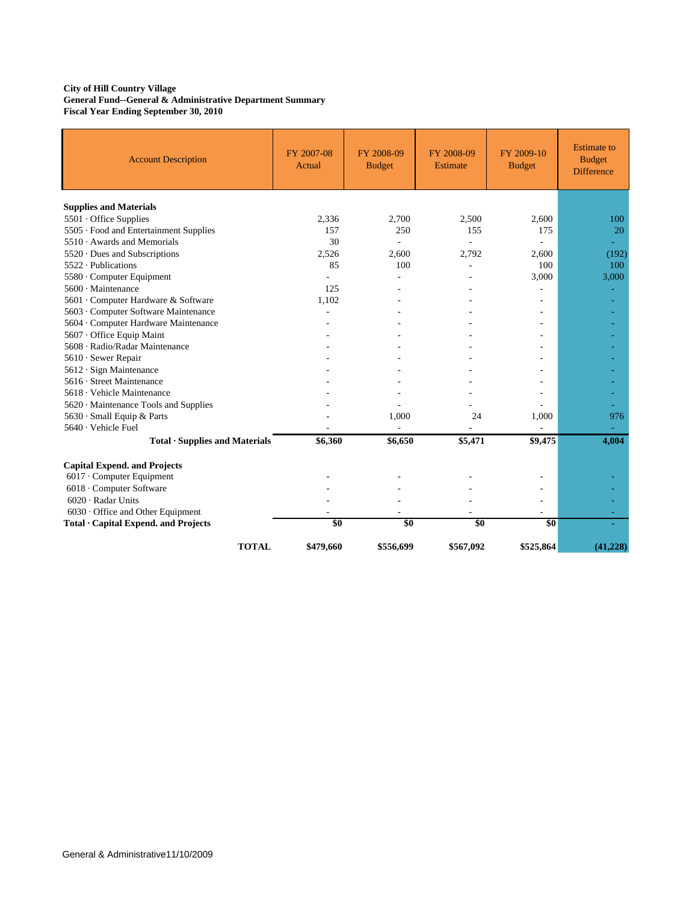**City of Hill Country Village**
**General Fund--General & Administrative Department Summary**
**Fiscal Year Ending September 30, 2010**

| Account Description | FY 2007-08 Actual | FY 2008-09 Budget | FY 2008-09 Estimate | FY 2009-10 Budget | Estimate to Budget Difference |
|---|---|---|---|---|---|
| **Supplies and Materials** | | | | | |
| 5501 · Office Supplies | 2,336 | 2,700 | 2,500 | 2,600 | 100 |
| 5505 · Food and Entertainment Supplies | 157 | 250 | 155 | 175 | 20 |
| 5510 · Awards and Memorials | 30 | - | - | - | - |
| 5520 · Dues and Subscriptions | 2,526 | 2,600 | 2,792 | 2,600 | (192) |
| 5522 · Publications | 85 | 100 | - | 100 | 100 |
| 5580 · Computer Equipment | - | - | - | 3,000 | 3,000 |
| 5600 · Maintenance | 125 | - | - | - | - |
| 5601 · Computer Hardware & Software | 1,102 | - | - | - | - |
| 5603 · Computer Software Maintenance | - | - | - | - | - |
| 5604 · Computer Hardware Maintenance | - | - | - | - | - |
| 5607 · Office Equip Maint | - | - | - | - | - |
| 5608 · Radio/Radar Maintenance | - | - | - | - | - |
| 5610 · Sewer Repair | - | - | - | - | - |
| 5612 · Sign Maintenance | - | - | - | - | - |
| 5616 · Street Maintenance | - | - | - | - | - |
| 5618 · Vehicle Maintenance | - | - | - | - | - |
| 5620 · Maintenance Tools and Supplies | - | - | - | - | - |
| 5630 · Small Equip & Parts | - | 1,000 | 24 | 1,000 | 976 |
| 5640 · Vehicle Fuel | - | - | - | - | - |
| **Total · Supplies and Materials** | **$6,360** | **$6,650** | **$5,471** | **$9,475** | **4,004** |
| **Capital Expend. and Projects** | | | | | |
| 6017 · Computer Equipment | - | - | - | - | - |
| 6018 · Computer Software | - | - | - | - | - |
| 6020 · Radar Units | - | - | - | - | - |
| 6030 · Office and Other Equipment | - | - | - | - | - |
| **Total · Capital Expend. and Projects** | **$0** | **$0** | **$0** | **$0** | **-** |
| **TOTAL** | **$479,660** | **$556,699** | **$567,092** | **$525,864** | **(41,228)** |

General & Administrative11/10/2009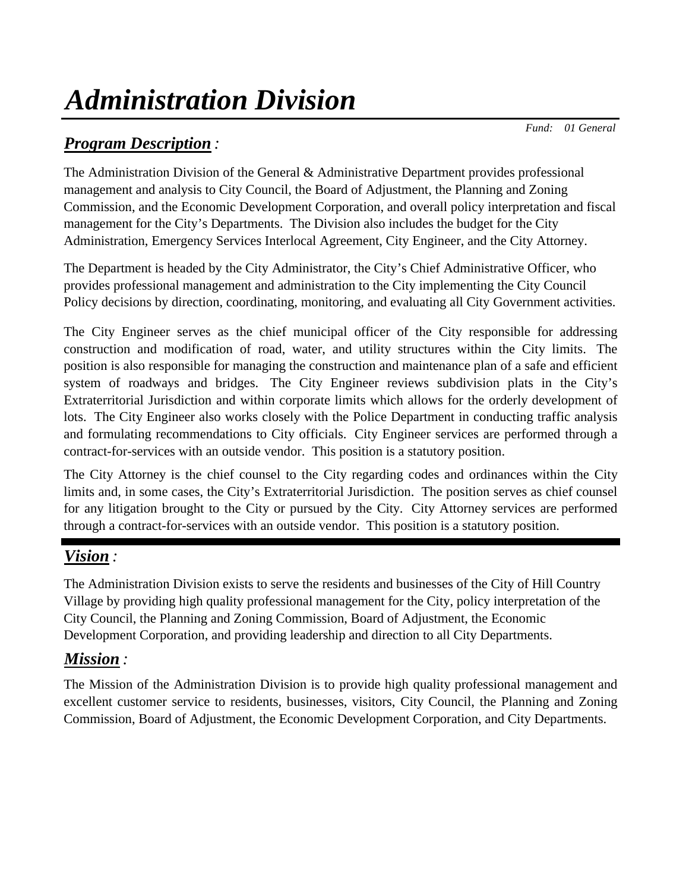# *Administration Division*

*Fund: 01 General*

## ***Program Description*** :

The Administration Division of the General & Administrative Department provides professional management and analysis to City Council, the Board of Adjustment, the Planning and Zoning Commission, and the Economic Development Corporation, and overall policy interpretation and fiscal management for the City's Departments. The Division also includes the budget for the City Administration, Emergency Services Interlocal Agreement, City Engineer, and the City Attorney.

The Department is headed by the City Administrator, the City's Chief Administrative Officer, who provides professional management and administration to the City implementing the City Council Policy decisions by direction, coordinating, monitoring, and evaluating all City Government activities.

The City Engineer serves as the chief municipal officer of the City responsible for addressing construction and modification of road, water, and utility structures within the City limits. The position is also responsible for managing the construction and maintenance plan of a safe and efficient system of roadways and bridges. The City Engineer reviews subdivision plats in the City's Extraterritorial Jurisdiction and within corporate limits which allows for the orderly development of lots. The City Engineer also works closely with the Police Department in conducting traffic analysis and formulating recommendations to City officials. City Engineer services are performed through a contract-for-services with an outside vendor. This position is a statutory position.

The City Attorney is the chief counsel to the City regarding codes and ordinances within the City limits and, in some cases, the City's Extraterritorial Jurisdiction. The position serves as chief counsel for any litigation brought to the City or pursued by the City. City Attorney services are performed through a contract-for-services with an outside vendor. This position is a statutory position.

## ***Vision*** :

The Administration Division exists to serve the residents and businesses of the City of Hill Country Village by providing high quality professional management for the City, policy interpretation of the City Council, the Planning and Zoning Commission, Board of Adjustment, the Economic Development Corporation, and providing leadership and direction to all City Departments.

## ***Mission*** :

The Mission of the Administration Division is to provide high quality professional management and excellent customer service to residents, businesses, visitors, City Council, the Planning and Zoning Commission, Board of Adjustment, the Economic Development Corporation, and City Departments.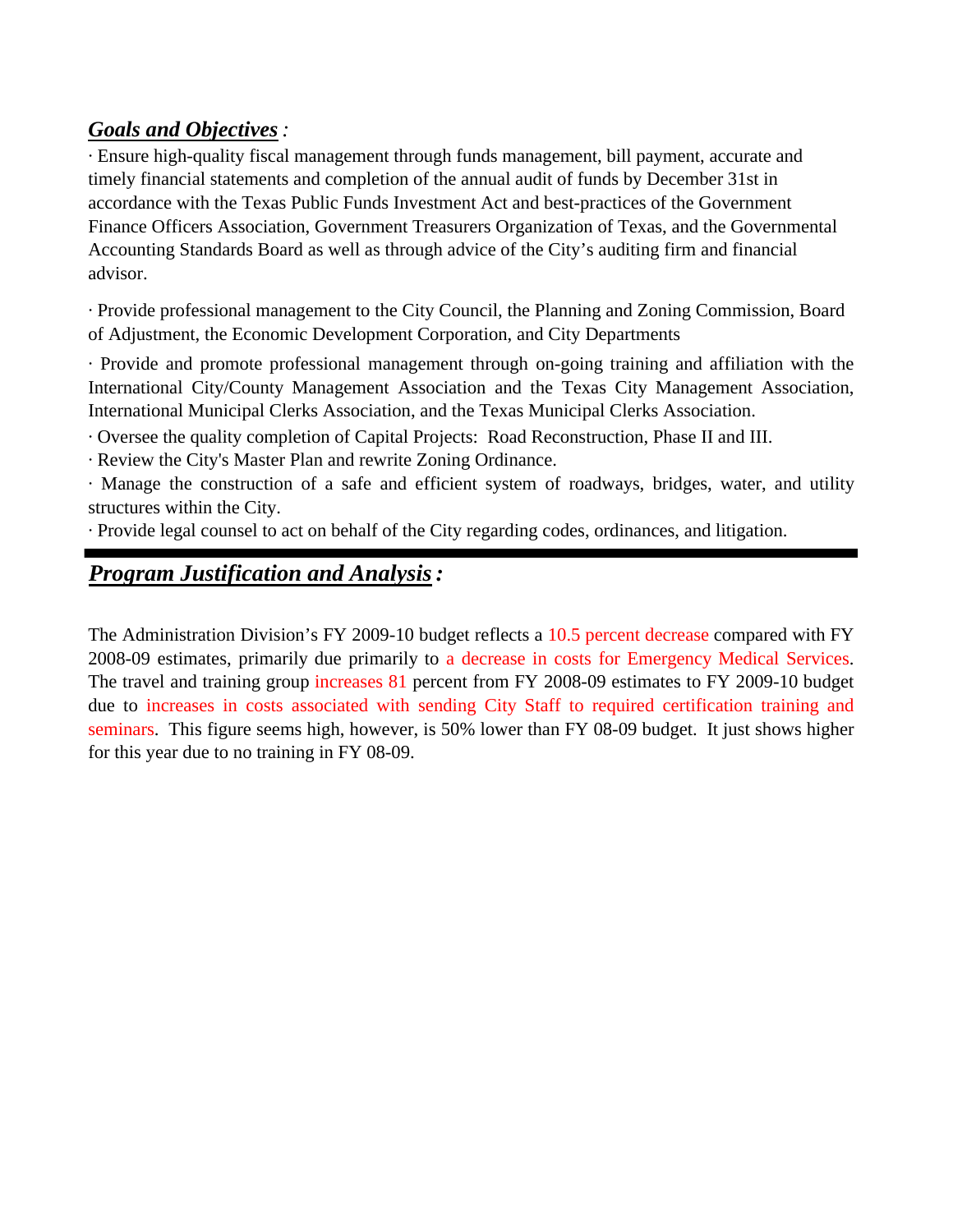## ***Goals and Objectives*** *:*

· Ensure high-quality fiscal management through funds management, bill payment, accurate and timely financial statements and completion of the annual audit of funds by December 31st in accordance with the Texas Public Funds Investment Act and best-practices of the Government Finance Officers Association, Government Treasurers Organization of Texas, and the Governmental Accounting Standards Board as well as through advice of the City's auditing firm and financial advisor.

· Provide professional management to the City Council, the Planning and Zoning Commission, Board of Adjustment, the Economic Development Corporation, and City Departments

· Provide and promote professional management through on-going training and affiliation with the International City/County Management Association and the Texas City Management Association, International Municipal Clerks Association, and the Texas Municipal Clerks Association.

· Oversee the quality completion of Capital Projects: Road Reconstruction, Phase II and III.

· Review the City's Master Plan and rewrite Zoning Ordinance.

· Manage the construction of a safe and efficient system of roadways, bridges, water, and utility structures within the City.

· Provide legal counsel to act on behalf of the City regarding codes, ordinances, and litigation.

---

## ***Program Justification and Analysis*** *:*

The Administration Division's FY 2009-10 budget reflects a 10.5 percent decrease compared with FY 2008-09 estimates, primarily due primarily to a decrease in costs for Emergency Medical Services. The travel and training group increases 81 percent from FY 2008-09 estimates to FY 2009-10 budget due to increases in costs associated with sending City Staff to required certification training and seminars. This figure seems high, however, is 50% lower than FY 08-09 budget. It just shows higher for this year due to no training in FY 08-09.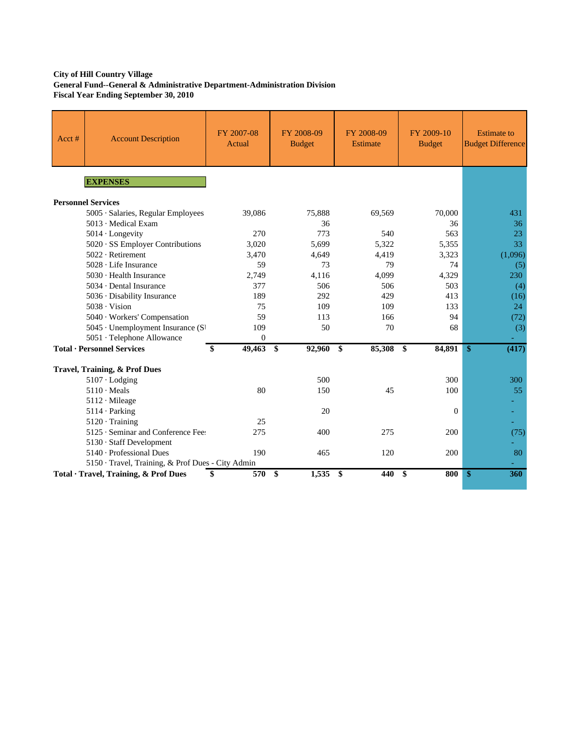**City of Hill Country Village**
**General Fund--General & Administrative Department-Administration Division**
**Fiscal Year Ending September 30, 2010**

| Acct # | Account Description | FY 2007-08 Actual | FY 2008-09 Budget | FY 2008-09 Estimate | FY 2009-10 Budget | Estimate to Budget Difference |
|---|---|---|---|---|---|---|
| | **EXPENSES** | | | | | |
| **Personnel Services** | | | | | | |
| | 5005 · Salaries, Regular Employees | 39,086 | 75,888 | 69,569 | 70,000 | 431 |
| | 5013 · Medical Exam | | 36 | | 36 | 36 |
| | 5014 · Longevity | 270 | 773 | 540 | 563 | 23 |
| | 5020 · SS Employer Contributions | 3,020 | 5,699 | 5,322 | 5,355 | 33 |
| | 5022 · Retirement | 3,470 | 4,649 | 4,419 | 3,323 | (1,096) |
| | 5028 · Life Insurance | 59 | 73 | 79 | 74 | (5) |
| | 5030 · Health Insurance | 2,749 | 4,116 | 4,099 | 4,329 | 230 |
| | 5034 · Dental Insurance | 377 | 506 | 506 | 503 | (4) |
| | 5036 · Disability Insurance | 189 | 292 | 429 | 413 | (16) |
| | 5038 · Vision | 75 | 109 | 109 | 133 | 24 |
| | 5040 · Workers' Compensation | 59 | 113 | 166 | 94 | (72) |
| | 5045 · Unemployment Insurance (SI | 109 | 50 | 70 | 68 | (3) |
| | 5051 · Telephone Allowance | 0 | | | | - |
| **Total · Personnel Services** | | **$ 49,463** | **$ 92,960** | **$ 85,308** | **$ 84,891** | **$ (417)** |
| **Travel, Training, & Prof Dues** | | | | | | |
| | 5107 · Lodging | | 500 | | 300 | 300 |
| | 5110 · Meals | 80 | 150 | 45 | 100 | 55 |
| | 5112 · Mileage | | | | | - |
| | 5114 · Parking | | 20 | | 0 | - |
| | 5120 · Training | 25 | | | | - |
| | 5125 · Seminar and Conference Fees | 275 | 400 | 275 | 200 | (75) |
| | 5130 · Staff Development | | | | | - |
| | 5140 · Professional Dues | 190 | 465 | 120 | 200 | 80 |
| | 5150 · Travel, Training, & Prof Dues - City Admin | | | | | - |
| **Total · Travel, Training, & Prof Dues** | | **$ 570** | **$ 1,535** | **$ 440** | **$ 800** | **$ 360** |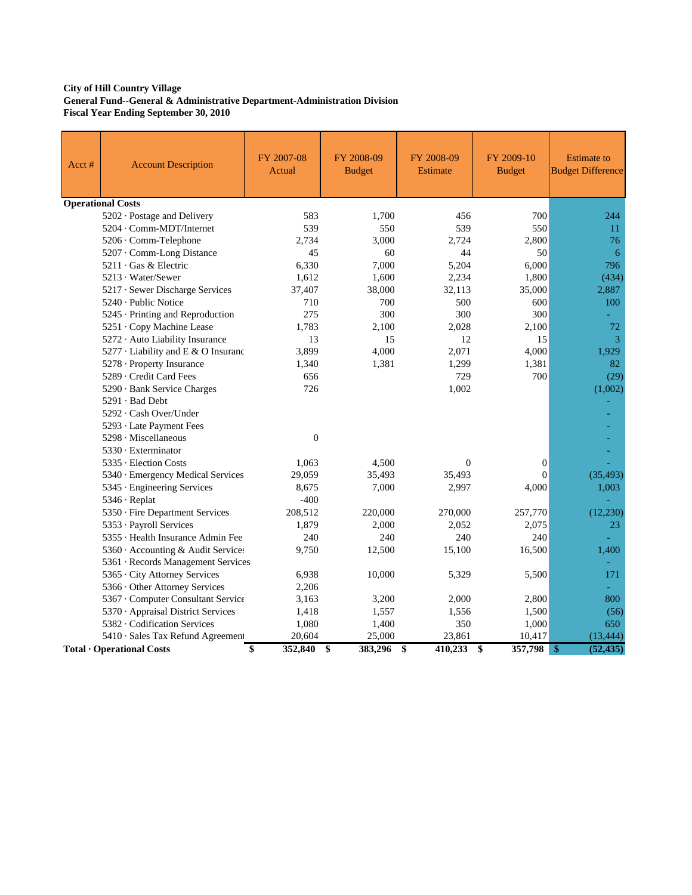**City of Hill Country Village**
**General Fund--General & Administrative Department-Administration Division**
**Fiscal Year Ending September 30, 2010**

| Acct # | Account Description | FY 2007-08 Actual | FY 2008-09 Budget | FY 2008-09 Estimate | FY 2009-10 Budget | Estimate to Budget Difference |
|---|---|---|---|---|---|---|
| **Operational Costs** | | | | | | |
| | 5202 · Postage and Delivery | 583 | 1,700 | 456 | 700 | 244 |
| | 5204 · Comm-MDT/Internet | 539 | 550 | 539 | 550 | 11 |
| | 5206 · Comm-Telephone | 2,734 | 3,000 | 2,724 | 2,800 | 76 |
| | 5207 · Comm-Long Distance | 45 | 60 | 44 | 50 | 6 |
| | 5211 · Gas & Electric | 6,330 | 7,000 | 5,204 | 6,000 | 796 |
| | 5213 · Water/Sewer | 1,612 | 1,600 | 2,234 | 1,800 | (434) |
| | 5217 · Sewer Discharge Services | 37,407 | 38,000 | 32,113 | 35,000 | 2,887 |
| | 5240 · Public Notice | 710 | 700 | 500 | 600 | 100 |
| | 5245 · Printing and Reproduction | 275 | 300 | 300 | 300 | - |
| | 5251 · Copy Machine Lease | 1,783 | 2,100 | 2,028 | 2,100 | 72 |
| | 5272 · Auto Liability Insurance | 13 | 15 | 12 | 15 | 3 |
| | 5277 · Liability and E & O Insuranc | 3,899 | 4,000 | 2,071 | 4,000 | 1,929 |
| | 5278 · Property Insurance | 1,340 | 1,381 | 1,299 | 1,381 | 82 |
| | 5289 · Credit Card Fees | 656 | | 729 | 700 | (29) |
| | 5290 · Bank Service Charges | 726 | | 1,002 | | (1,002) |
| | 5291 · Bad Debt | | | | | - |
| | 5292 · Cash Over/Under | | | | | - |
| | 5293 · Late Payment Fees | | | | | - |
| | 5298 · Miscellaneous | 0 | | | | - |
| | 5330 · Exterminator | | | | | - |
| | 5335 · Election Costs | 1,063 | 4,500 | 0 | 0 | - |
| | 5340 · Emergency Medical Services | 29,059 | 35,493 | 35,493 | 0 | (35,493) |
| | 5345 · Engineering Services | 8,675 | 7,000 | 2,997 | 4,000 | 1,003 |
| | 5346 · Replat | -400 | | | | - |
| | 5350 · Fire Department Services | 208,512 | 220,000 | 270,000 | 257,770 | (12,230) |
| | 5353 · Payroll Services | 1,879 | 2,000 | 2,052 | 2,075 | 23 |
| | 5355 · Health Insurance Admin Fee | 240 | 240 | 240 | 240 | - |
| | 5360 · Accounting & Audit Services | 9,750 | 12,500 | 15,100 | 16,500 | 1,400 |
| | 5361 · Records Management Services | | | | | - |
| | 5365 · City Attorney Services | 6,938 | 10,000 | 5,329 | 5,500 | 171 |
| | 5366 · Other Attorney Services | 2,206 | | | | - |
| | 5367 · Computer Consultant Service | 3,163 | 3,200 | 2,000 | 2,800 | 800 |
| | 5370 · Appraisal District Services | 1,418 | 1,557 | 1,556 | 1,500 | (56) |
| | 5382 · Codification Services | 1,080 | 1,400 | 350 | 1,000 | 650 |
| | 5410 · Sales Tax Refund Agreement | 20,604 | 25,000 | 23,861 | 10,417 | (13,444) |
| **Total · Operational Costs** | | **$ 352,840** | **$ 383,296** | **$ 410,233** | **$ 357,798** | **$ (52,435)** |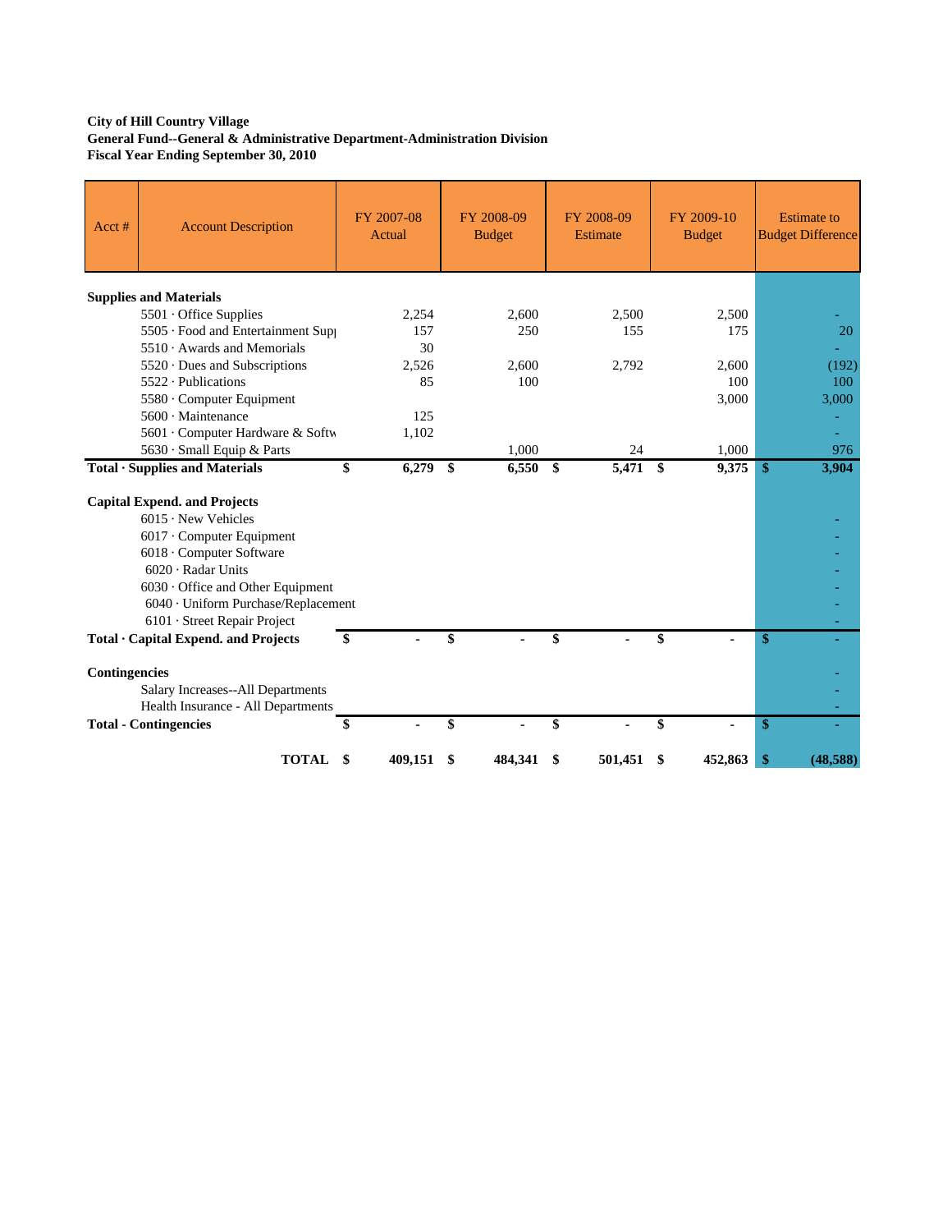**City of Hill Country Village**
**General Fund--General & Administrative Department-Administration Division**
**Fiscal Year Ending September 30, 2010**

| Acct # | Account Description | FY 2007-08 Actual | FY 2008-09 Budget | FY 2008-09 Estimate | FY 2009-10 Budget | Estimate to Budget Difference |
|---|---|---|---|---|---|---|
| **Supplies and Materials** | | | | | | |
| | 5501 · Office Supplies | 2,254 | 2,600 | 2,500 | 2,500 | - |
| | 5505 · Food and Entertainment Sup | 157 | 250 | 155 | 175 | 20 |
| | 5510 · Awards and Memorials | 30 | | | | - |
| | 5520 · Dues and Subscriptions | 2,526 | 2,600 | 2,792 | 2,600 | (192) |
| | 5522 · Publications | 85 | 100 | | 100 | 100 |
| | 5580 · Computer Equipment | | | | 3,000 | 3,000 |
| | 5600 · Maintenance | 125 | | | | - |
| | 5601 · Computer Hardware & Softw | 1,102 | | | | - |
| | 5630 · Small Equip & Parts | | 1,000 | 24 | 1,000 | 976 |
| **Total · Supplies and Materials** | | **$ 6,279** | **$ 6,550** | **$ 5,471** | **$ 9,375** | **$ 3,904** |
| **Capital Expend. and Projects** | | | | | | |
| | 6015 · New Vehicles | | | | | - |
| | 6017 · Computer Equipment | | | | | - |
| | 6018 · Computer Software | | | | | - |
| | 6020 · Radar Units | | | | | - |
| | 6030 · Office and Other Equipment | | | | | - |
| | 6040 · Uniform Purchase/Replacement | | | | | - |
| | 6101 · Street Repair Project | | | | | - |
| **Total · Capital Expend. and Projects** | | **$ -** | **$ -** | **$ -** | **$ -** | **$ -** |
| **Contingencies** | | | | | | - |
| | Salary Increases--All Departments | | | | | - |
| | Health Insurance - All Departments | | | | | - |
| **Total - Contingencies** | | **$ -** | **$ -** | **$ -** | **$ -** | **$ -** |
| | **TOTAL** | **$ 409,151** | **$ 484,341** | **$ 501,451** | **$ 452,863** | **$ (48,588)** |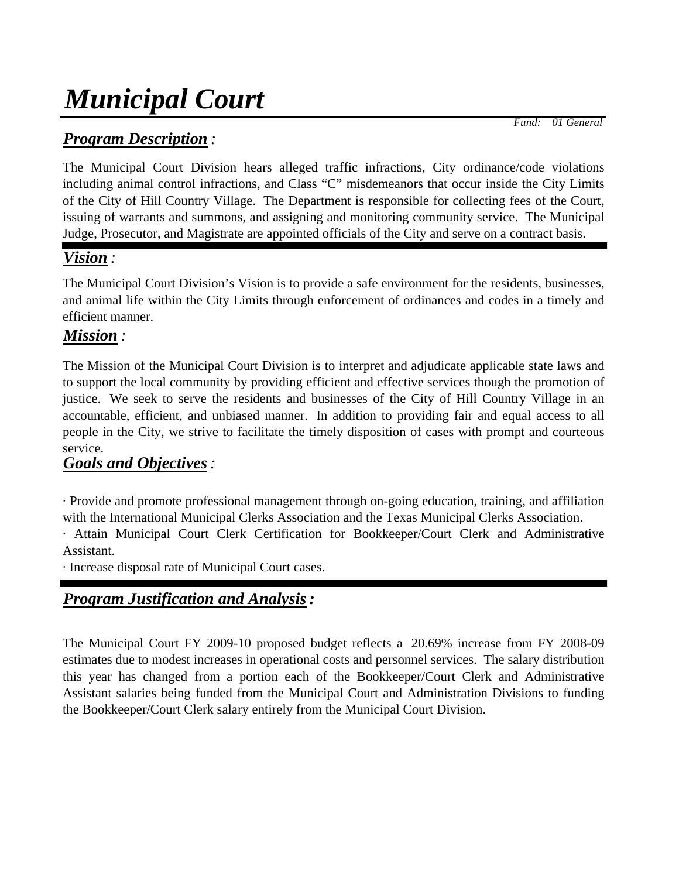# *Municipal Court*

*Fund: 01 General*

## ***Program Description*** *:*

The Municipal Court Division hears alleged traffic infractions, City ordinance/code violations including animal control infractions, and Class “C” misdemeanors that occur inside the City Limits of the City of Hill Country Village. The Department is responsible for collecting fees of the Court, issuing of warrants and summons, and assigning and monitoring community service. The Municipal Judge, Prosecutor, and Magistrate are appointed officials of the City and serve on a contract basis.

## ***Vision*** *:*

The Municipal Court Division’s Vision is to provide a safe environment for the residents, businesses, and animal life within the City Limits through enforcement of ordinances and codes in a timely and efficient manner.

## ***Mission*** *:*

The Mission of the Municipal Court Division is to interpret and adjudicate applicable state laws and to support the local community by providing efficient and effective services though the promotion of justice. We seek to serve the residents and businesses of the City of Hill Country Village in an accountable, efficient, and unbiased manner. In addition to providing fair and equal access to all people in the City, we strive to facilitate the timely disposition of cases with prompt and courteous service.

## ***Goals and Objectives*** *:*

· Provide and promote professional management through on-going education, training, and affiliation with the International Municipal Clerks Association and the Texas Municipal Clerks Association.

· Attain Municipal Court Clerk Certification for Bookkeeper/Court Clerk and Administrative Assistant.

· Increase disposal rate of Municipal Court cases.

## ***Program Justification and Analysis*** *:*

The Municipal Court FY 2009-10 proposed budget reflects a 20.69% increase from FY 2008-09 estimates due to modest increases in operational costs and personnel services. The salary distribution this year has changed from a portion each of the Bookkeeper/Court Clerk and Administrative Assistant salaries being funded from the Municipal Court and Administration Divisions to funding the Bookkeeper/Court Clerk salary entirely from the Municipal Court Division.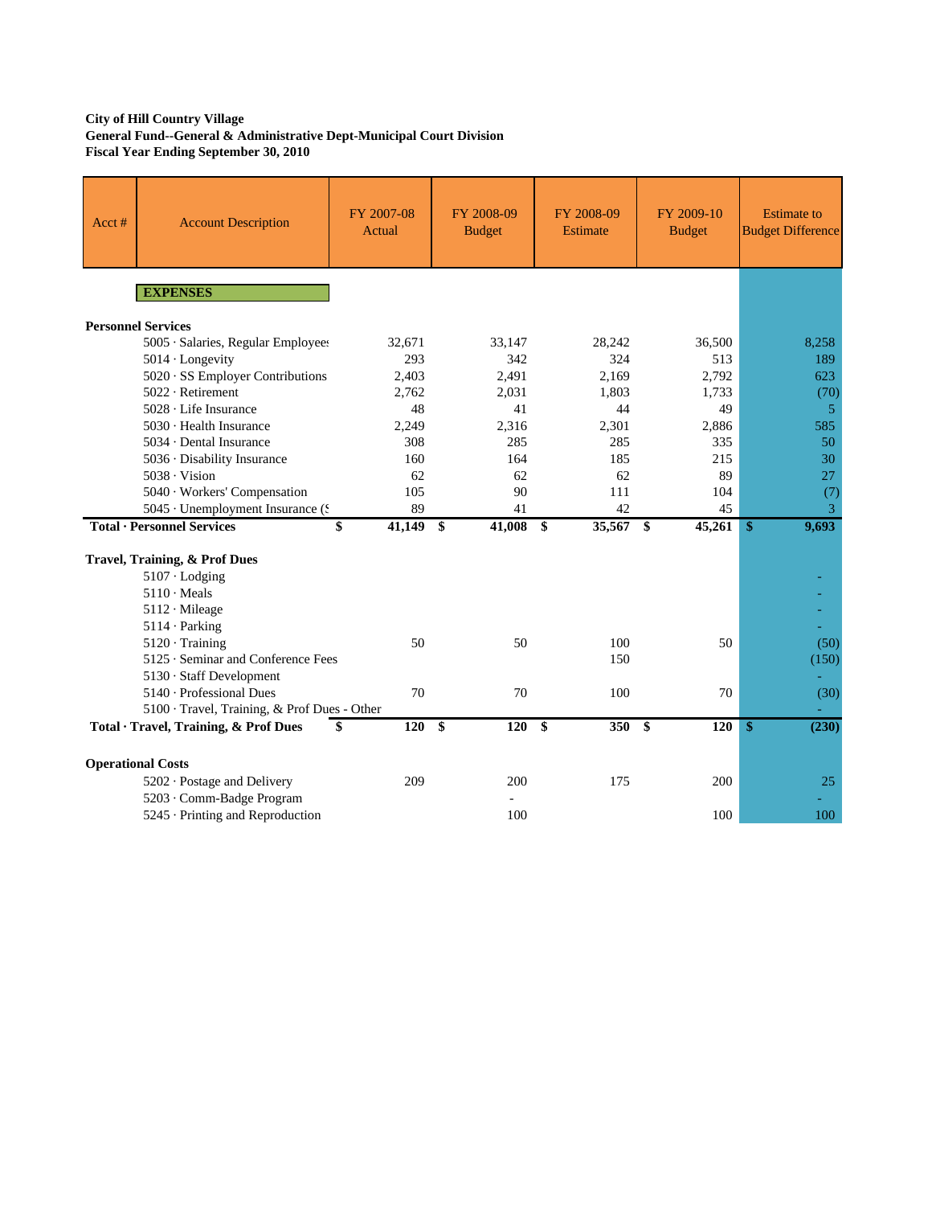**City of Hill Country Village**
**General Fund--General & Administrative Dept-Municipal Court Division**
**Fiscal Year Ending September 30, 2010**

| Acct # | Account Description | FY 2007-08 Actual | FY 2008-09 Budget | FY 2008-09 Estimate | FY 2009-10 Budget | Estimate to Budget Difference |
|---|---|---|---|---|---|---|
| | **EXPENSES** | | | | | |
| **Personnel Services** | | | | | | |
| | 5005 · Salaries, Regular Employees | 32,671 | 33,147 | 28,242 | 36,500 | 8,258 |
| | 5014 · Longevity | 293 | 342 | 324 | 513 | 189 |
| | 5020 · SS Employer Contributions | 2,403 | 2,491 | 2,169 | 2,792 | 623 |
| | 5022 · Retirement | 2,762 | 2,031 | 1,803 | 1,733 | (70) |
| | 5028 · Life Insurance | 48 | 41 | 44 | 49 | 5 |
| | 5030 · Health Insurance | 2,249 | 2,316 | 2,301 | 2,886 | 585 |
| | 5034 · Dental Insurance | 308 | 285 | 285 | 335 | 50 |
| | 5036 · Disability Insurance | 160 | 164 | 185 | 215 | 30 |
| | 5038 · Vision | 62 | 62 | 62 | 89 | 27 |
| | 5040 · Workers' Compensation | 105 | 90 | 111 | 104 | (7) |
| | 5045 · Unemployment Insurance (S | 89 | 41 | 42 | 45 | 3 |
| **Total · Personnel Services** | | **$ 41,149** | **$ 41,008** | **$ 35,567** | **$ 45,261** | **$ 9,693** |
| **Travel, Training, & Prof Dues** | | | | | | |
| | 5107 · Lodging | | | | | - |
| | 5110 · Meals | | | | | - |
| | 5112 · Mileage | | | | | - |
| | 5114 · Parking | | | | | - |
| | 5120 · Training | 50 | 50 | 100 | 50 | (50) |
| | 5125 · Seminar and Conference Fees | | | 150 | | (150) |
| | 5130 · Staff Development | | | | | - |
| | 5140 · Professional Dues | 70 | 70 | 100 | 70 | (30) |
| | 5100 · Travel, Training, & Prof Dues - Other | | | | | - |
| **Total · Travel, Training, & Prof Dues** | | **$ 120** | **$ 120** | **$ 350** | **$ 120** | **$ (230)** |
| **Operational Costs** | | | | | | |
| | 5202 · Postage and Delivery | 209 | 200 | 175 | 200 | 25 |
| | 5203 · Comm-Badge Program | | - | | | - |
| | 5245 · Printing and Reproduction | | 100 | | 100 | 100 |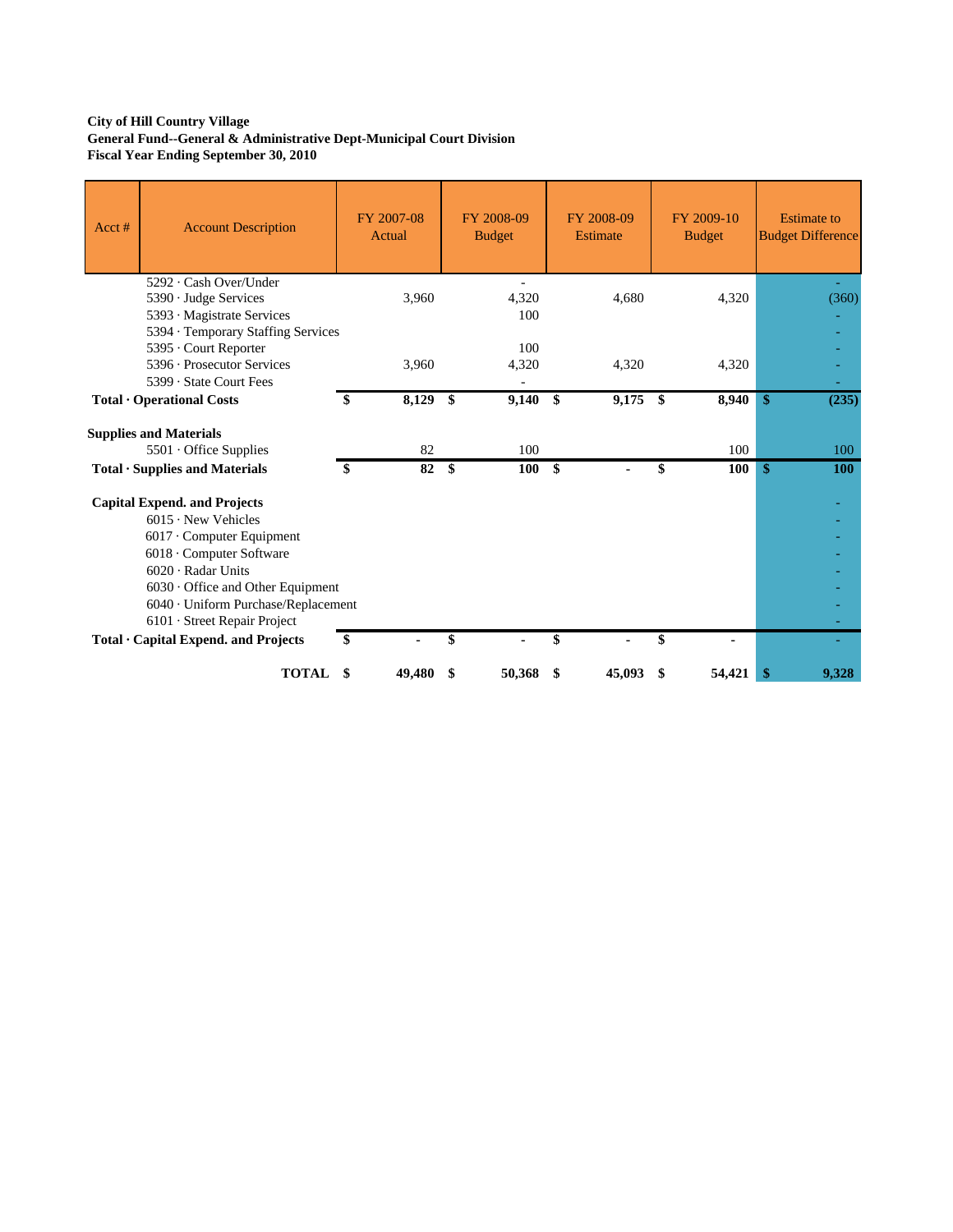**City of Hill Country Village**
**General Fund--General & Administrative Dept-Municipal Court Division**
**Fiscal Year Ending September 30, 2010**

| Acct # | Account Description | FY 2007-08 Actual | FY 2008-09 Budget | FY 2008-09 Estimate | FY 2009-10 Budget | Estimate to Budget Difference |
|---|---|---|---|---|---|---|
| | 5292 · Cash Over/Under | | - | | | - |
| | 5390 · Judge Services | 3,960 | 4,320 | 4,680 | 4,320 | (360) |
| | 5393 · Magistrate Services | | 100 | | | - |
| | 5394 · Temporary Staffing Services | | | | | - |
| | 5395 · Court Reporter | | 100 | | | - |
| | 5396 · Prosecutor Services | 3,960 | 4,320 | 4,320 | 4,320 | - |
| | 5399 · State Court Fees | | - | | | - |
| **Total · Operational Costs** | | **$ 8,129** | **$ 9,140** | **$ 9,175** | **$ 8,940** | **$ (235)** |
| **Supplies and Materials** | | | | | | |
| | 5501 · Office Supplies | 82 | 100 | | 100 | 100 |
| **Total · Supplies and Materials** | | **$ 82** | **$ 100** | **$ -** | **$ 100** | **$ 100** |
| **Capital Expend. and Projects** | | | | | | - |
| | 6015 · New Vehicles | | | | | - |
| | 6017 · Computer Equipment | | | | | - |
| | 6018 · Computer Software | | | | | - |
| | 6020 · Radar Units | | | | | - |
| | 6030 · Office and Other Equipment | | | | | - |
| | 6040 · Uniform Purchase/Replacement | | | | | - |
| | 6101 · Street Repair Project | | | | | - |
| **Total · Capital Expend. and Projects** | | **$ -** | **$ -** | **$ -** | **$ -** | - |
| | **TOTAL** | **$ 49,480** | **$ 50,368** | **$ 45,093** | **$ 54,421** | **$ 9,328** |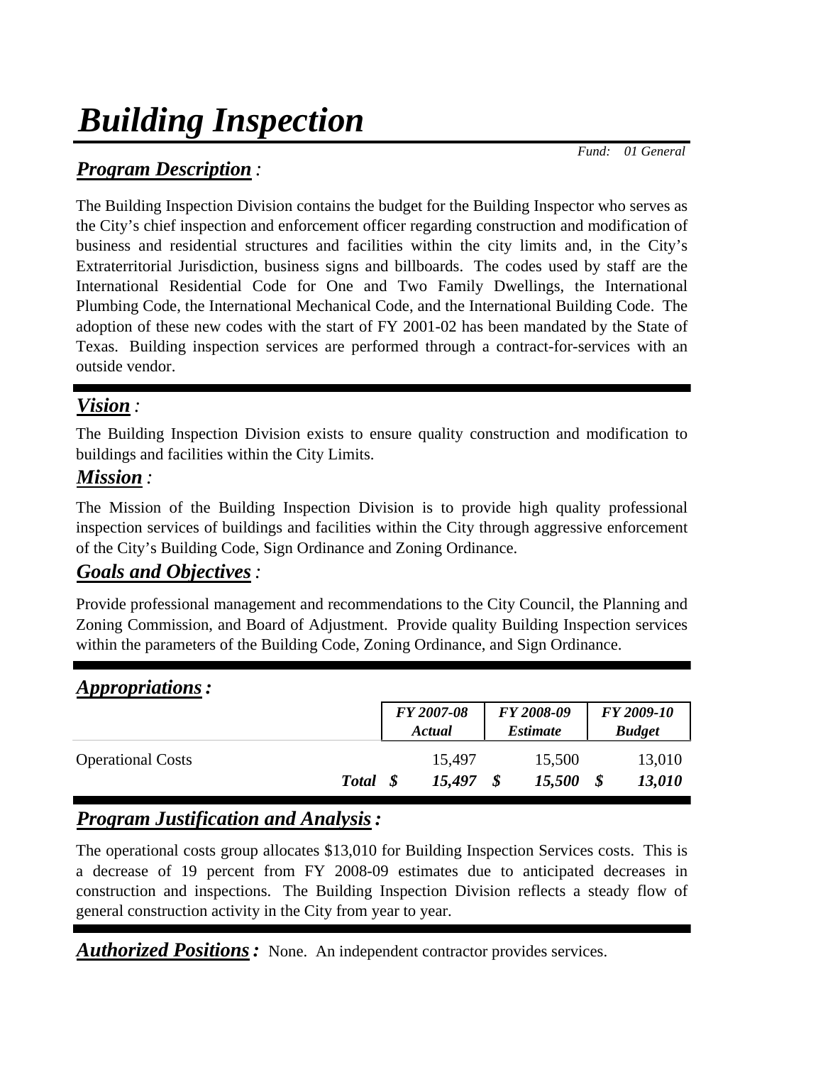# *Building Inspection*

*Fund: 01 General*

## ***Program Description*** *:*

The Building Inspection Division contains the budget for the Building Inspector who serves as the City's chief inspection and enforcement officer regarding construction and modification of business and residential structures and facilities within the city limits and, in the City's Extraterritorial Jurisdiction, business signs and billboards. The codes used by staff are the International Residential Code for One and Two Family Dwellings, the International Plumbing Code, the International Mechanical Code, and the International Building Code. The adoption of these new codes with the start of FY 2001-02 has been mandated by the State of Texas. Building inspection services are performed through a contract-for-services with an outside vendor.

## ***Vision*** *:*

The Building Inspection Division exists to ensure quality construction and modification to buildings and facilities within the City Limits.

## ***Mission*** *:*

The Mission of the Building Inspection Division is to provide high quality professional inspection services of buildings and facilities within the City through aggressive enforcement of the City's Building Code, Sign Ordinance and Zoning Ordinance.

## ***Goals and Objectives*** *:*

Provide professional management and recommendations to the City Council, the Planning and Zoning Commission, and Board of Adjustment. Provide quality Building Inspection services within the parameters of the Building Code, Zoning Ordinance, and Sign Ordinance.

## ***Appropriations*** *:*

| | | *FY 2007-08 Actual* | *FY 2008-09 Estimate* | *FY 2009-10 Budget* |
|---|---|---|---|---|
| Operational Costs | | 15,497 | 15,500 | 13,010 |
| | ***Total*** | ***$ 15,497*** | ***$ 15,500*** | ***$ 13,010*** |

## ***Program Justification and Analysis*** *:*

The operational costs group allocates $13,010 for Building Inspection Services costs. This is a decrease of 19 percent from FY 2008-09 estimates due to anticipated decreases in construction and inspections. The Building Inspection Division reflects a steady flow of general construction activity in the City from year to year.

***Authorized Positions*** *:* None. An independent contractor provides services.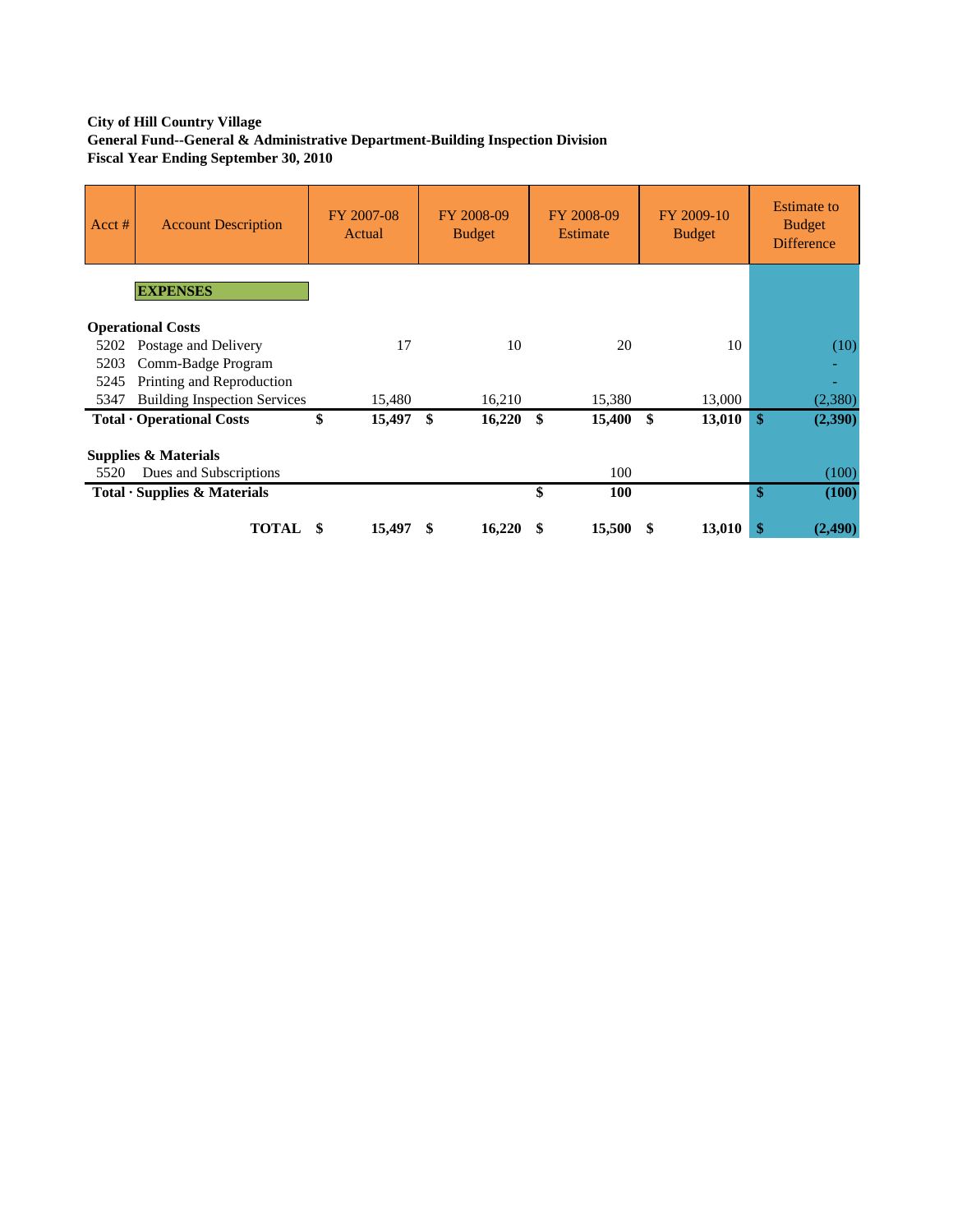**City of Hill Country Village**
**General Fund--General & Administrative Department-Building Inspection Division**
**Fiscal Year Ending September 30, 2010**

| Acct # | Account Description | FY 2007-08 Actual | FY 2008-09 Budget | FY 2008-09 Estimate | FY 2009-10 Budget | Estimate to Budget Difference |
|---|---|---|---|---|---|---|
| | **EXPENSES** | | | | | |
| **Operational Costs** | | | | | | |
| 5202 | Postage and Delivery | 17 | 10 | 20 | 10 | (10) |
| 5203 | Comm-Badge Program | | | | | - |
| 5245 | Printing and Reproduction | | | | | - |
| 5347 | Building Inspection Services | 15,480 | 16,210 | 15,380 | 13,000 | (2,380) |
| **Total · Operational Costs** | | **$ 15,497** | **$ 16,220** | **$ 15,400** | **$ 13,010** | **$ (2,390)** |
| **Supplies & Materials** | | | | | | |
| 5520 | Dues and Subscriptions | | | 100 | | (100) |
| **Total · Supplies & Materials** | | | | **$ 100** | | **$ (100)** |
| | **TOTAL** | **$ 15,497** | **$ 16,220** | **$ 15,500** | **$ 13,010** | **$ (2,490)** |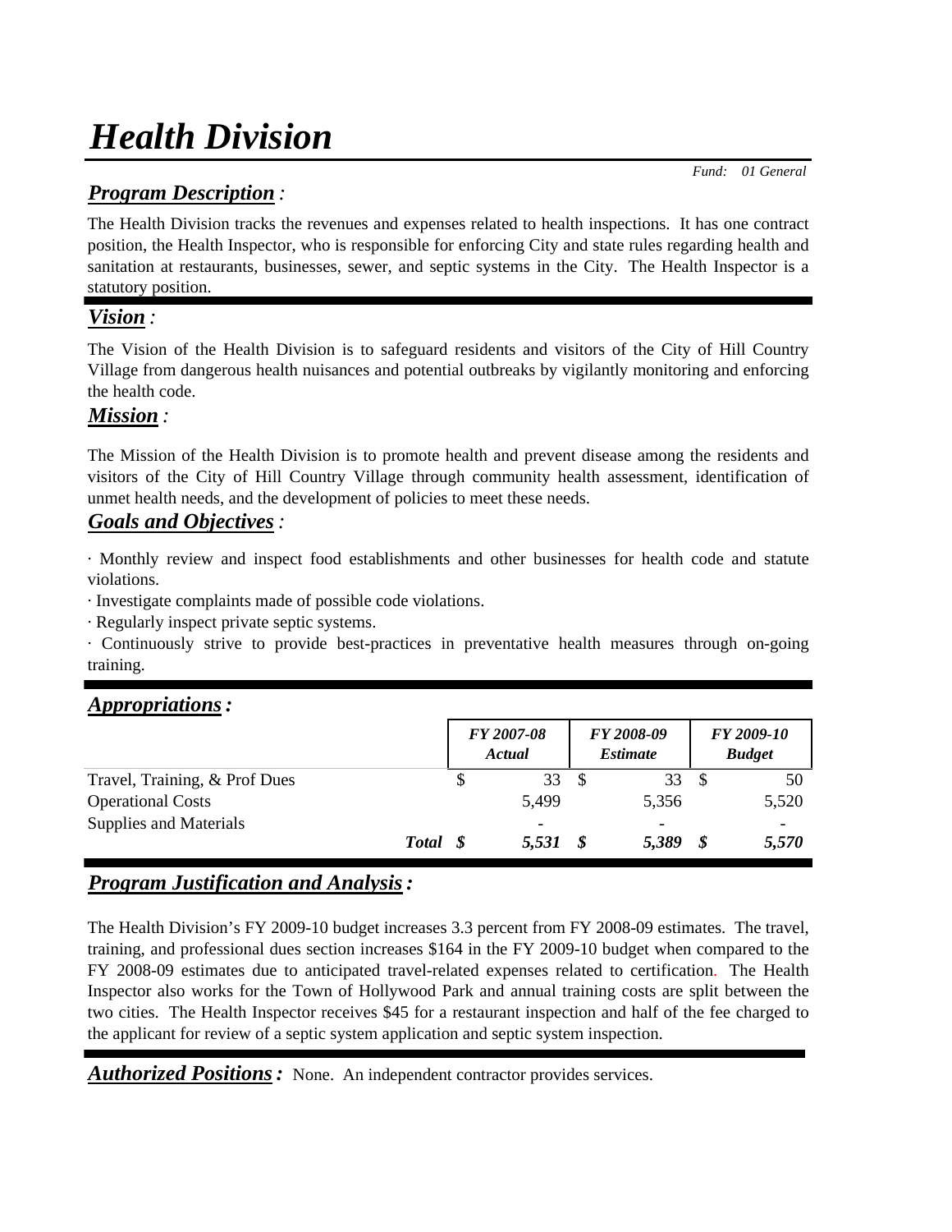# *Health Division*

*Fund: 01 General*

## ***Program Description*** :

The Health Division tracks the revenues and expenses related to health inspections. It has one contract position, the Health Inspector, who is responsible for enforcing City and state rules regarding health and sanitation at restaurants, businesses, sewer, and septic systems in the City. The Health Inspector is a statutory position.

## ***Vision*** :

The Vision of the Health Division is to safeguard residents and visitors of the City of Hill Country Village from dangerous health nuisances and potential outbreaks by vigilantly monitoring and enforcing the health code.

## ***Mission*** :

The Mission of the Health Division is to promote health and prevent disease among the residents and visitors of the City of Hill Country Village through community health assessment, identification of unmet health needs, and the development of policies to meet these needs.

## ***Goals and Objectives*** :

· Monthly review and inspect food establishments and other businesses for health code and statute violations.
· Investigate complaints made of possible code violations.
· Regularly inspect private septic systems.
· Continuously strive to provide best-practices in preventative health measures through on-going training.

## ***Appropriations*** :

| | *FY 2007-08 Actual* | *FY 2008-09 Estimate* | *FY 2009-10 Budget* |
|---|---|---|---|
| Travel, Training, & Prof Dues | $ 33 | $ 33 | $ 50 |
| Operational Costs | 5,499 | 5,356 | 5,520 |
| Supplies and Materials | - | - | - |
| ***Total*** | ***$ 5,531*** | ***$ 5,389*** | ***$ 5,570*** |

## ***Program Justification and Analysis*** :

The Health Division's FY 2009-10 budget increases 3.3 percent from FY 2008-09 estimates. The travel, training, and professional dues section increases $164 in the FY 2009-10 budget when compared to the FY 2008-09 estimates due to anticipated travel-related expenses related to certification. The Health Inspector also works for the Town of Hollywood Park and annual training costs are split between the two cities. The Health Inspector receives $45 for a restaurant inspection and half of the fee charged to the applicant for review of a septic system application and septic system inspection.

***Authorized Positions*** : None. An independent contractor provides services.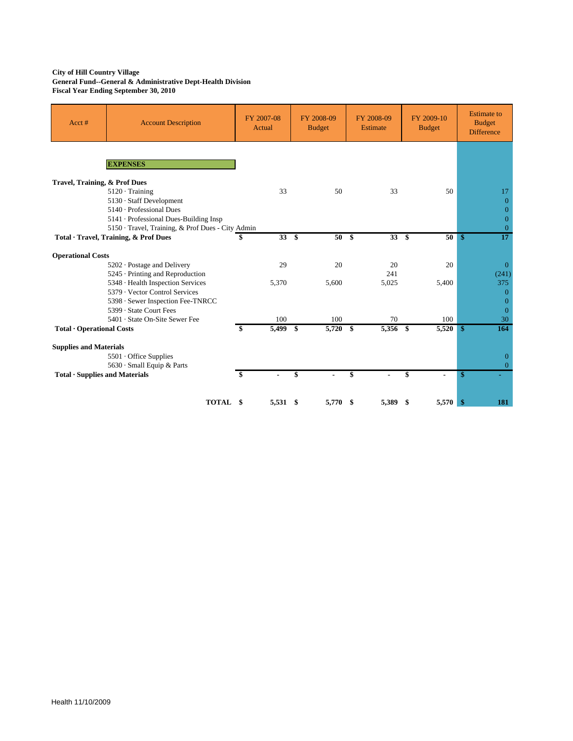**City of Hill Country Village**
**General Fund--General & Administrative Dept-Health Division**
**Fiscal Year Ending September 30, 2010**

| Acct # | Account Description | FY 2007-08 Actual | FY 2008-09 Budget | FY 2008-09 Estimate | FY 2009-10 Budget | Estimate to Budget Difference |
|---|---|---|---|---|---|---|
| | **EXPENSES** | | | | | |
| **Travel, Training, & Prof Dues** | | | | | | |
| | 5120 · Training | 33 | 50 | 33 | 50 | 17 |
| | 5130 · Staff Development | | | | | 0 |
| | 5140 · Professional Dues | | | | | 0 |
| | 5141 · Professional Dues-Building Insp | | | | | 0 |
| | 5150 · Travel, Training, & Prof Dues - City Admin | | | | | 0 |
| **Total · Travel, Training, & Prof Dues** | | **$ 33** | **$ 50** | **$ 33** | **$ 50** | **$ 17** |
| **Operational Costs** | | | | | | |
| | 5202 · Postage and Delivery | 29 | 20 | 20 | 20 | 0 |
| | 5245 · Printing and Reproduction | | | 241 | | (241) |
| | 5348 · Health Inspection Services | 5,370 | 5,600 | 5,025 | 5,400 | 375 |
| | 5379 · Vector Control Services | | | | | 0 |
| | 5398 · Sewer Inspection Fee-TNRCC | | | | | 0 |
| | 5399 · State Court Fees | | | | | 0 |
| | 5401 · State On-Site Sewer Fee | 100 | 100 | 70 | 100 | 30 |
| **Total · Operational Costs** | | **$ 5,499** | **$ 5,720** | **$ 5,356** | **$ 5,520** | **$ 164** |
| **Supplies and Materials** | | | | | | |
| | 5501 · Office Supplies | | | | | 0 |
| | 5630 · Small Equip & Parts | | | | | 0 |
| **Total · Supplies and Materials** | | **$ -** | **$ -** | **$ -** | **$ -** | **$ -** |
| | **TOTAL** | **$ 5,531** | **$ 5,770** | **$ 5,389** | **$ 5,570** | **$ 181** |

Health 11/10/2009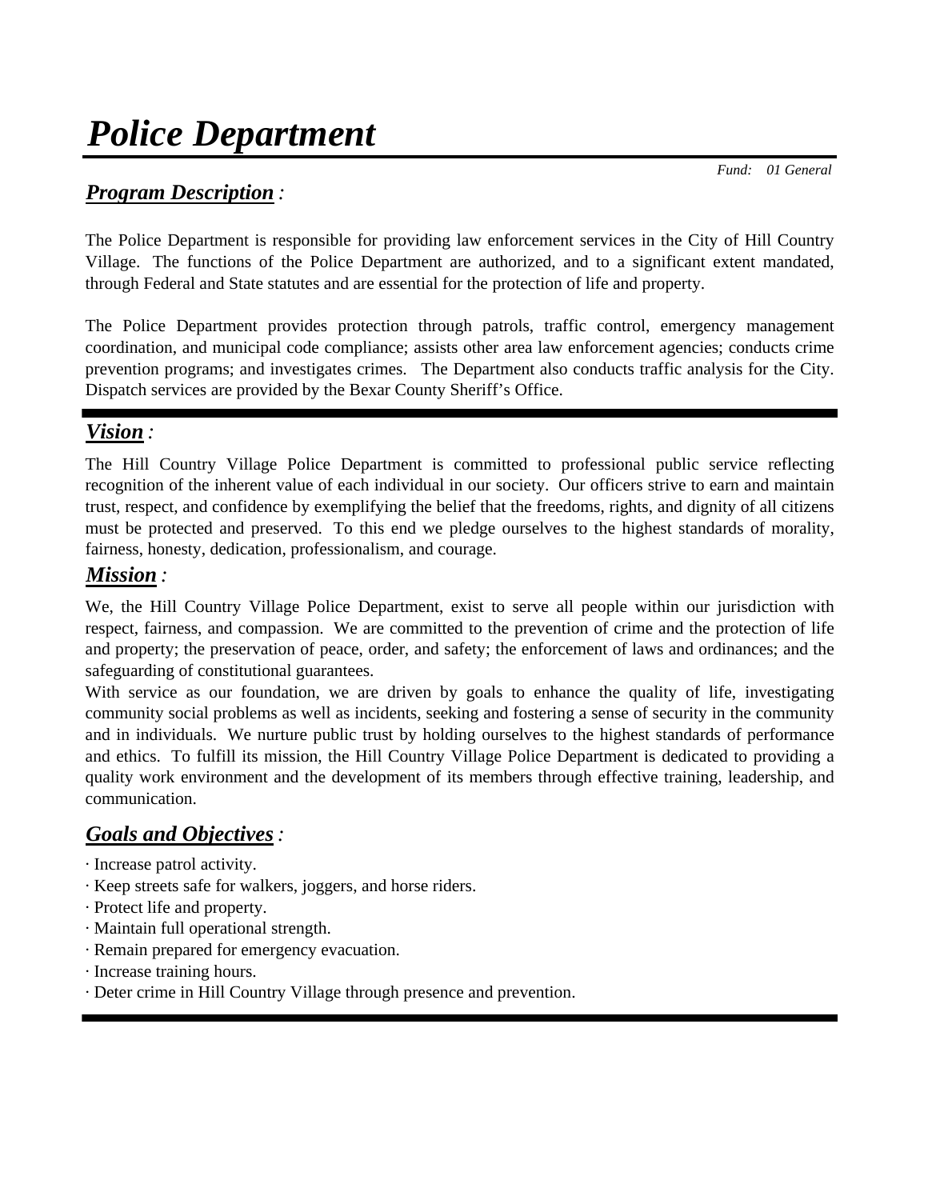# *Police Department*

*Fund: 01 General*

## ***Program Description*** *:*

The Police Department is responsible for providing law enforcement services in the City of Hill Country Village. The functions of the Police Department are authorized, and to a significant extent mandated, through Federal and State statutes and are essential for the protection of life and property.

The Police Department provides protection through patrols, traffic control, emergency management coordination, and municipal code compliance; assists other area law enforcement agencies; conducts crime prevention programs; and investigates crimes. The Department also conducts traffic analysis for the City. Dispatch services are provided by the Bexar County Sheriff's Office.

## ***Vision*** *:*

The Hill Country Village Police Department is committed to professional public service reflecting recognition of the inherent value of each individual in our society. Our officers strive to earn and maintain trust, respect, and confidence by exemplifying the belief that the freedoms, rights, and dignity of all citizens must be protected and preserved. To this end we pledge ourselves to the highest standards of morality, fairness, honesty, dedication, professionalism, and courage.

## ***Mission*** *:*

We, the Hill Country Village Police Department, exist to serve all people within our jurisdiction with respect, fairness, and compassion. We are committed to the prevention of crime and the protection of life and property; the preservation of peace, order, and safety; the enforcement of laws and ordinances; and the safeguarding of constitutional guarantees.

With service as our foundation, we are driven by goals to enhance the quality of life, investigating community social problems as well as incidents, seeking and fostering a sense of security in the community and in individuals. We nurture public trust by holding ourselves to the highest standards of performance and ethics. To fulfill its mission, the Hill Country Village Police Department is dedicated to providing a quality work environment and the development of its members through effective training, leadership, and communication.

## ***Goals and Objectives*** *:*

- Increase patrol activity.
- Keep streets safe for walkers, joggers, and horse riders.
- Protect life and property.
- Maintain full operational strength.
- Remain prepared for emergency evacuation.
- Increase training hours.
- Deter crime in Hill Country Village through presence and prevention.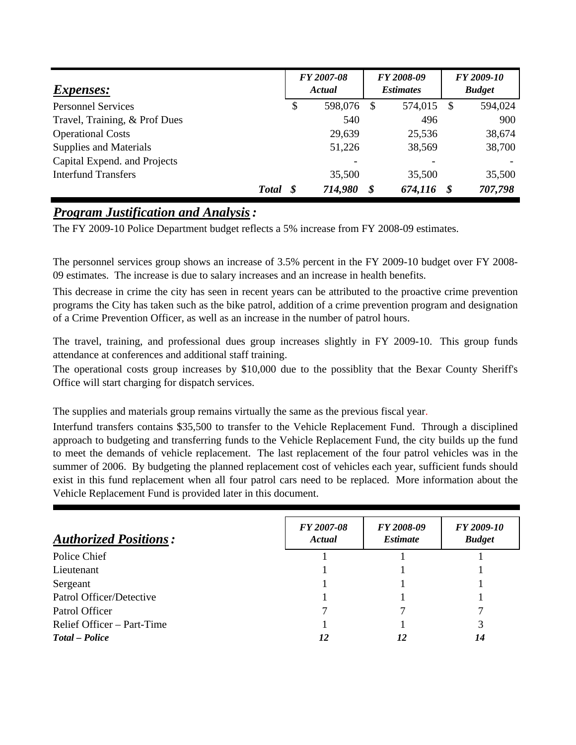| *Expenses:* | | FY 2007-08 Actual | FY 2008-09 Estimates | FY 2009-10 Budget |
|---|---|---|---|---|
| Personnel Services | | $ 598,076 | $ 574,015 | $ 594,024 |
| Travel, Training, & Prof Dues | | 540 | 496 | 900 |
| Operational Costs | | 29,639 | 25,536 | 38,674 |
| Supplies and Materials | | 51,226 | 38,569 | 38,700 |
| Capital Expend. and Projects | | - | - | - |
| Interfund Transfers | | 35,500 | 35,500 | 35,500 |
| | ***Total*** | ***$ 714,980*** | ***$ 674,116*** | ***$ 707,798*** |

## ***Program Justification and Analysis:***

The FY 2009-10 Police Department budget reflects a 5% increase from FY 2008-09 estimates.

The personnel services group shows an increase of 3.5% percent in the FY 2009-10 budget over FY 2008-09 estimates. The increase is due to salary increases and an increase in health benefits.

This decrease in crime the city has seen in recent years can be attributed to the proactive crime prevention programs the City has taken such as the bike patrol, addition of a crime prevention program and designation of a Crime Prevention Officer, as well as an increase in the number of patrol hours.

The travel, training, and professional dues group increases slightly in FY 2009-10. This group funds attendance at conferences and additional staff training.

The operational costs group increases by $10,000 due to the possiblity that the Bexar County Sheriff's Office will start charging for dispatch services.

The supplies and materials group remains virtually the same as the previous fiscal year.

Interfund transfers contains $35,500 to transfer to the Vehicle Replacement Fund. Through a disciplined approach to budgeting and transferring funds to the Vehicle Replacement Fund, the city builds up the fund to meet the demands of vehicle replacement. The last replacement of the four patrol vehicles was in the summer of 2006. By budgeting the planned replacement cost of vehicles each year, sufficient funds should exist in this fund replacement when all four patrol cars need to be replaced. More information about the Vehicle Replacement Fund is provided later in this document.

| *Authorized Positions:* | FY 2007-08 Actual | FY 2008-09 Estimate | FY 2009-10 Budget |
|---|---|---|---|
| Police Chief | 1 | 1 | 1 |
| Lieutenant | 1 | 1 | 1 |
| Sergeant | 1 | 1 | 1 |
| Patrol Officer/Detective | 1 | 1 | 1 |
| Patrol Officer | 7 | 7 | 7 |
| Relief Officer – Part-Time | 1 | 1 | 3 |
| ***Total – Police*** | ***12*** | ***12*** | ***14*** |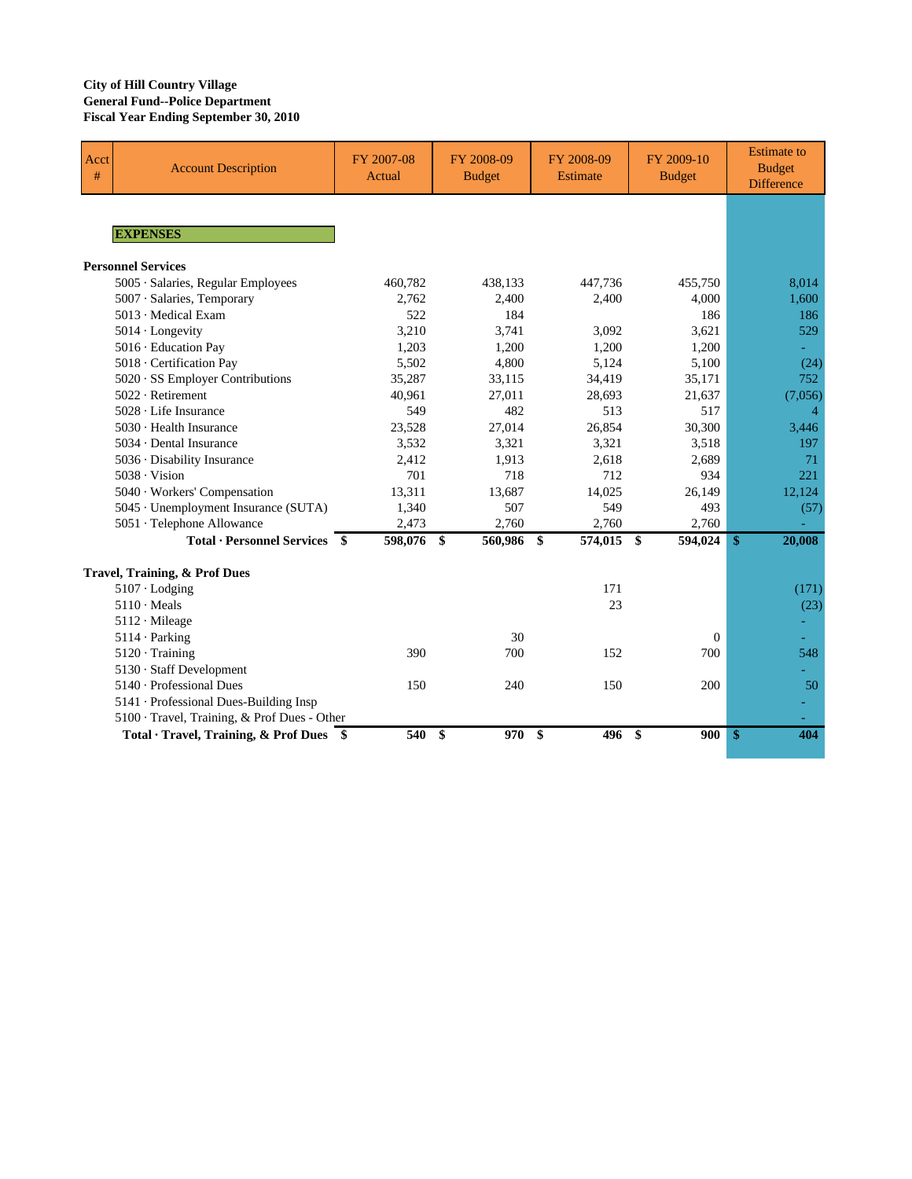**City of Hill Country Village**
**General Fund--Police Department**
**Fiscal Year Ending September 30, 2010**

| Acct # | Account Description | FY 2007-08 Actual | FY 2008-09 Budget | FY 2008-09 Estimate | FY 2009-10 Budget | Estimate to Budget Difference |
|---|---|---|---|---|---|---|
| | **EXPENSES** | | | | | |
| | **Personnel Services** | | | | | |
| | 5005 · Salaries, Regular Employees | 460,782 | 438,133 | 447,736 | 455,750 | 8,014 |
| | 5007 · Salaries, Temporary | 2,762 | 2,400 | 2,400 | 4,000 | 1,600 |
| | 5013 · Medical Exam | 522 | 184 | | 186 | 186 |
| | 5014 · Longevity | 3,210 | 3,741 | 3,092 | 3,621 | 529 |
| | 5016 · Education Pay | 1,203 | 1,200 | 1,200 | 1,200 | - |
| | 5018 · Certification Pay | 5,502 | 4,800 | 5,124 | 5,100 | (24) |
| | 5020 · SS Employer Contributions | 35,287 | 33,115 | 34,419 | 35,171 | 752 |
| | 5022 · Retirement | 40,961 | 27,011 | 28,693 | 21,637 | (7,056) |
| | 5028 · Life Insurance | 549 | 482 | 513 | 517 | 4 |
| | 5030 · Health Insurance | 23,528 | 27,014 | 26,854 | 30,300 | 3,446 |
| | 5034 · Dental Insurance | 3,532 | 3,321 | 3,321 | 3,518 | 197 |
| | 5036 · Disability Insurance | 2,412 | 1,913 | 2,618 | 2,689 | 71 |
| | 5038 · Vision | 701 | 718 | 712 | 934 | 221 |
| | 5040 · Workers' Compensation | 13,311 | 13,687 | 14,025 | 26,149 | 12,124 |
| | 5045 · Unemployment Insurance (SUTA) | 1,340 | 507 | 549 | 493 | (57) |
| | 5051 · Telephone Allowance | 2,473 | 2,760 | 2,760 | 2,760 | - |
| | **Total · Personnel Services** | **$ 598,076** | **$ 560,986** | **$ 574,015** | **$ 594,024** | **$ 20,008** |
| | **Travel, Training, & Prof Dues** | | | | | |
| | 5107 · Lodging | | | 171 | | (171) |
| | 5110 · Meals | | | 23 | | (23) |
| | 5112 · Mileage | | | | | - |
| | 5114 · Parking | | 30 | | 0 | - |
| | 5120 · Training | 390 | 700 | 152 | 700 | 548 |
| | 5130 · Staff Development | | | | | - |
| | 5140 · Professional Dues | 150 | 240 | 150 | 200 | 50 |
| | 5141 · Professional Dues-Building Insp | | | | | - |
| | 5100 · Travel, Training, & Prof Dues - Other | | | | | - |
| | **Total · Travel, Training, & Prof Dues** | **$ 540** | **$ 970** | **$ 496** | **$ 900** | **$ 404** |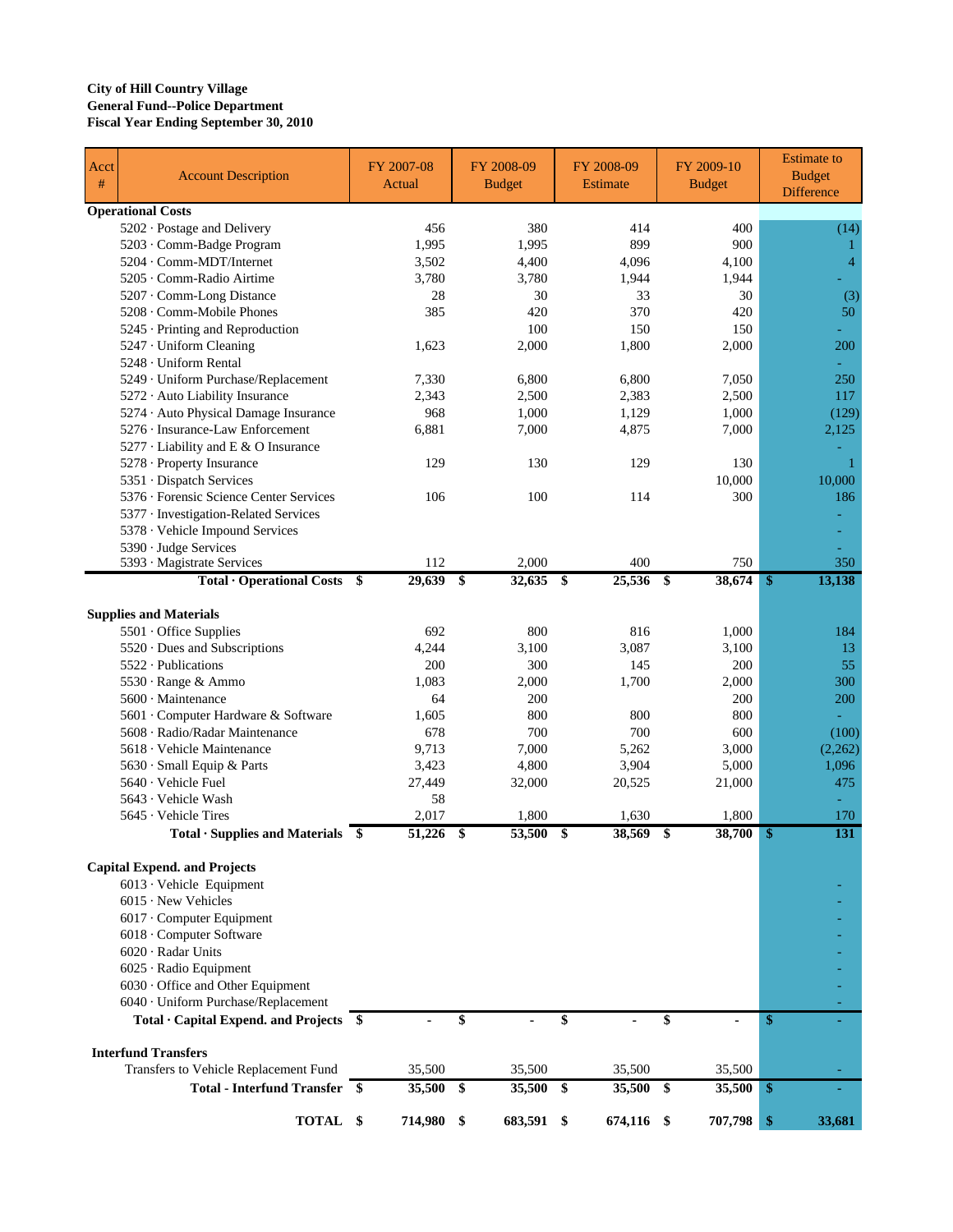**City of Hill Country Village**
**General Fund--Police Department**
**Fiscal Year Ending September 30, 2010**

| Acct # | Account Description | FY 2007-08 Actual | FY 2008-09 Budget | FY 2008-09 Estimate | FY 2009-10 Budget | Estimate to Budget Difference |
|---|---|---|---|---|---|---|
| **Operational Costs** | | | | | | |
| | 5202 · Postage and Delivery | 456 | 380 | 414 | 400 | (14) |
| | 5203 · Comm-Badge Program | 1,995 | 1,995 | 899 | 900 | 1 |
| | 5204 · Comm-MDT/Internet | 3,502 | 4,400 | 4,096 | 4,100 | 4 |
| | 5205 · Comm-Radio Airtime | 3,780 | 3,780 | 1,944 | 1,944 | - |
| | 5207 · Comm-Long Distance | 28 | 30 | 33 | 30 | (3) |
| | 5208 · Comm-Mobile Phones | 385 | 420 | 370 | 420 | 50 |
| | 5245 · Printing and Reproduction | | 100 | 150 | 150 | - |
| | 5247 · Uniform Cleaning | 1,623 | 2,000 | 1,800 | 2,000 | 200 |
| | 5248 · Uniform Rental | | | | | - |
| | 5249 · Uniform Purchase/Replacement | 7,330 | 6,800 | 6,800 | 7,050 | 250 |
| | 5272 · Auto Liability Insurance | 2,343 | 2,500 | 2,383 | 2,500 | 117 |
| | 5274 · Auto Physical Damage Insurance | 968 | 1,000 | 1,129 | 1,000 | (129) |
| | 5276 · Insurance-Law Enforcement | 6,881 | 7,000 | 4,875 | 7,000 | 2,125 |
| | 5277 · Liability and E & O Insurance | | | | | - |
| | 5278 · Property Insurance | 129 | 130 | 129 | 130 | 1 |
| | 5351 · Dispatch Services | | | | 10,000 | 10,000 |
| | 5376 · Forensic Science Center Services | 106 | 100 | 114 | 300 | 186 |
| | 5377 · Investigation-Related Services | | | | | - |
| | 5378 · Vehicle Impound Services | | | | | - |
| | 5390 · Judge Services | | | | | - |
| | 5393 · Magistrate Services | 112 | 2,000 | 400 | 750 | 350 |
| | **Total · Operational Costs** | **$ 29,639** | **$ 32,635** | **$ 25,536** | **$ 38,674** | **$ 13,138** |
| **Supplies and Materials** | | | | | | |
| | 5501 · Office Supplies | 692 | 800 | 816 | 1,000 | 184 |
| | 5520 · Dues and Subscriptions | 4,244 | 3,100 | 3,087 | 3,100 | 13 |
| | 5522 · Publications | 200 | 300 | 145 | 200 | 55 |
| | 5530 · Range & Ammo | 1,083 | 2,000 | 1,700 | 2,000 | 300 |
| | 5600 · Maintenance | 64 | 200 | | 200 | 200 |
| | 5601 · Computer Hardware & Software | 1,605 | 800 | 800 | 800 | - |
| | 5608 · Radio/Radar Maintenance | 678 | 700 | 700 | 600 | (100) |
| | 5618 · Vehicle Maintenance | 9,713 | 7,000 | 5,262 | 3,000 | (2,262) |
| | 5630 · Small Equip & Parts | 3,423 | 4,800 | 3,904 | 5,000 | 1,096 |
| | 5640 · Vehicle Fuel | 27,449 | 32,000 | 20,525 | 21,000 | 475 |
| | 5643 · Vehicle Wash | 58 | | | | - |
| | 5645 · Vehicle Tires | 2,017 | 1,800 | 1,630 | 1,800 | 170 |
| | **Total · Supplies and Materials** | **$ 51,226** | **$ 53,500** | **$ 38,569** | **$ 38,700** | **$ 131** |
| **Capital Expend. and Projects** | | | | | | |
| | 6013 · Vehicle Equipment | | | | | - |
| | 6015 · New Vehicles | | | | | - |
| | 6017 · Computer Equipment | | | | | - |
| | 6018 · Computer Software | | | | | - |
| | 6020 · Radar Units | | | | | - |
| | 6025 · Radio Equipment | | | | | - |
| | 6030 · Office and Other Equipment | | | | | - |
| | 6040 · Uniform Purchase/Replacement | | | | | - |
| | **Total · Capital Expend. and Projects** | **$ -** | **$ -** | **$ -** | **$ -** | **$ -** |
| **Interfund Transfers** | | | | | | |
| | Transfers to Vehicle Replacement Fund | 35,500 | 35,500 | 35,500 | 35,500 | - |
| | **Total - Interfund Transfer** | **$ 35,500** | **$ 35,500** | **$ 35,500** | **$ 35,500** | **$ -** |
| | **TOTAL** | **$ 714,980** | **$ 683,591** | **$ 674,116** | **$ 707,798** | **$ 33,681** |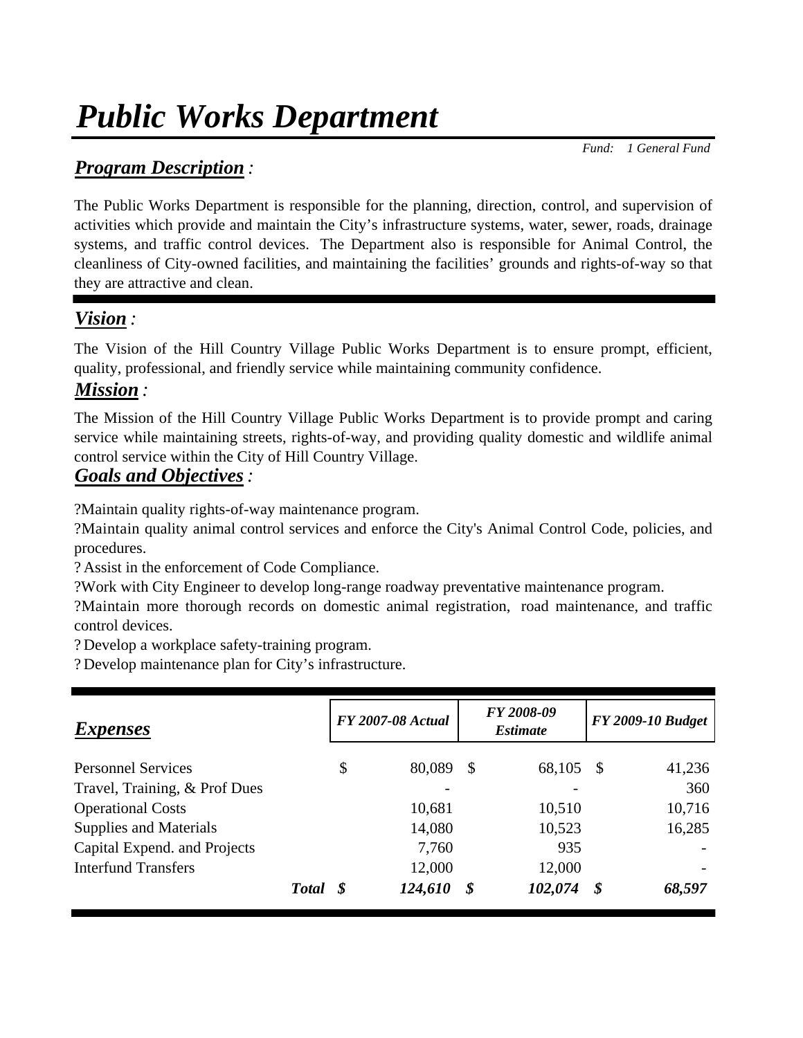# Public Works Department

*Fund: 1 General Fund*

## Program Description :

The Public Works Department is responsible for the planning, direction, control, and supervision of activities which provide and maintain the City's infrastructure systems, water, sewer, roads, drainage systems, and traffic control devices. The Department also is responsible for Animal Control, the cleanliness of City-owned facilities, and maintaining the facilities' grounds and rights-of-way so that they are attractive and clean.

## Vision :

The Vision of the Hill Country Village Public Works Department is to ensure prompt, efficient, quality, professional, and friendly service while maintaining community confidence.

## Mission :

The Mission of the Hill Country Village Public Works Department is to provide prompt and caring service while maintaining streets, rights-of-way, and providing quality domestic and wildlife animal control service within the City of Hill Country Village.

## Goals and Objectives :

?Maintain quality rights-of-way maintenance program.
?Maintain quality animal control services and enforce the City's Animal Control Code, policies, and procedures.
? Assist in the enforcement of Code Compliance.
?Work with City Engineer to develop long-range roadway preventative maintenance program.
?Maintain more thorough records on domestic animal registration, road maintenance, and traffic control devices.
? Develop a workplace safety-training program.
? Develop maintenance plan for City's infrastructure.

| *Expenses* | *FY 2007-08 Actual* | *FY 2008-09 Estimate* | *FY 2009-10 Budget* |
|---|---|---|---|
| Personnel Services | $ 80,089 | $ 68,105 | $ 41,236 |
| Travel, Training, & Prof Dues | - | - | 360 |
| Operational Costs | 10,681 | 10,510 | 10,716 |
| Supplies and Materials | 14,080 | 10,523 | 16,285 |
| Capital Expend. and Projects | 7,760 | 935 | - |
| Interfund Transfers | 12,000 | 12,000 | - |
| ***Total*** | ***$ 124,610*** | ***$ 102,074*** | ***$ 68,597*** |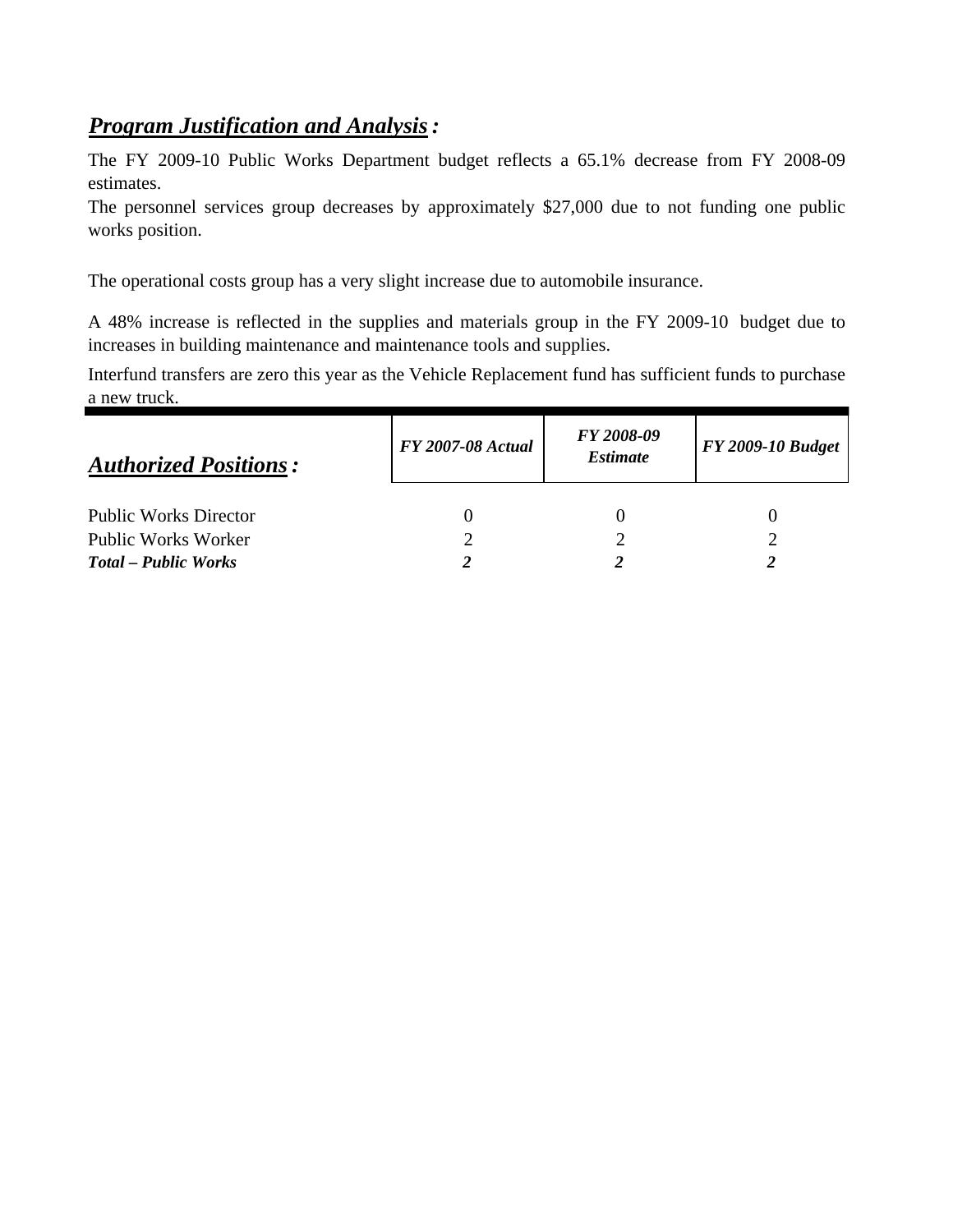## ***Program Justification and Analysis*:**

The FY 2009-10 Public Works Department budget reflects a 65.1% decrease from FY 2008-09 estimates.

The personnel services group decreases by approximately $27,000 due to not funding one public works position.

The operational costs group has a very slight increase due to automobile insurance.

A 48% increase is reflected in the supplies and materials group in the FY 2009-10 budget due to increases in building maintenance and maintenance tools and supplies.

Interfund transfers are zero this year as the Vehicle Replacement fund has sufficient funds to purchase a new truck.

| ***Authorized Positions*:** | *FY 2007-08 Actual* | *FY 2008-09 Estimate* | *FY 2009-10 Budget* |
|---|---|---|---|
| Public Works Director | 0 | 0 | 0 |
| Public Works Worker | 2 | 2 | 2 |
| ***Total – Public Works*** | ***2*** | ***2*** | ***2*** |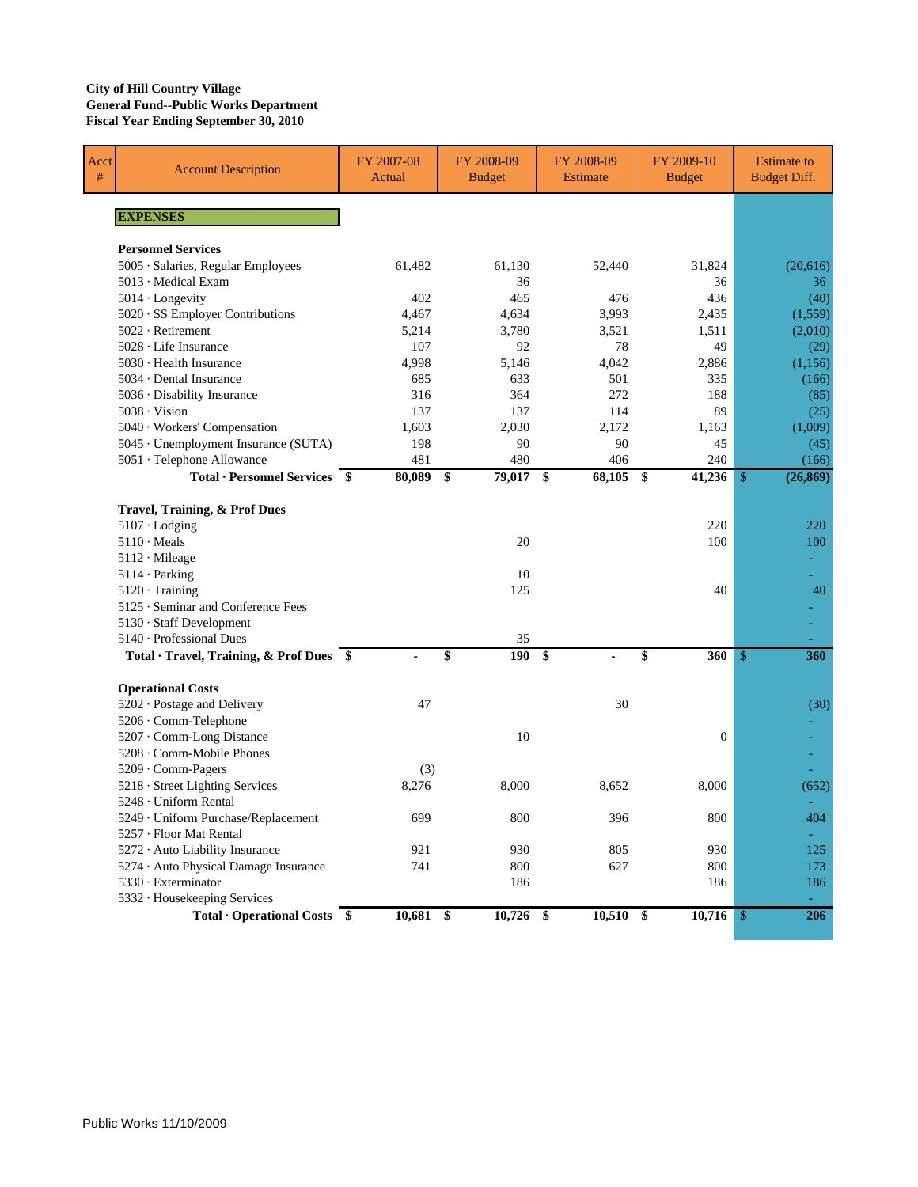**City of Hill Country Village**
**General Fund--Public Works Department**
**Fiscal Year Ending September 30, 2010**

| Acct # | Account Description | FY 2007-08 Actual | FY 2008-09 Budget | FY 2008-09 Estimate | FY 2009-10 Budget | Estimate to Budget Diff. |
|---|---|---|---|---|---|---|
| | **EXPENSES** | | | | | |
| | **Personnel Services** | | | | | |
| | 5005 · Salaries, Regular Employees | 61,482 | 61,130 | 52,440 | 31,824 | (20,616) |
| | 5013 · Medical Exam | | 36 | | 36 | 36 |
| | 5014 · Longevity | 402 | 465 | 476 | 436 | (40) |
| | 5020 · SS Employer Contributions | 4,467 | 4,634 | 3,993 | 2,435 | (1,559) |
| | 5022 · Retirement | 5,214 | 3,780 | 3,521 | 1,511 | (2,010) |
| | 5028 · Life Insurance | 107 | 92 | 78 | 49 | (29) |
| | 5030 · Health Insurance | 4,998 | 5,146 | 4,042 | 2,886 | (1,156) |
| | 5034 · Dental Insurance | 685 | 633 | 501 | 335 | (166) |
| | 5036 · Disability Insurance | 316 | 364 | 272 | 188 | (85) |
| | 5038 · Vision | 137 | 137 | 114 | 89 | (25) |
| | 5040 · Workers' Compensation | 1,603 | 2,030 | 2,172 | 1,163 | (1,009) |
| | 5045 · Unemployment Insurance (SUTA) | 198 | 90 | 90 | 45 | (45) |
| | 5051 · Telephone Allowance | 481 | 480 | 406 | 240 | (166) |
| | **Total · Personnel Services** | **$ 80,089** | **$ 79,017** | **$ 68,105** | **$ 41,236** | **$ (26,869)** |
| | **Travel, Training, & Prof Dues** | | | | | |
| | 5107 · Lodging | | | | 220 | 220 |
| | 5110 · Meals | | 20 | | 100 | 100 |
| | 5112 · Mileage | | | | | - |
| | 5114 · Parking | | 10 | | | - |
| | 5120 · Training | | 125 | | 40 | 40 |
| | 5125 · Seminar and Conference Fees | | | | | - |
| | 5130 · Staff Development | | | | | - |
| | 5140 · Professional Dues | | 35 | | | - |
| | **Total · Travel, Training, & Prof Dues** | **$ -** | **$ 190** | **$ -** | **$ 360** | **$ 360** |
| | **Operational Costs** | | | | | |
| | 5202 · Postage and Delivery | 47 | | 30 | | (30) |
| | 5206 · Comm-Telephone | | | | | - |
| | 5207 · Comm-Long Distance | | 10 | | 0 | - |
| | 5208 · Comm-Mobile Phones | | | | | - |
| | 5209 · Comm-Pagers | (3) | | | | - |
| | 5218 · Street Lighting Services | 8,276 | 8,000 | 8,652 | 8,000 | (652) |
| | 5248 · Uniform Rental | | | | | - |
| | 5249 · Uniform Purchase/Replacement | 699 | 800 | 396 | 800 | 404 |
| | 5257 · Floor Mat Rental | | | | | - |
| | 5272 · Auto Liability Insurance | 921 | 930 | 805 | 930 | 125 |
| | 5274 · Auto Physical Damage Insurance | 741 | 800 | 627 | 800 | 173 |
| | 5330 · Exterminator | | 186 | | 186 | 186 |
| | 5332 · Housekeeping Services | | | | | - |
| | **Total · Operational Costs** | **$ 10,681** | **$ 10,726** | **$ 10,510** | **$ 10,716** | **$ 206** |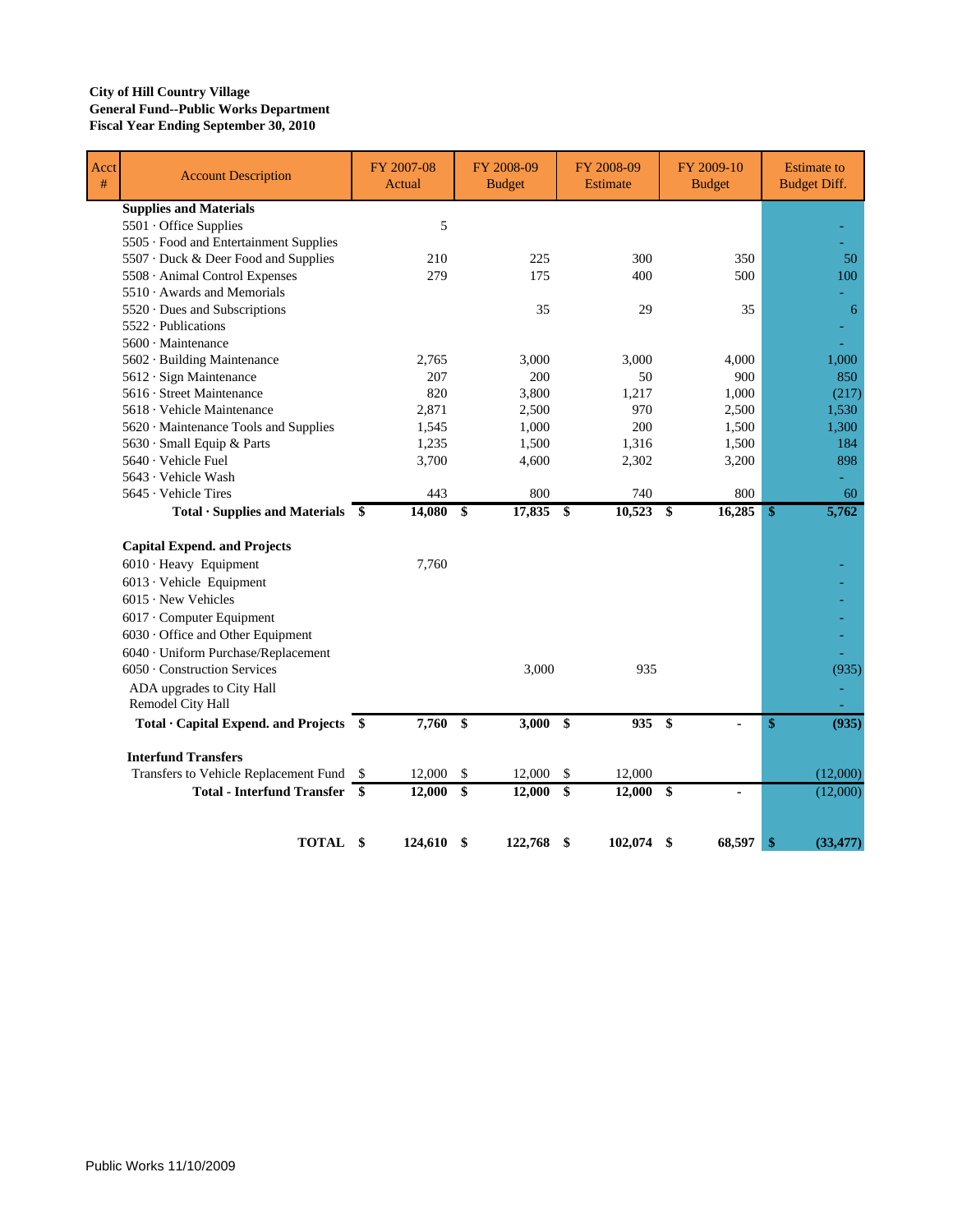**City of Hill Country Village**
**General Fund--Public Works Department**
**Fiscal Year Ending September 30, 2010**

| Acct # | Account Description | FY 2007-08 Actual | FY 2008-09 Budget | FY 2008-09 Estimate | FY 2009-10 Budget | Estimate to Budget Diff. |
|---|---|---|---|---|---|---|
| | **Supplies and Materials** | | | | | |
| | 5501 · Office Supplies | 5 | | | | - |
| | 5505 · Food and Entertainment Supplies | | | | | - |
| | 5507 · Duck & Deer Food and Supplies | 210 | 225 | 300 | 350 | 50 |
| | 5508 · Animal Control Expenses | 279 | 175 | 400 | 500 | 100 |
| | 5510 · Awards and Memorials | | | | | - |
| | 5520 · Dues and Subscriptions | | 35 | 29 | 35 | 6 |
| | 5522 · Publications | | | | | - |
| | 5600 · Maintenance | | | | | - |
| | 5602 · Building Maintenance | 2,765 | 3,000 | 3,000 | 4,000 | 1,000 |
| | 5612 · Sign Maintenance | 207 | 200 | 50 | 900 | 850 |
| | 5616 · Street Maintenance | 820 | 3,800 | 1,217 | 1,000 | (217) |
| | 5618 · Vehicle Maintenance | 2,871 | 2,500 | 970 | 2,500 | 1,530 |
| | 5620 · Maintenance Tools and Supplies | 1,545 | 1,000 | 200 | 1,500 | 1,300 |
| | 5630 · Small Equip & Parts | 1,235 | 1,500 | 1,316 | 1,500 | 184 |
| | 5640 · Vehicle Fuel | 3,700 | 4,600 | 2,302 | 3,200 | 898 |
| | 5643 · Vehicle Wash | | | | | - |
| | 5645 · Vehicle Tires | 443 | 800 | 740 | 800 | 60 |
| | **Total · Supplies and Materials** | **$ 14,080** | **$ 17,835** | **$ 10,523** | **$ 16,285** | **$ 5,762** |
| | | | | | | |
| | **Capital Expend. and Projects** | | | | | |
| | 6010 · Heavy Equipment | 7,760 | | | | - |
| | 6013 · Vehicle Equipment | | | | | - |
| | 6015 · New Vehicles | | | | | - |
| | 6017 · Computer Equipment | | | | | - |
| | 6030 · Office and Other Equipment | | | | | - |
| | 6040 · Uniform Purchase/Replacement | | | | | - |
| | 6050 · Construction Services | | 3,000 | 935 | | (935) |
| | ADA upgrades to City Hall | | | | | - |
| | Remodel City Hall | | | | | - |
| | **Total · Capital Expend. and Projects** | **$ 7,760** | **$ 3,000** | **$ 935** | **$ -** | **$ (935)** |
| | | | | | | |
| | **Interfund Transfers** | | | | | |
| | Transfers to Vehicle Replacement Fund | $ 12,000 | $ 12,000 | $ 12,000 | | (12,000) |
| | **Total - Interfund Transfer** | **$ 12,000** | **$ 12,000** | **$ 12,000** | **$ -** | (12,000) |
| | | | | | | |
| | **TOTAL** | **$ 124,610** | **$ 122,768** | **$ 102,074** | **$ 68,597** | **$ (33,477)** |

Public Works 11/10/2009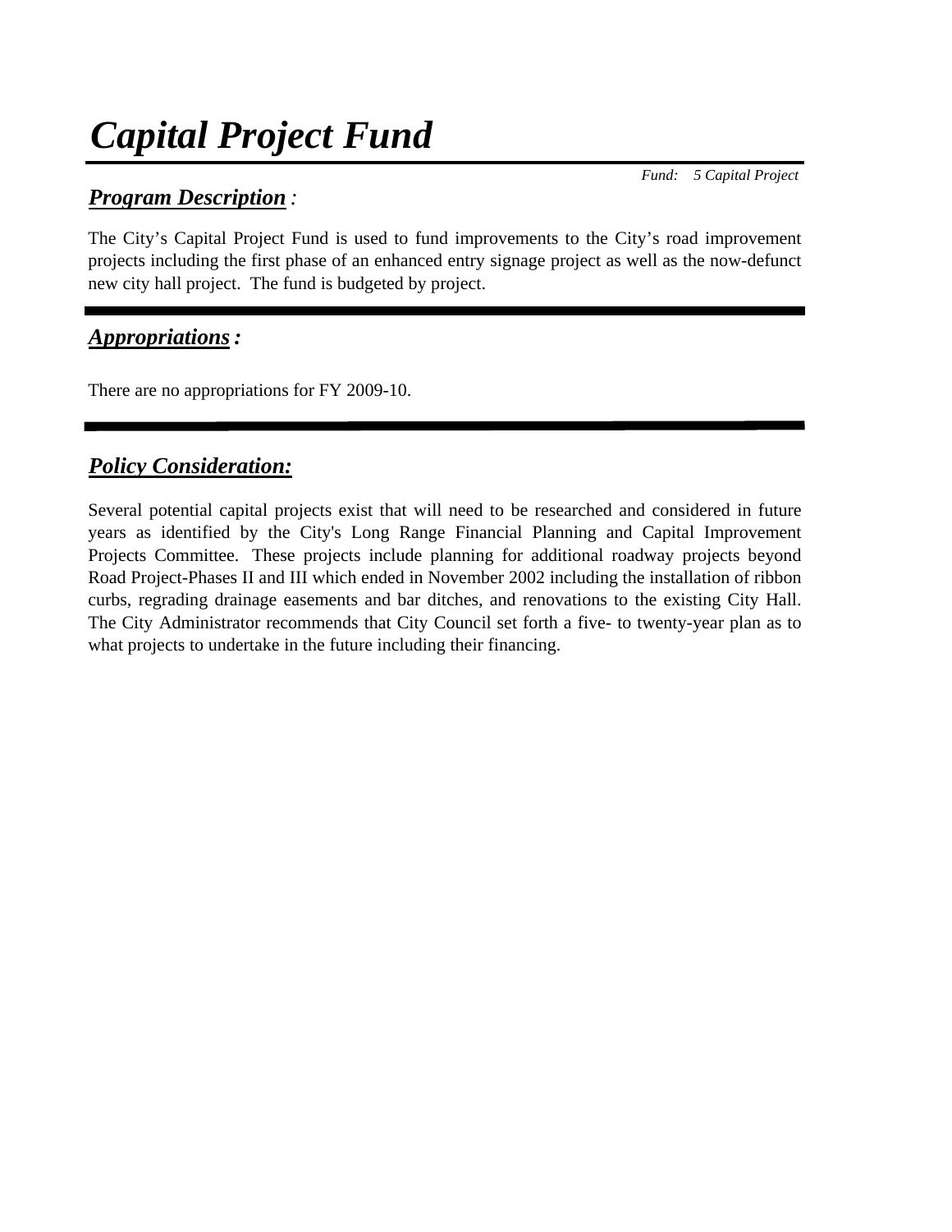# Capital Project Fund

*Fund: 5 Capital Project*

## Program Description:

The City's Capital Project Fund is used to fund improvements to the City's road improvement projects including the first phase of an enhanced entry signage project as well as the now-defunct new city hall project. The fund is budgeted by project.

## Appropriations:

There are no appropriations for FY 2009-10.

## Policy Consideration:

Several potential capital projects exist that will need to be researched and considered in future years as identified by the City's Long Range Financial Planning and Capital Improvement Projects Committee. These projects include planning for additional roadway projects beyond Road Project-Phases II and III which ended in November 2002 including the installation of ribbon curbs, regrading drainage easements and bar ditches, and renovations to the existing City Hall. The City Administrator recommends that City Council set forth a five- to twenty-year plan as to what projects to undertake in the future including their financing.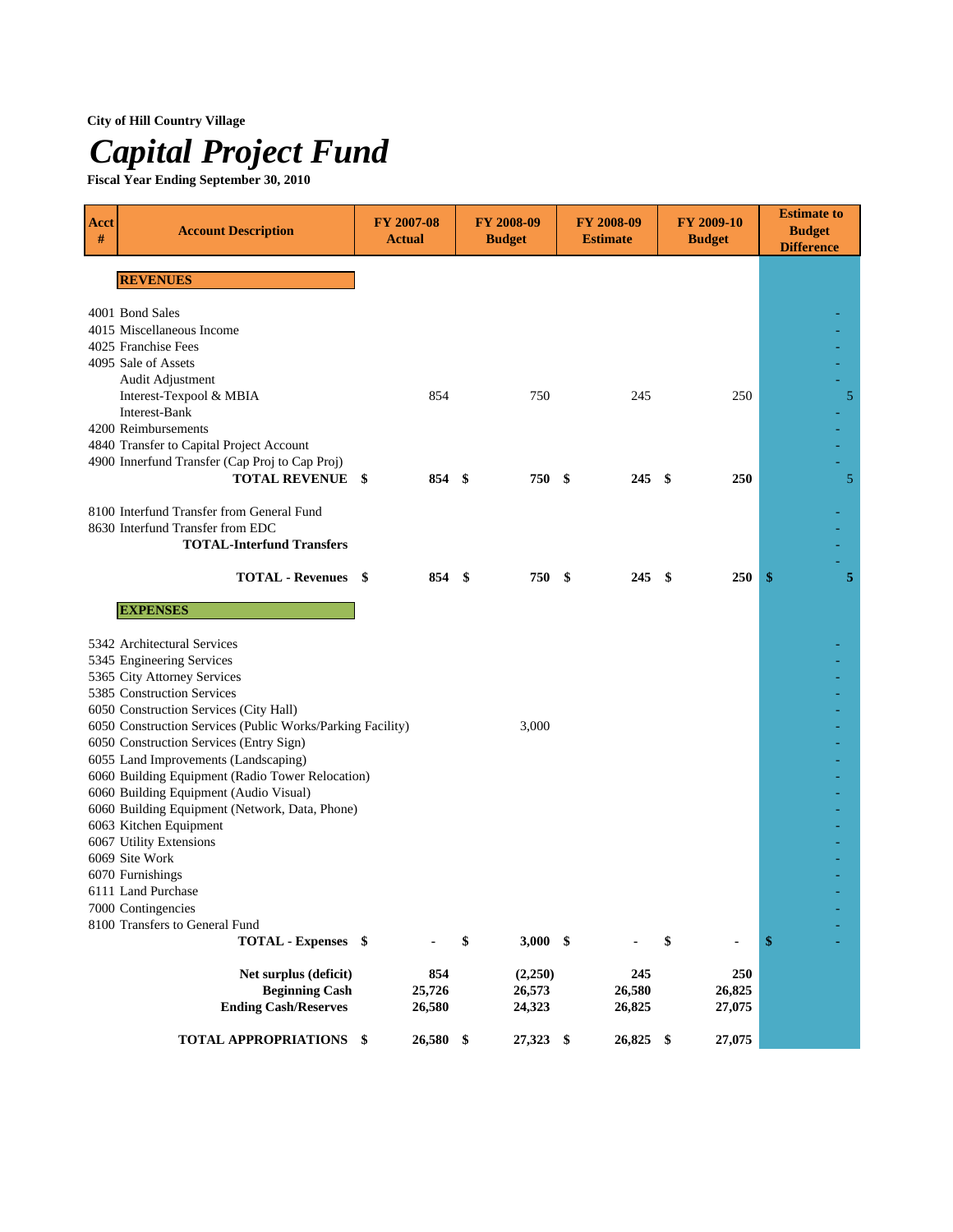**City of Hill Country Village**

# *Capital Project Fund*

**Fiscal Year Ending September 30, 2010**

| Acct # | Account Description | FY 2007-08 Actual | FY 2008-09 Budget | FY 2008-09 Estimate | FY 2009-10 Budget | Estimate to Budget Difference |
|---|---|---|---|---|---|---|
| | **REVENUES** | | | | | |
| 4001 | Bond Sales | | | | | - |
| 4015 | Miscellaneous Income | | | | | - |
| 4025 | Franchise Fees | | | | | - |
| 4095 | Sale of Assets | | | | | - |
| | Audit Adjustment | | | | | - |
| | Interest-Texpool & MBIA | 854 | 750 | 245 | 250 | 5 |
| | Interest-Bank | | | | | - |
| 4200 | Reimbursements | | | | | - |
| 4840 | Transfer to Capital Project Account | | | | | - |
| 4900 | Innerfund Transfer (Cap Proj to Cap Proj) | | | | | - |
| | **TOTAL REVENUE** | **$ 854** | **$ 750** | **$ 245** | **$ 250** | 5 |
| 8100 | Interfund Transfer from General Fund | | | | | - |
| 8630 | Interfund Transfer from EDC | | | | | - |
| | **TOTAL-Interfund Transfers** | | | | | - |
| | | | | | | - |
| | **TOTAL - Revenues** | **$ 854** | **$ 750** | **$ 245** | **$ 250** | **$ 5** |
| | **EXPENSES** | | | | | |
| 5342 | Architectural Services | | | | | - |
| 5345 | Engineering Services | | | | | - |
| 5365 | City Attorney Services | | | | | - |
| 5385 | Construction Services | | | | | - |
| 6050 | Construction Services (City Hall) | | | | | - |
| 6050 | Construction Services (Public Works/Parking Facility) | | 3,000 | | | - |
| 6050 | Construction Services (Entry Sign) | | | | | - |
| 6055 | Land Improvements (Landscaping) | | | | | - |
| 6060 | Building Equipment (Radio Tower Relocation) | | | | | - |
| 6060 | Building Equipment (Audio Visual) | | | | | - |
| 6060 | Building Equipment (Network, Data, Phone) | | | | | - |
| 6063 | Kitchen Equipment | | | | | - |
| 6067 | Utility Extensions | | | | | - |
| 6069 | Site Work | | | | | - |
| 6070 | Furnishings | | | | | - |
| 6111 | Land Purchase | | | | | - |
| 7000 | Contingencies | | | | | - |
| 8100 | Transfers to General Fund | | | | | - |
| | **TOTAL - Expenses** | **$ -** | **$ 3,000** | **$ -** | **$ -** | **$ -** |
| | **Net surplus (deficit)** | **854** | **(2,250)** | **245** | **250** | |
| | **Beginning Cash** | **25,726** | **26,573** | **26,580** | **26,825** | |
| | **Ending Cash/Reserves** | **26,580** | **24,323** | **26,825** | **27,075** | |
| | **TOTAL APPROPRIATIONS** | **$ 26,580** | **$ 27,323** | **$ 26,825** | **$ 27,075** | |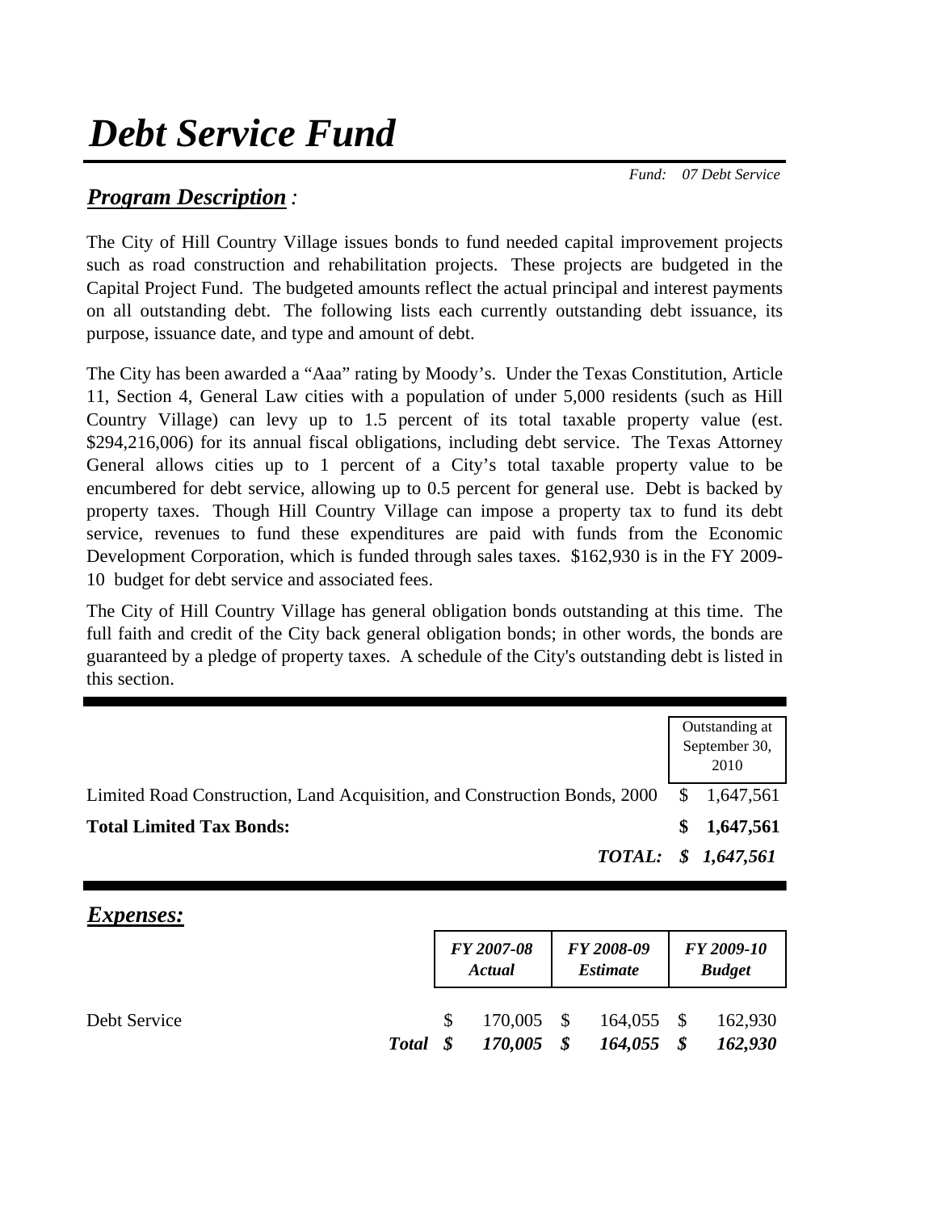# Debt Service Fund

*Fund: 07 Debt Service*

## *Program Description*:

The City of Hill Country Village issues bonds to fund needed capital improvement projects such as road construction and rehabilitation projects. These projects are budgeted in the Capital Project Fund. The budgeted amounts reflect the actual principal and interest payments on all outstanding debt. The following lists each currently outstanding debt issuance, its purpose, issuance date, and type and amount of debt.

The City has been awarded a "Aaa" rating by Moody's. Under the Texas Constitution, Article 11, Section 4, General Law cities with a population of under 5,000 residents (such as Hill Country Village) can levy up to 1.5 percent of its total taxable property value (est. $294,216,006) for its annual fiscal obligations, including debt service. The Texas Attorney General allows cities up to 1 percent of a City's total taxable property value to be encumbered for debt service, allowing up to 0.5 percent for general use. Debt is backed by property taxes. Though Hill Country Village can impose a property tax to fund its debt service, revenues to fund these expenditures are paid with funds from the Economic Development Corporation, which is funded through sales taxes. $162,930 is in the FY 2009-10 budget for debt service and associated fees.

The City of Hill Country Village has general obligation bonds outstanding at this time. The full faith and credit of the City back general obligation bonds; in other words, the bonds are guaranteed by a pledge of property taxes. A schedule of the City's outstanding debt is listed in this section.

| | Outstanding at September 30, 2010 |
|---|---|
| Limited Road Construction, Land Acquisition, and Construction Bonds, 2000 | $ 1,647,561 |
| **Total Limited Tax Bonds:** | **$ 1,647,561** |
| ***TOTAL:*** | ***$ 1,647,561*** |

## *Expenses:*

| | *FY 2007-08 Actual* | *FY 2008-09 Estimate* | *FY 2009-10 Budget* |
|---|---|---|---|
| Debt Service | $ 170,005 | $ 164,055 | $ 162,930 |
| ***Total*** | ***$ 170,005*** | ***$ 164,055*** | ***$ 162,930*** |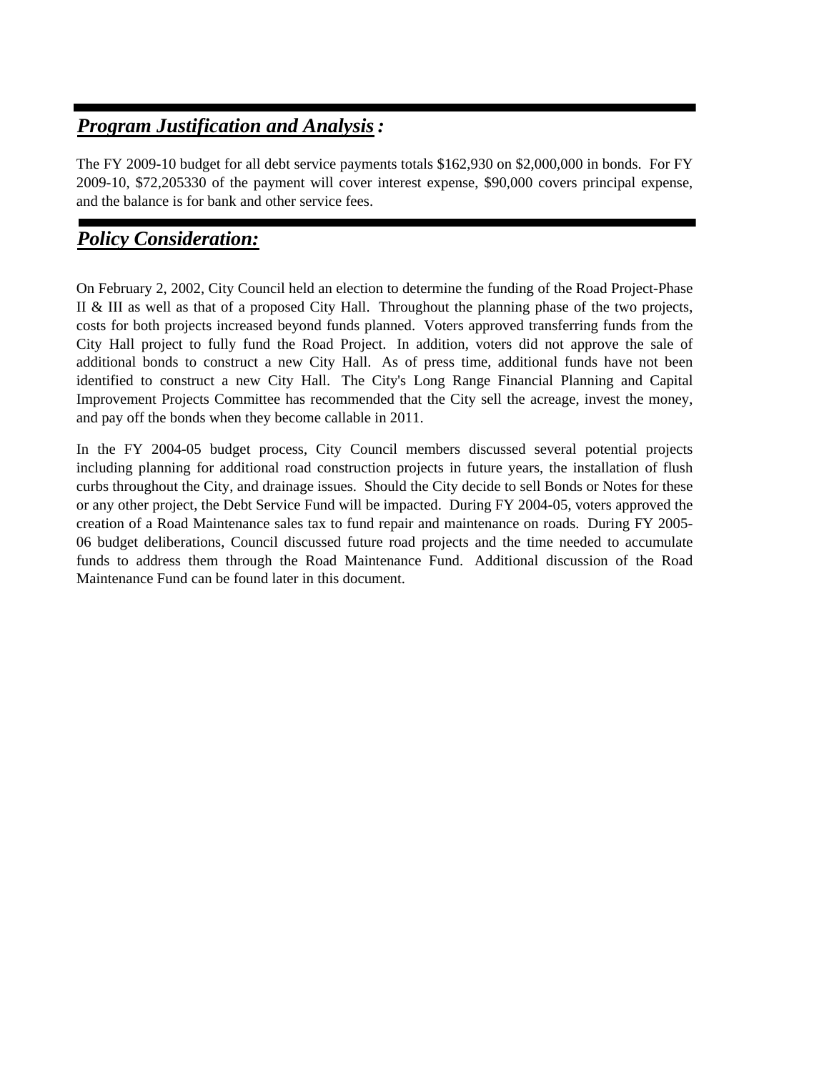## ***Program Justification and Analysis:***

The FY 2009-10 budget for all debt service payments totals $162,930 on $2,000,000 in bonds. For FY 2009-10, $72,205330 of the payment will cover interest expense, $90,000 covers principal expense, and the balance is for bank and other service fees.

## ***Policy Consideration:***

On February 2, 2002, City Council held an election to determine the funding of the Road Project-Phase II & III as well as that of a proposed City Hall. Throughout the planning phase of the two projects, costs for both projects increased beyond funds planned. Voters approved transferring funds from the City Hall project to fully fund the Road Project. In addition, voters did not approve the sale of additional bonds to construct a new City Hall. As of press time, additional funds have not been identified to construct a new City Hall. The City's Long Range Financial Planning and Capital Improvement Projects Committee has recommended that the City sell the acreage, invest the money, and pay off the bonds when they become callable in 2011.

In the FY 2004-05 budget process, City Council members discussed several potential projects including planning for additional road construction projects in future years, the installation of flush curbs throughout the City, and drainage issues. Should the City decide to sell Bonds or Notes for these or any other project, the Debt Service Fund will be impacted. During FY 2004-05, voters approved the creation of a Road Maintenance sales tax to fund repair and maintenance on roads. During FY 2005-06 budget deliberations, Council discussed future road projects and the time needed to accumulate funds to address them through the Road Maintenance Fund. Additional discussion of the Road Maintenance Fund can be found later in this document.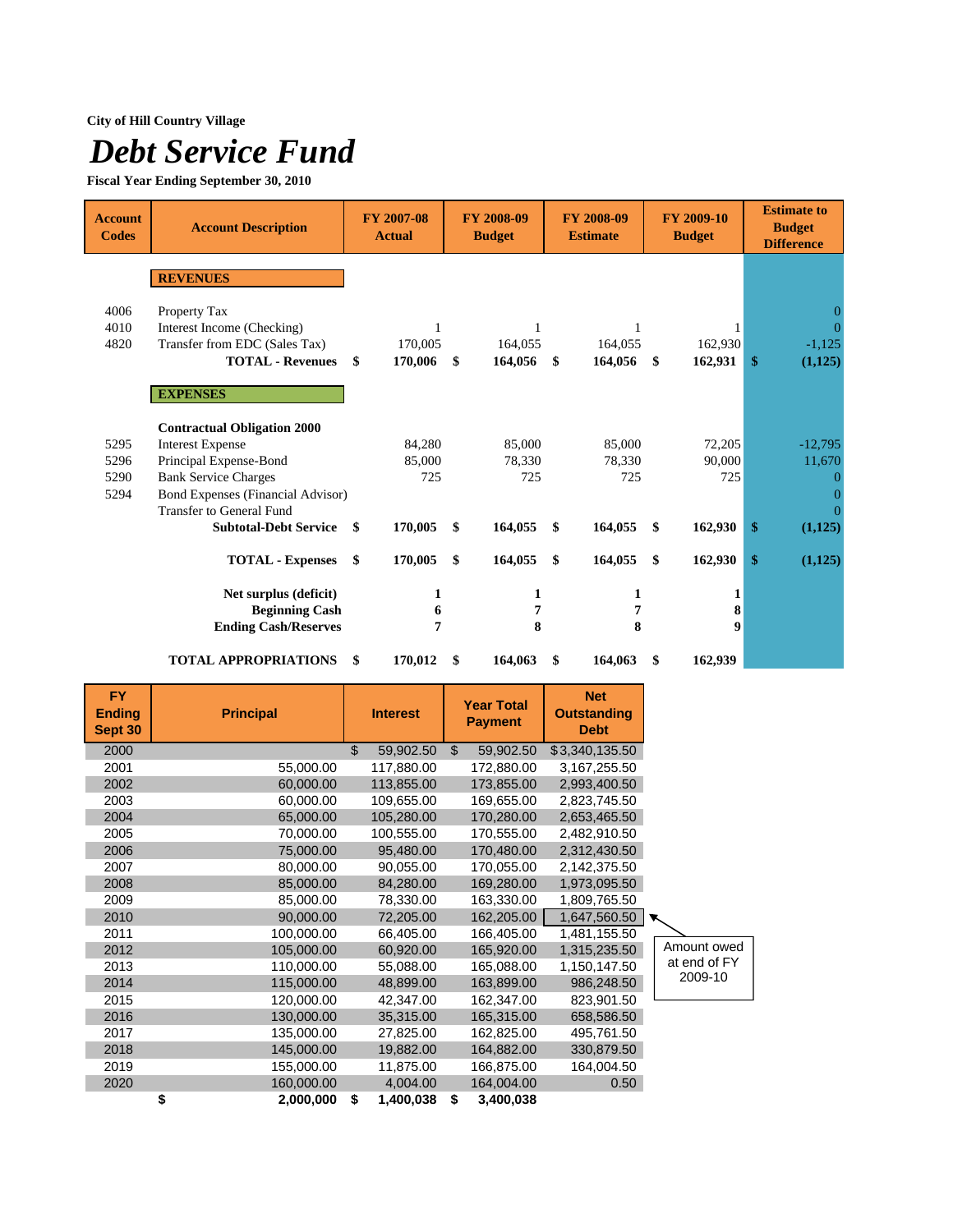**City of Hill Country Village**

# *Debt Service Fund*

**Fiscal Year Ending September 30, 2010**

| Account Codes | Account Description | FY 2007-08 Actual | FY 2008-09 Budget | FY 2008-09 Estimate | FY 2009-10 Budget | Estimate to Budget Difference |
|---|---|---|---|---|---|---|
| | **REVENUES** | | | | | |
| 4006 | Property Tax | | | | | 0 |
| 4010 | Interest Income (Checking) | 1 | 1 | 1 | 1 | 0 |
| 4820 | Transfer from EDC (Sales Tax) | 170,005 | 164,055 | 164,055 | 162,930 | -1,125 |
| | **TOTAL - Revenues** | **$ 170,006** | **$ 164,056** | **$ 164,056** | **$ 162,931** | **$ (1,125)** |
| | **EXPENSES** | | | | | |
| | **Contractual Obligation 2000** | | | | | |
| 5295 | Interest Expense | 84,280 | 85,000 | 85,000 | 72,205 | -12,795 |
| 5296 | Principal Expense-Bond | 85,000 | 78,330 | 78,330 | 90,000 | 11,670 |
| 5290 | Bank Service Charges | 725 | 725 | 725 | 725 | 0 |
| 5294 | Bond Expenses (Financial Advisor) | | | | | 0 |
| | Transfer to General Fund | | | | | 0 |
| | **Subtotal-Debt Service** | **$ 170,005** | **$ 164,055** | **$ 164,055** | **$ 162,930** | **$ (1,125)** |
| | **TOTAL - Expenses** | **$ 170,005** | **$ 164,055** | **$ 164,055** | **$ 162,930** | **$ (1,125)** |
| | **Net surplus (deficit)** | **1** | **1** | **1** | **1** | |
| | **Beginning Cash** | **6** | **7** | **7** | **8** | |
| | **Ending Cash/Reserves** | **7** | **8** | **8** | **9** | |
| | **TOTAL APPROPRIATIONS** | **$ 170,012** | **$ 164,063** | **$ 164,063** | **$ 162,939** | |

| FY Ending Sept 30 | Principal | Interest | Year Total Payment | Net Outstanding Debt |
|---|---|---|---|---|
| 2000 | | $ 59,902.50 | $ 59,902.50 | $3,340,135.50 |
| 2001 | 55,000.00 | 117,880.00 | 172,880.00 | 3,167,255.50 |
| 2002 | 60,000.00 | 113,855.00 | 173,855.00 | 2,993,400.50 |
| 2003 | 60,000.00 | 109,655.00 | 169,655.00 | 2,823,745.50 |
| 2004 | 65,000.00 | 105,280.00 | 170,280.00 | 2,653,465.50 |
| 2005 | 70,000.00 | 100,555.00 | 170,555.00 | 2,482,910.50 |
| 2006 | 75,000.00 | 95,480.00 | 170,480.00 | 2,312,430.50 |
| 2007 | 80,000.00 | 90,055.00 | 170,055.00 | 2,142,375.50 |
| 2008 | 85,000.00 | 84,280.00 | 169,280.00 | 1,973,095.50 |
| 2009 | 85,000.00 | 78,330.00 | 163,330.00 | 1,809,765.50 |
| 2010 | 90,000.00 | 72,205.00 | 162,205.00 | 1,647,560.50 |
| 2011 | 100,000.00 | 66,405.00 | 166,405.00 | 1,481,155.50 |
| 2012 | 105,000.00 | 60,920.00 | 165,920.00 | 1,315,235.50 |
| 2013 | 110,000.00 | 55,088.00 | 165,088.00 | 1,150,147.50 |
| 2014 | 115,000.00 | 48,899.00 | 163,899.00 | 986,248.50 |
| 2015 | 120,000.00 | 42,347.00 | 162,347.00 | 823,901.50 |
| 2016 | 130,000.00 | 35,315.00 | 165,315.00 | 658,586.50 |
| 2017 | 135,000.00 | 27,825.00 | 162,825.00 | 495,761.50 |
| 2018 | 145,000.00 | 19,882.00 | 164,882.00 | 330,879.50 |
| 2019 | 155,000.00 | 11,875.00 | 166,875.00 | 164,004.50 |
| 2020 | 160,000.00 | 4,004.00 | 164,004.00 | 0.50 |
| | **$ 2,000,000** | **$ 1,400,038** | **$ 3,400,038** | |

Amount owed at end of FY 2009-10 (1,647,560.50)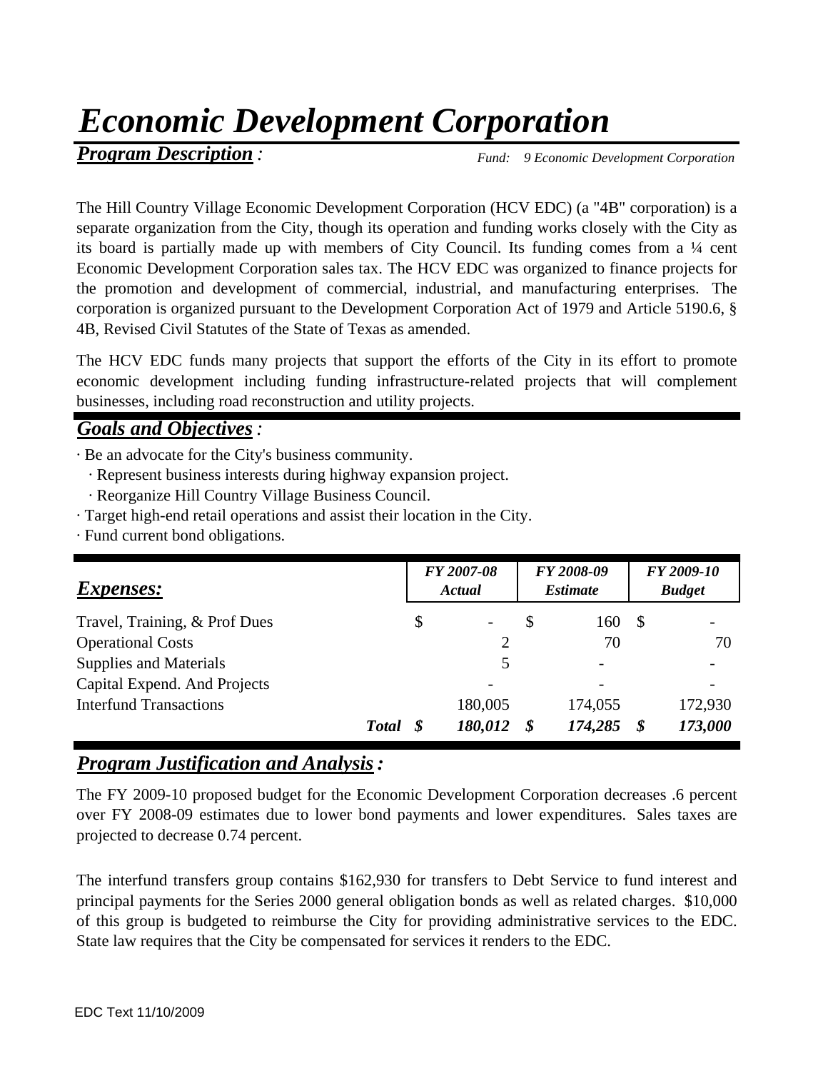# *Economic Development Corporation*

***Program Description*:** *Fund: 9 Economic Development Corporation*

The Hill Country Village Economic Development Corporation (HCV EDC) (a "4B" corporation) is a separate organization from the City, though its operation and funding works closely with the City as its board is partially made up with members of City Council. Its funding comes from a ¼ cent Economic Development Corporation sales tax. The HCV EDC was organized to finance projects for the promotion and development of commercial, industrial, and manufacturing enterprises. The corporation is organized pursuant to the Development Corporation Act of 1979 and Article 5190.6, § 4B, Revised Civil Statutes of the State of Texas as amended.

The HCV EDC funds many projects that support the efforts of the City in its effort to promote economic development including funding infrastructure-related projects that will complement businesses, including road reconstruction and utility projects.

## ***Goals and Objectives*:**

· Be an advocate for the City's business community.
  · Represent business interests during highway expansion project.
  · Reorganize Hill Country Village Business Council.
· Target high-end retail operations and assist their location in the City.
· Fund current bond obligations.

| ***Expenses:*** | *FY 2007-08 Actual* | *FY 2008-09 Estimate* | *FY 2009-10 Budget* |
|---|---|---|---|
| Travel, Training, & Prof Dues | $ - | $ 160 | $ - |
| Operational Costs | 2 | 70 | 70 |
| Supplies and Materials | 5 | - | - |
| Capital Expend. And Projects | - | - | - |
| Interfund Transactions | 180,005 | 174,055 | 172,930 |
| ***Total*** | ***$ 180,012*** | ***$ 174,285*** | ***$ 173,000*** |

## ***Program Justification and Analysis*:**

The FY 2009-10 proposed budget for the Economic Development Corporation decreases .6 percent over FY 2008-09 estimates due to lower bond payments and lower expenditures. Sales taxes are projected to decrease 0.74 percent.

The interfund transfers group contains $162,930 for transfers to Debt Service to fund interest and principal payments for the Series 2000 general obligation bonds as well as related charges. $10,000 of this group is budgeted to reimburse the City for providing administrative services to the EDC. State law requires that the City be compensated for services it renders to the EDC.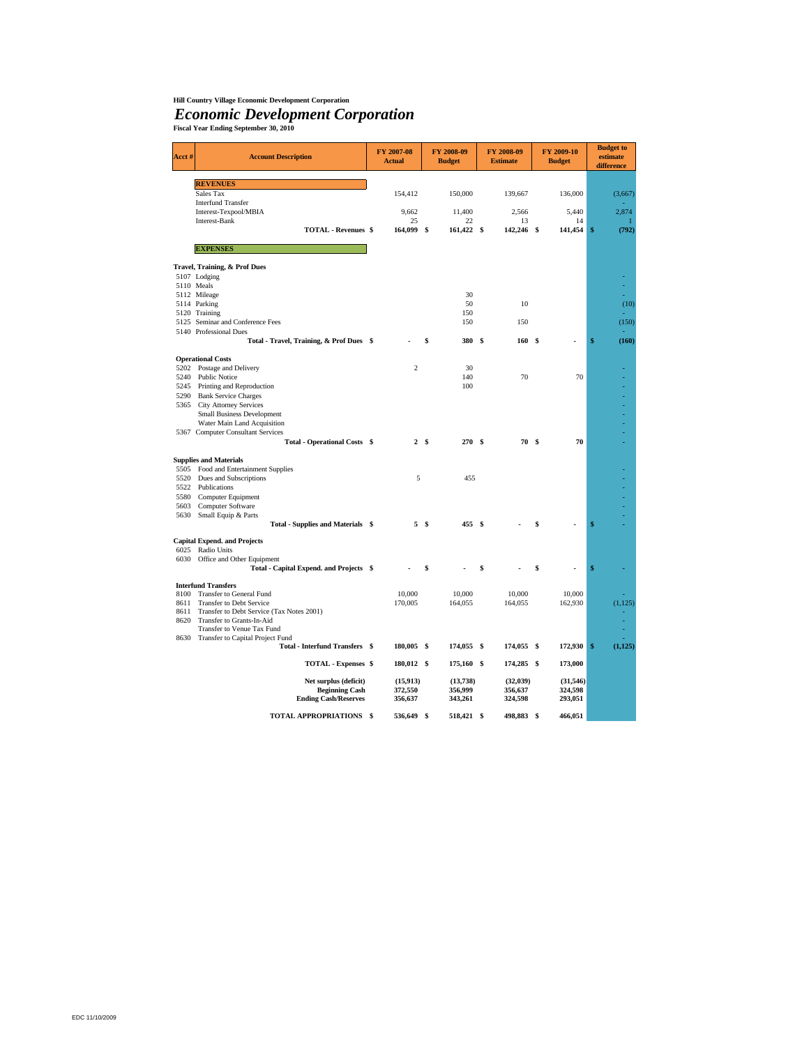**Hill Country Village Economic Development Corporation**

# *Economic Development Corporation*

**Fiscal Year Ending September 30, 2010**

| Acct # | Account Description | FY 2007-08 Actual | FY 2008-09 Budget | FY 2008-09 Estimate | FY 2009-10 Budget | Budget to estimate difference |
|---|---|---|---|---|---|---|
| | **REVENUES** | | | | | |
| | Sales Tax | 154,412 | 150,000 | 139,667 | 136,000 | (3,667) |
| | Interfund Transfer | | | | | - |
| | Interest-Texpool/MBIA | 9,662 | 11,400 | 2,566 | 5,440 | 2,874 |
| | Interest-Bank | 25 | 22 | 13 | 14 | 1 |
| | **TOTAL - Revenues** | **$ 164,099** | **$ 161,422** | **$ 142,246** | **$ 141,454** | **$ (792)** |
| | **EXPENSES** | | | | | |
| | **Travel, Training, & Prof Dues** | | | | | |
| 5107 | Lodging | | | | | - |
| 5110 | Meals | | | | | - |
| 5112 | Mileage | | 30 | | | - |
| 5114 | Parking | | 50 | 10 | | (10) |
| 5120 | Training | | 150 | | | - |
| 5125 | Seminar and Conference Fees | | 150 | 150 | | (150) |
| 5140 | Professional Dues | | | | | - |
| | **Total - Travel, Training, & Prof Dues** | **$ -** | **$ 380** | **$ 160** | **$ -** | **$ (160)** |
| | **Operational Costs** | | | | | |
| 5202 | Postage and Delivery | 2 | 30 | | | - |
| 5240 | Public Notice | | 140 | 70 | 70 | - |
| 5245 | Printing and Reproduction | | 100 | | | - |
| 5290 | Bank Service Charges | | | | | - |
| 5365 | City Attorney Services | | | | | - |
| | Small Business Development | | | | | - |
| | Water Main Land Acquisition | | | | | - |
| 5367 | Computer Consultant Services | | | | | - |
| | **Total - Operational Costs** | **$ 2** | **$ 270** | **$ 70** | **$ 70** | - |
| | **Supplies and Materials** | | | | | |
| 5505 | Food and Entertainment Supplies | | | | | - |
| 5520 | Dues and Subscriptions | 5 | 455 | | | - |
| 5522 | Publications | | | | | - |
| 5580 | Computer Equipment | | | | | - |
| 5603 | Computer Software | | | | | - |
| 5630 | Small Equip & Parts | | | | | - |
| | **Total - Supplies and Materials** | **$ 5** | **$ 455** | **$ -** | **$ -** | **$ -** |
| | **Capital Expend. and Projects** | | | | | |
| 6025 | Radio Units | | | | | |
| 6030 | Office and Other Equipment | | | | | |
| | **Total - Capital Expend. and Projects** | **$ -** | **$ -** | **$ -** | **$ -** | **$ -** |
| | **Interfund Transfers** | | | | | |
| 8100 | Transfer to General Fund | 10,000 | 10,000 | 10,000 | 10,000 | - |
| 8611 | Transfer to Debt Service | 170,005 | 164,055 | 164,055 | 162,930 | (1,125) |
| 8611 | Transfer to Debt Service (Tax Notes 2001) | | | | | - |
| 8620 | Transfer to Grants-In-Aid | | | | | - |
| | Transfer to Venue Tax Fund | | | | | - |
| 8630 | Transfer to Capital Project Fund | | | | | - |
| | **Total - Interfund Transfers** | **$ 180,005** | **$ 174,055** | **$ 174,055** | **$ 172,930** | **$ (1,125)** |
| | **TOTAL - Expenses** | **$ 180,012** | **$ 175,160** | **$ 174,285** | **$ 173,000** | |
| | **Net surplus (deficit)** | **(15,913)** | **(13,738)** | **(32,039)** | **(31,546)** | |
| | **Beginning Cash** | **372,550** | **356,999** | **356,637** | **324,598** | |
| | **Ending Cash/Reserves** | **356,637** | **343,261** | **324,598** | **293,051** | |
| | **TOTAL APPROPRIATIONS** | **$ 536,649** | **$ 518,421** | **$ 498,883** | **$ 466,051** | |

EDC 11/10/2009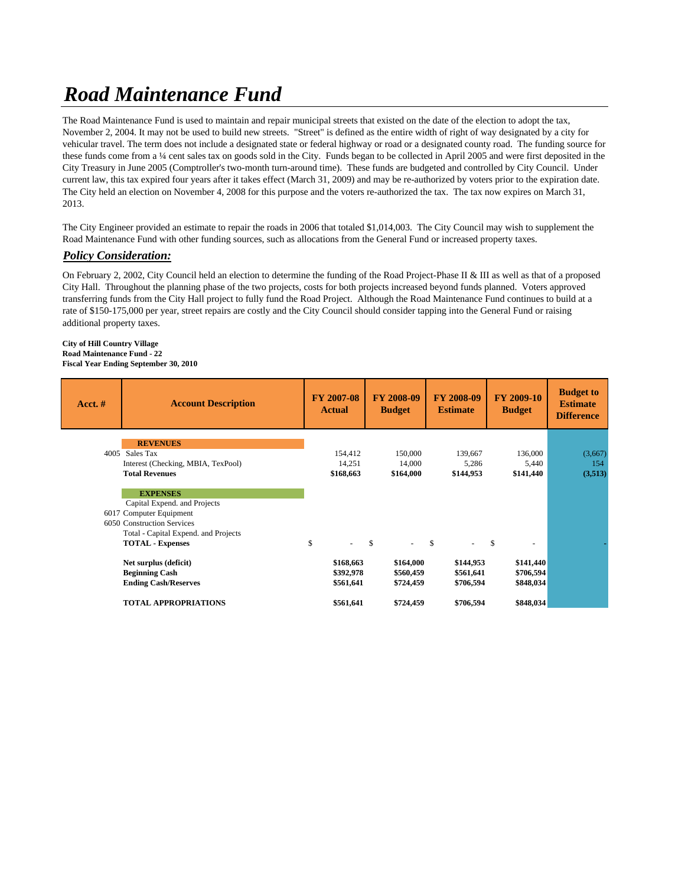# *Road Maintenance Fund*

The Road Maintenance Fund is used to maintain and repair municipal streets that existed on the date of the election to adopt the tax, November 2, 2004. It may not be used to build new streets. "Street" is defined as the entire width of right of way designated by a city for vehicular travel. The term does not include a designated state or federal highway or road or a designated county road. The funding source for these funds come from a ¼ cent sales tax on goods sold in the City. Funds began to be collected in April 2005 and were first deposited in the City Treasury in June 2005 (Comptroller's two-month turn-around time). These funds are budgeted and controlled by City Council. Under current law, this tax expired four years after it takes effect (March 31, 2009) and may be re-authorized by voters prior to the expiration date. The City held an election on November 4, 2008 for this purpose and the voters re-authorized the tax. The tax now expires on March 31, 2013.

The City Engineer provided an estimate to repair the roads in 2006 that totaled $1,014,003. The City Council may wish to supplement the Road Maintenance Fund with other funding sources, such as allocations from the General Fund or increased property taxes.

## ***Policy Consideration:***

On February 2, 2002, City Council held an election to determine the funding of the Road Project-Phase II & III as well as that of a proposed City Hall. Throughout the planning phase of the two projects, costs for both projects increased beyond funds planned. Voters approved transferring funds from the City Hall project to fully fund the Road Project. Although the Road Maintenance Fund continues to build at a rate of $150-175,000 per year, street repairs are costly and the City Council should consider tapping into the General Fund or raising additional property taxes.

**City of Hill Country Village**
**Road Maintenance Fund - 22**
**Fiscal Year Ending September 30, 2010**

| Acct. # | Account Description | FY 2007-08 Actual | FY 2008-09 Budget | FY 2008-09 Estimate | FY 2009-10 Budget | Budget to Estimate Difference |
|---|---|---|---|---|---|---|
| | **REVENUES** | | | | | |
| 4005 | Sales Tax | 154,412 | 150,000 | 139,667 | 136,000 | (3,667) |
| | Interest (Checking, MBIA, TexPool) | 14,251 | 14,000 | 5,286 | 5,440 | 154 |
| | **Total Revenues** | **$168,663** | **$164,000** | **$144,953** | **$141,440** | **(3,513)** |
| | **EXPENSES** | | | | | |
| | Capital Expend. and Projects | | | | | |
| 6017 | Computer Equipment | | | | | |
| 6050 | Construction Services | | | | | |
| | Total - Capital Expend. and Projects | | | | | |
| | **TOTAL - Expenses** | $ - | $ - | $ - | $ - | - |
| | **Net surplus (deficit)** | **$168,663** | **$164,000** | **$144,953** | **$141,440** | |
| | **Beginning Cash** | **$392,978** | **$560,459** | **$561,641** | **$706,594** | |
| | **Ending Cash/Reserves** | **$561,641** | **$724,459** | **$706,594** | **$848,034** | |
| | **TOTAL APPROPRIATIONS** | **$561,641** | **$724,459** | **$706,594** | **$848,034** | |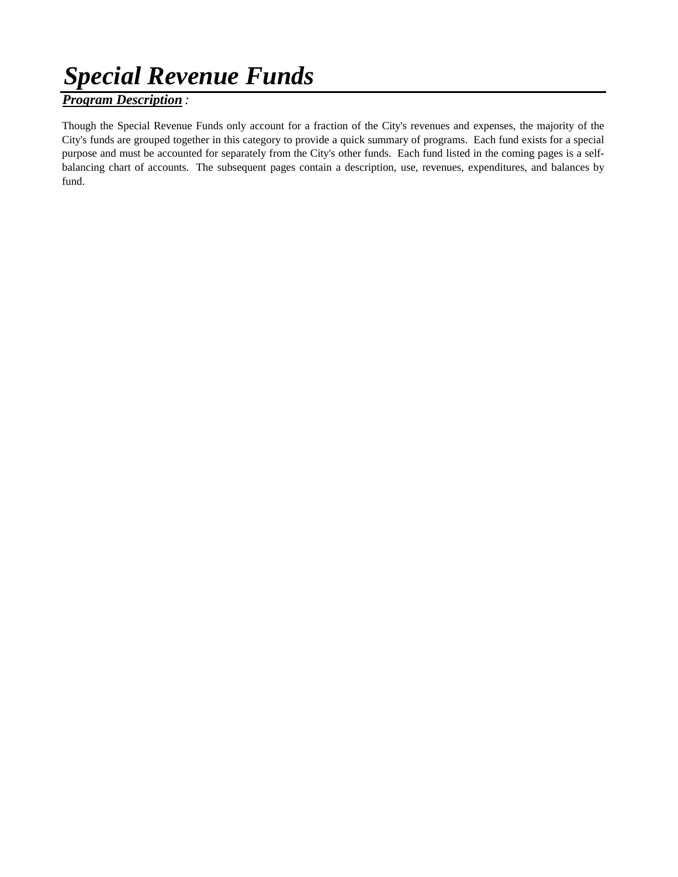# *Special Revenue Funds*

***Program Description*** *:*

Though the Special Revenue Funds only account for a fraction of the City's revenues and expenses, the majority of the City's funds are grouped together in this category to provide a quick summary of programs. Each fund exists for a special purpose and must be accounted for separately from the City's other funds. Each fund listed in the coming pages is a self-balancing chart of accounts. The subsequent pages contain a description, use, revenues, expenditures, and balances by fund.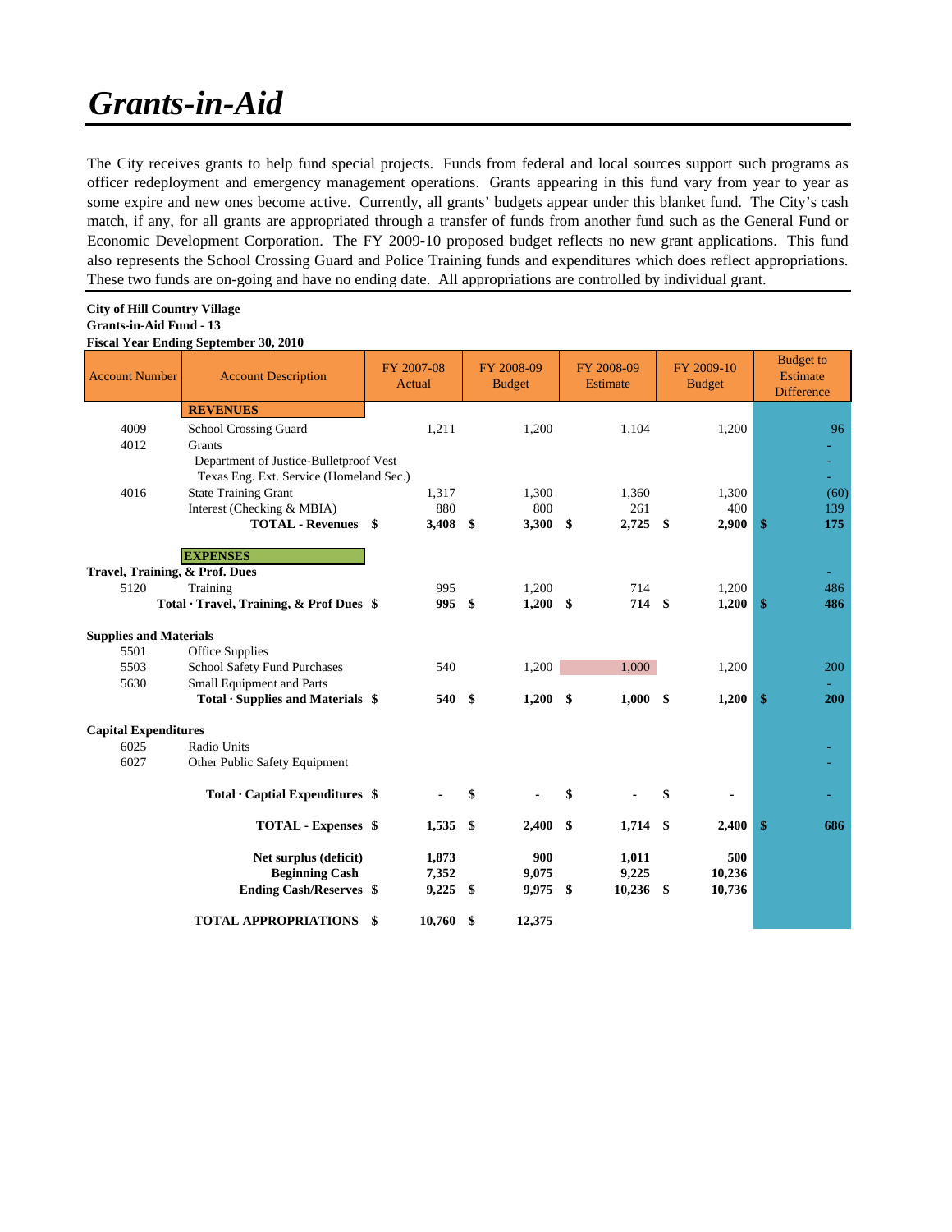# Grants-in-Aid

The City receives grants to help fund special projects. Funds from federal and local sources support such programs as officer redeployment and emergency management operations. Grants appearing in this fund vary from year to year as some expire and new ones become active. Currently, all grants' budgets appear under this blanket fund. The City's cash match, if any, for all grants are appropriated through a transfer of funds from another fund such as the General Fund or Economic Development Corporation. The FY 2009-10 proposed budget reflects no new grant applications. This fund also represents the School Crossing Guard and Police Training funds and expenditures which does reflect appropriations. These two funds are on-going and have no ending date. All appropriations are controlled by individual grant.

**City of Hill Country Village**
**Grants-in-Aid Fund - 13**
**Fiscal Year Ending September 30, 2010**

| Account Number | Account Description | FY 2007-08 Actual | FY 2008-09 Budget | FY 2008-09 Estimate | FY 2009-10 Budget | Budget to Estimate Difference |
|---|---|---|---|---|---|---|
| | **REVENUES** | | | | | |
| 4009 | School Crossing Guard | 1,211 | 1,200 | 1,104 | 1,200 | 96 |
| 4012 | Grants | | | | | - |
| | Department of Justice-Bulletproof Vest | | | | | - |
| | Texas Eng. Ext. Service (Homeland Sec.) | | | | | - |
| 4016 | State Training Grant | 1,317 | 1,300 | 1,360 | 1,300 | (60) |
| | Interest (Checking & MBIA) | 880 | 800 | 261 | 400 | 139 |
| | **TOTAL - Revenues** | **$ 3,408** | **$ 3,300** | **$ 2,725** | **$ 2,900** | **$ 175** |
| | **EXPENSES** | | | | | |
| **Travel, Training, & Prof. Dues** | | | | | | - |
| 5120 | Training | 995 | 1,200 | 714 | 1,200 | 486 |
| | **Total · Travel, Training, & Prof Dues** | **$ 995** | **$ 1,200** | **$ 714** | **$ 1,200** | **$ 486** |
| **Supplies and Materials** | | | | | | |
| 5501 | Office Supplies | | | | | |
| 5503 | School Safety Fund Purchases | 540 | 1,200 | 1,000 | 1,200 | 200 |
| 5630 | Small Equipment and Parts | | | | | - |
| | **Total · Supplies and Materials** | **$ 540** | **$ 1,200** | **$ 1,000** | **$ 1,200** | **$ 200** |
| **Capital Expenditures** | | | | | | |
| 6025 | Radio Units | | | | | - |
| 6027 | Other Public Safety Equipment | | | | | - |
| | **Total · Captial Expenditures** | **$ -** | **$ -** | **$ -** | **$ -** | - |
| | **TOTAL - Expenses** | **$ 1,535** | **$ 2,400** | **$ 1,714** | **$ 2,400** | **$ 686** |
| | **Net surplus (deficit)** | **1,873** | **900** | **1,011** | **500** | |
| | **Beginning Cash** | **7,352** | **9,075** | **9,225** | **10,236** | |
| | **Ending Cash/Reserves** | **$ 9,225** | **$ 9,975** | **$ 10,236** | **$ 10,736** | |
| | **TOTAL APPROPRIATIONS** | **$ 10,760** | **$ 12,375** | | | |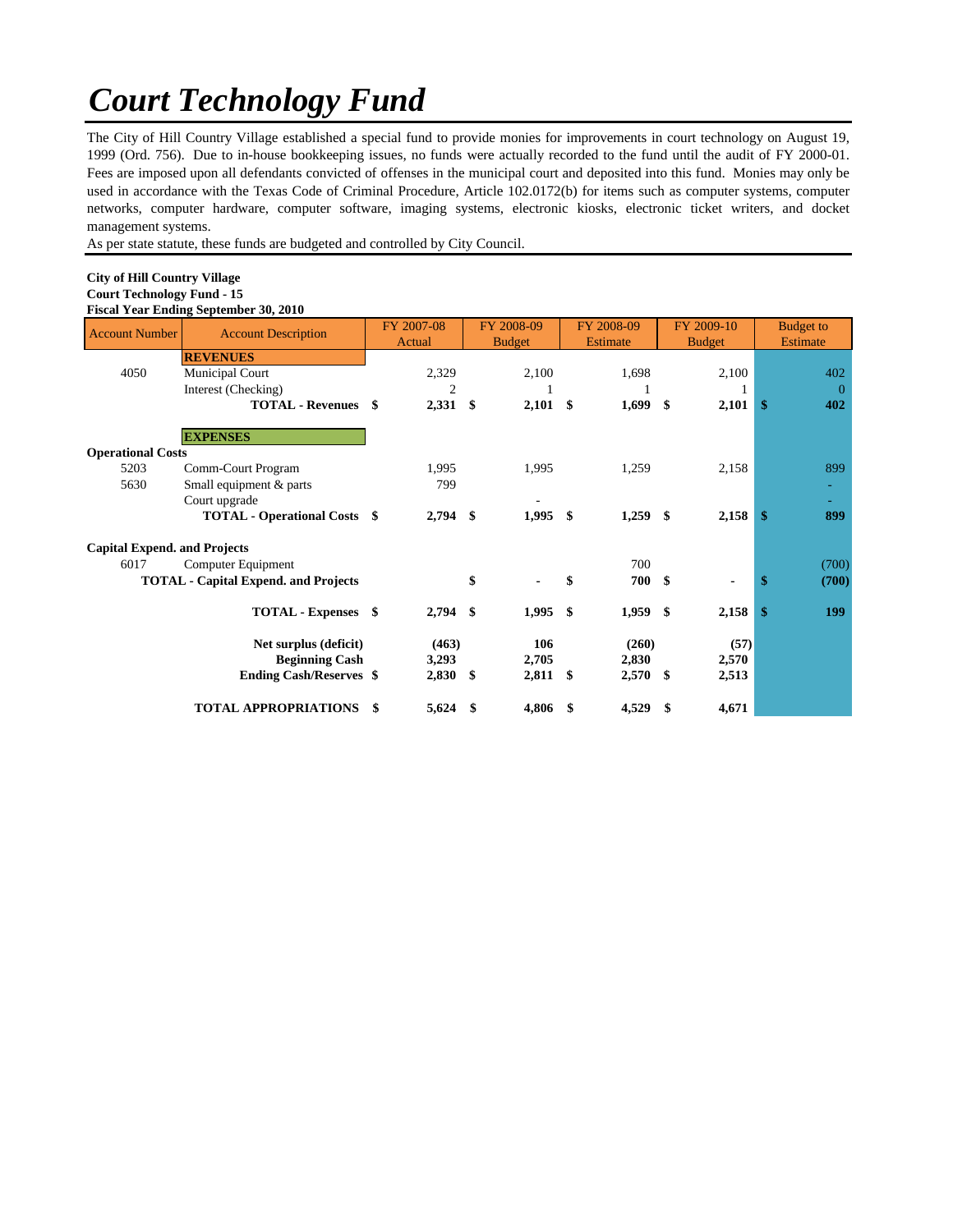# *Court Technology Fund*

The City of Hill Country Village established a special fund to provide monies for improvements in court technology on August 19, 1999 (Ord. 756). Due to in-house bookkeeping issues, no funds were actually recorded to the fund until the audit of FY 2000-01. Fees are imposed upon all defendants convicted of offenses in the municipal court and deposited into this fund. Monies may only be used in accordance with the Texas Code of Criminal Procedure, Article 102.0172(b) for items such as computer systems, computer networks, computer hardware, computer software, imaging systems, electronic kiosks, electronic ticket writers, and docket management systems.

As per state statute, these funds are budgeted and controlled by City Council.

**City of Hill Country Village**
**Court Technology Fund - 15**
**Fiscal Year Ending September 30, 2010**

| Account Number | Account Description | FY 2007-08 Actual | FY 2008-09 Budget | FY 2008-09 Estimate | FY 2009-10 Budget | Budget to Estimate |
|---|---|---|---|---|---|---|
| | **REVENUES** | | | | | |
| 4050 | Municipal Court | 2,329 | 2,100 | 1,698 | 2,100 | 402 |
| | Interest (Checking) | 2 | 1 | 1 | 1 | 0 |
| | **TOTAL - Revenues** | **$ 2,331** | **$ 2,101** | **$ 1,699** | **$ 2,101** | **$ 402** |
| | **EXPENSES** | | | | | |
| **Operational Costs** | | | | | | |
| 5203 | Comm-Court Program | 1,995 | 1,995 | 1,259 | 2,158 | 899 |
| 5630 | Small equipment & parts | 799 | | | | - |
| | Court upgrade | | - | | | - |
| | **TOTAL - Operational Costs** | **$ 2,794** | **$ 1,995** | **$ 1,259** | **$ 2,158** | **$ 899** |
| **Capital Expend. and Projects** | | | | | | |
| 6017 | Computer Equipment | | | 700 | | (700) |
| | **TOTAL - Capital Expend. and Projects** | | **$ -** | **$ 700** | **$ -** | **$ (700)** |
| | **TOTAL - Expenses** | **$ 2,794** | **$ 1,995** | **$ 1,959** | **$ 2,158** | **$ 199** |
| | **Net surplus (deficit)** | **(463)** | **106** | **(260)** | **(57)** | |
| | **Beginning Cash** | **3,293** | **2,705** | **2,830** | **2,570** | |
| | **Ending Cash/Reserves** | **$ 2,830** | **$ 2,811** | **$ 2,570** | **$ 2,513** | |
| | **TOTAL APPROPRIATIONS** | **$ 5,624** | **$ 4,806** | **$ 4,529** | **$ 4,671** | |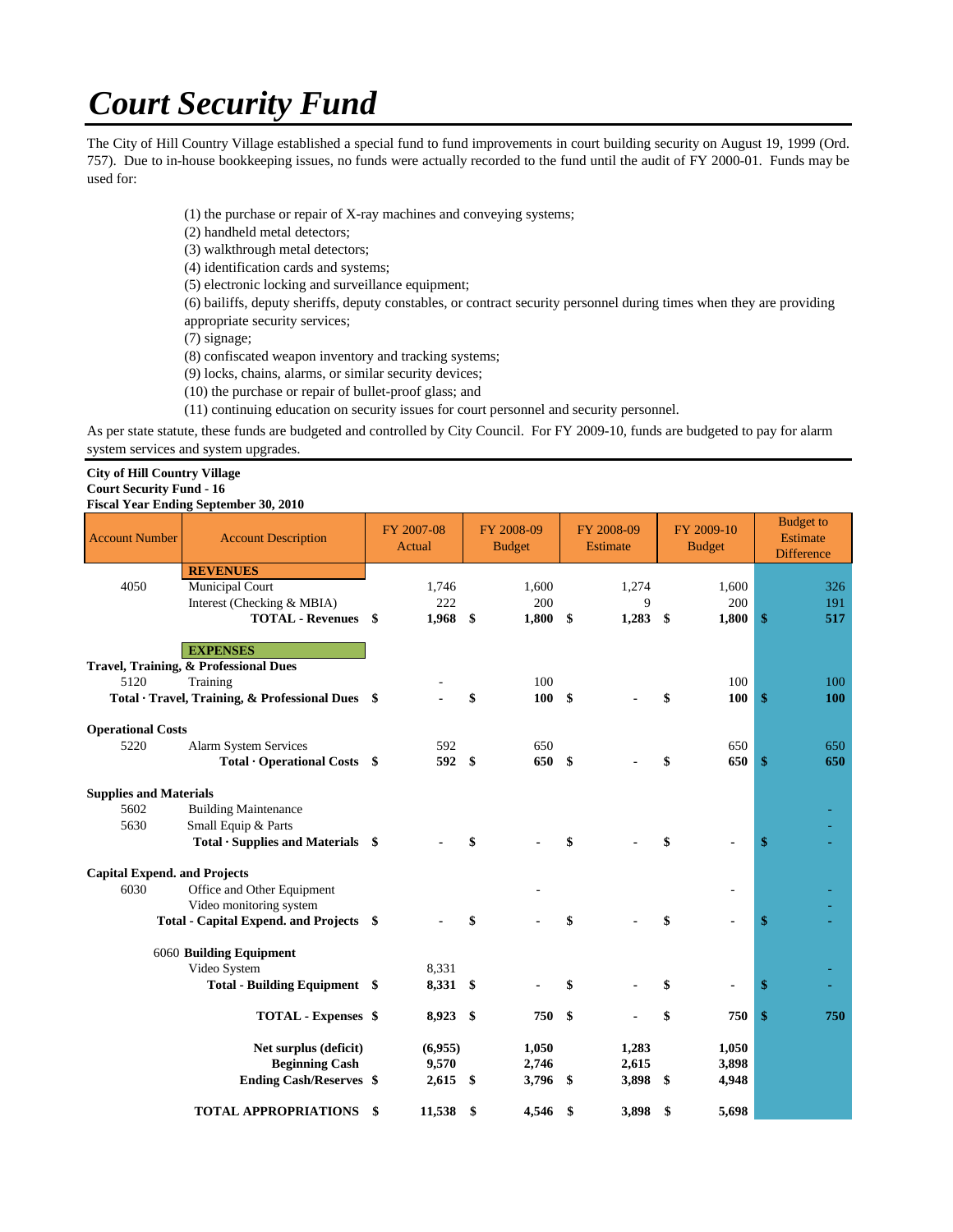# Court Security Fund

The City of Hill Country Village established a special fund to fund improvements in court building security on August 19, 1999 (Ord. 757). Due to in-house bookkeeping issues, no funds were actually recorded to the fund until the audit of FY 2000-01. Funds may be used for:

(1) the purchase or repair of X-ray machines and conveying systems;
(2) handheld metal detectors;
(3) walkthrough metal detectors;
(4) identification cards and systems;
(5) electronic locking and surveillance equipment;
(6) bailiffs, deputy sheriffs, deputy constables, or contract security personnel during times when they are providing appropriate security services;
(7) signage;
(8) confiscated weapon inventory and tracking systems;
(9) locks, chains, alarms, or similar security devices;
(10) the purchase or repair of bullet-proof glass; and
(11) continuing education on security issues for court personnel and security personnel.

As per state statute, these funds are budgeted and controlled by City Council. For FY 2009-10, funds are budgeted to pay for alarm system services and system upgrades.

**City of Hill Country Village**
**Court Security Fund - 16**
**Fiscal Year Ending September 30, 2010**

| Account Number | Account Description | FY 2007-08 Actual | FY 2008-09 Budget | FY 2008-09 Estimate | FY 2009-10 Budget | Budget to Estimate Difference |
|---|---|---|---|---|---|---|
| | **REVENUES** | | | | | |
| 4050 | Municipal Court | 1,746 | 1,600 | 1,274 | 1,600 | 326 |
| | Interest (Checking & MBIA) | 222 | 200 | 9 | 200 | 191 |
| | **TOTAL - Revenues** | **$ 1,968** | **$ 1,800** | **$ 1,283** | **$ 1,800** | **$ 517** |
| | **EXPENSES** | | | | | |
| **Travel, Training, & Professional Dues** | | | | | | |
| 5120 | Training | - | 100 | | 100 | 100 |
| | **Total · Travel, Training, & Professional Dues** | **$ -** | **$ 100** | **$ -** | **$ 100** | **$ 100** |
| **Operational Costs** | | | | | | |
| 5220 | Alarm System Services | 592 | 650 | | 650 | 650 |
| | **Total · Operational Costs** | **$ 592** | **$ 650** | **$ -** | **$ 650** | **$ 650** |
| **Supplies and Materials** | | | | | | |
| 5602 | Building Maintenance | | | | | - |
| 5630 | Small Equip & Parts | | | | | - |
| | **Total · Supplies and Materials** | **$ -** | **$ -** | **$ -** | **$ -** | **$ -** |
| **Capital Expend. and Projects** | | | | | | |
| 6030 | Office and Other Equipment | | - | | - | - |
| | Video monitoring system | | | | | - |
| | **Total - Capital Expend. and Projects** | **$ -** | **$ -** | **$ -** | **$ -** | **$ -** |
| 6060 | **Building Equipment** | | | | | |
| | Video System | 8,331 | | | | - |
| | **Total - Building Equipment** | **$ 8,331** | **$ -** | **$ -** | **$ -** | **$ -** |
| | **TOTAL - Expenses** | **$ 8,923** | **$ 750** | **$ -** | **$ 750** | **$ 750** |
| | **Net surplus (deficit)** | **(6,955)** | **1,050** | **1,283** | **1,050** | |
| | **Beginning Cash** | **9,570** | **2,746** | **2,615** | **3,898** | |
| | **Ending Cash/Reserves** | **$ 2,615** | **$ 3,796** | **$ 3,898** | **$ 4,948** | |
| | **TOTAL APPROPRIATIONS** | **$ 11,538** | **$ 4,546** | **$ 3,898** | **$ 5,698** | |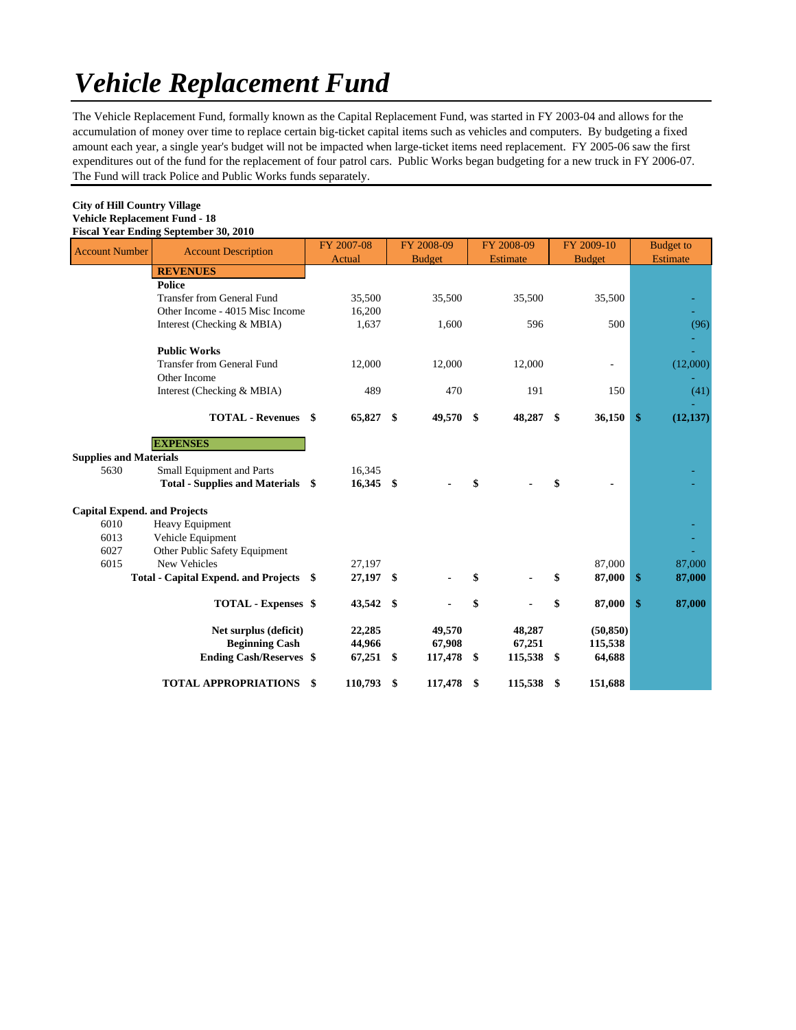# *Vehicle Replacement Fund*

The Vehicle Replacement Fund, formally known as the Capital Replacement Fund, was started in FY 2003-04 and allows for the accumulation of money over time to replace certain big-ticket capital items such as vehicles and computers. By budgeting a fixed amount each year, a single year's budget will not be impacted when large-ticket items need replacement. FY 2005-06 saw the first expenditures out of the fund for the replacement of four patrol cars. Public Works began budgeting for a new truck in FY 2006-07. The Fund will track Police and Public Works funds separately.

**City of Hill Country Village**
**Vehicle Replacement Fund - 18**
**Fiscal Year Ending September 30, 2010**

| Account Number | Account Description | FY 2007-08 Actual | FY 2008-09 Budget | FY 2008-09 Estimate | FY 2009-10 Budget | Budget to Estimate |
|---|---|---|---|---|---|---|
| | **REVENUES** | | | | | |
| | **Police** | | | | | |
| | Transfer from General Fund | 35,500 | 35,500 | 35,500 | 35,500 | - |
| | Other Income - 4015 Misc Income | 16,200 | | | | - |
| | Interest (Checking & MBIA) | 1,637 | 1,600 | 596 | 500 | (96) |
| | | | | | | - |
| | **Public Works** | | | | | - |
| | Transfer from General Fund | 12,000 | 12,000 | 12,000 | - | (12,000) |
| | Other Income | | | | | - |
| | Interest (Checking & MBIA) | 489 | 470 | 191 | 150 | (41) |
| | | | | | | - |
| | **TOTAL - Revenues** | **$ 65,827** | **$ 49,570** | **$ 48,287** | **$ 36,150** | **$ (12,137)** |
| | **EXPENSES** | | | | | |
| **Supplies and Materials** | | | | | | |
| 5630 | Small Equipment and Parts | 16,345 | | | | - |
| | **Total - Supplies and Materials** | **$ 16,345** | **$ -** | **$ -** | **$ -** | - |
| **Capital Expend. and Projects** | | | | | | |
| 6010 | Heavy Equipment | | | | | - |
| 6013 | Vehicle Equipment | | | | | - |
| 6027 | Other Public Safety Equipment | | | | | - |
| 6015 | New Vehicles | 27,197 | | | 87,000 | 87,000 |
| | **Total - Capital Expend. and Projects** | **$ 27,197** | **$ -** | **$ -** | **$ 87,000** | **$ 87,000** |
| | **TOTAL - Expenses** | **$ 43,542** | **$ -** | **$ -** | **$ 87,000** | **$ 87,000** |
| | **Net surplus (deficit)** | **22,285** | **49,570** | **48,287** | **(50,850)** | |
| | **Beginning Cash** | **44,966** | **67,908** | **67,251** | **115,538** | |
| | **Ending Cash/Reserves** | **$ 67,251** | **$ 117,478** | **$ 115,538** | **$ 64,688** | |
| | **TOTAL APPROPRIATIONS** | **$ 110,793** | **$ 117,478** | **$ 115,538** | **$ 151,688** | |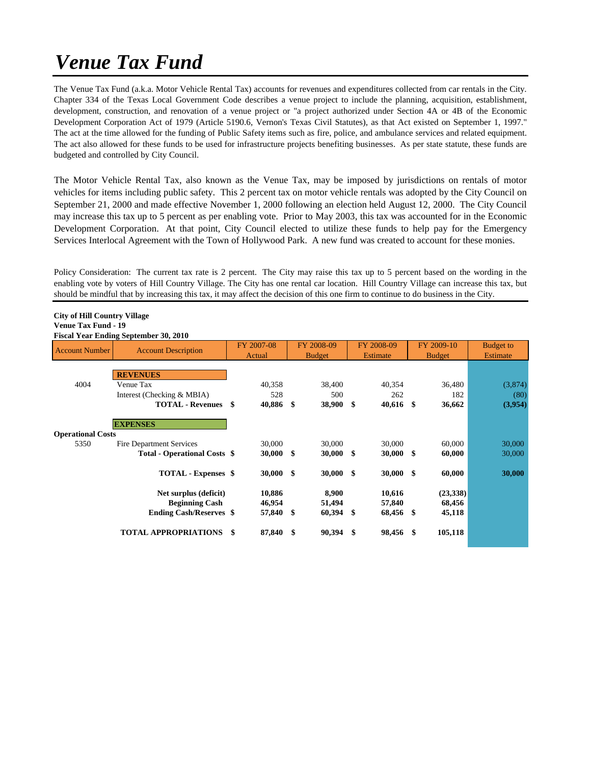# *Venue Tax Fund*

The Venue Tax Fund (a.k.a. Motor Vehicle Rental Tax) accounts for revenues and expenditures collected from car rentals in the City. Chapter 334 of the Texas Local Government Code describes a venue project to include the planning, acquisition, establishment, development, construction, and renovation of a venue project or "a project authorized under Section 4A or 4B of the Economic Development Corporation Act of 1979 (Article 5190.6, Vernon's Texas Civil Statutes), as that Act existed on September 1, 1997." The act at the time allowed for the funding of Public Safety items such as fire, police, and ambulance services and related equipment. The act also allowed for these funds to be used for infrastructure projects benefiting businesses. As per state statute, these funds are budgeted and controlled by City Council.

The Motor Vehicle Rental Tax, also known as the Venue Tax, may be imposed by jurisdictions on rentals of motor vehicles for items including public safety. This 2 percent tax on motor vehicle rentals was adopted by the City Council on September 21, 2000 and made effective November 1, 2000 following an election held August 12, 2000. The City Council may increase this tax up to 5 percent as per enabling vote. Prior to May 2003, this tax was accounted for in the Economic Development Corporation. At that point, City Council elected to utilize these funds to help pay for the Emergency Services Interlocal Agreement with the Town of Hollywood Park. A new fund was created to account for these monies.

Policy Consideration: The current tax rate is 2 percent. The City may raise this tax up to 5 percent based on the wording in the enabling vote by voters of Hill Country Village. The City has one rental car location. Hill Country Village can increase this tax, but should be mindful that by increasing this tax, it may affect the decision of this one firm to continue to do business in the City.

**City of Hill Country Village**
**Venue Tax Fund - 19**
**Fiscal Year Ending September 30, 2010**

| Account Number | Account Description | FY 2007-08 Actual | FY 2008-09 Budget | FY 2008-09 Estimate | FY 2009-10 Budget | Budget to Estimate |
|---|---|---|---|---|---|---|
| | **REVENUES** | | | | | |
| 4004 | Venue Tax | 40,358 | 38,400 | 40,354 | 36,480 | (3,874) |
| | Interest (Checking & MBIA) | 528 | 500 | 262 | 182 | (80) |
| | **TOTAL - Revenues** | **$ 40,886** | **$ 38,900** | **$ 40,616** | **$ 36,662** | **(3,954)** |
| | **EXPENSES** | | | | | |
| **Operational Costs** | | | | | | |
| 5350 | Fire Department Services | 30,000 | 30,000 | 30,000 | 60,000 | 30,000 |
| | **Total - Operational Costs** | **$ 30,000** | **$ 30,000** | **$ 30,000** | **$ 60,000** | 30,000 |
| | **TOTAL - Expenses** | **$ 30,000** | **$ 30,000** | **$ 30,000** | **$ 60,000** | **30,000** |
| | **Net surplus (deficit)** | **10,886** | **8,900** | **10,616** | **(23,338)** | |
| | **Beginning Cash** | **46,954** | **51,494** | **57,840** | **68,456** | |
| | **Ending Cash/Reserves** | **$ 57,840** | **$ 60,394** | **$ 68,456** | **$ 45,118** | |
| | **TOTAL APPROPRIATIONS** | **$ 87,840** | **$ 90,394** | **$ 98,456** | **$ 105,118** | |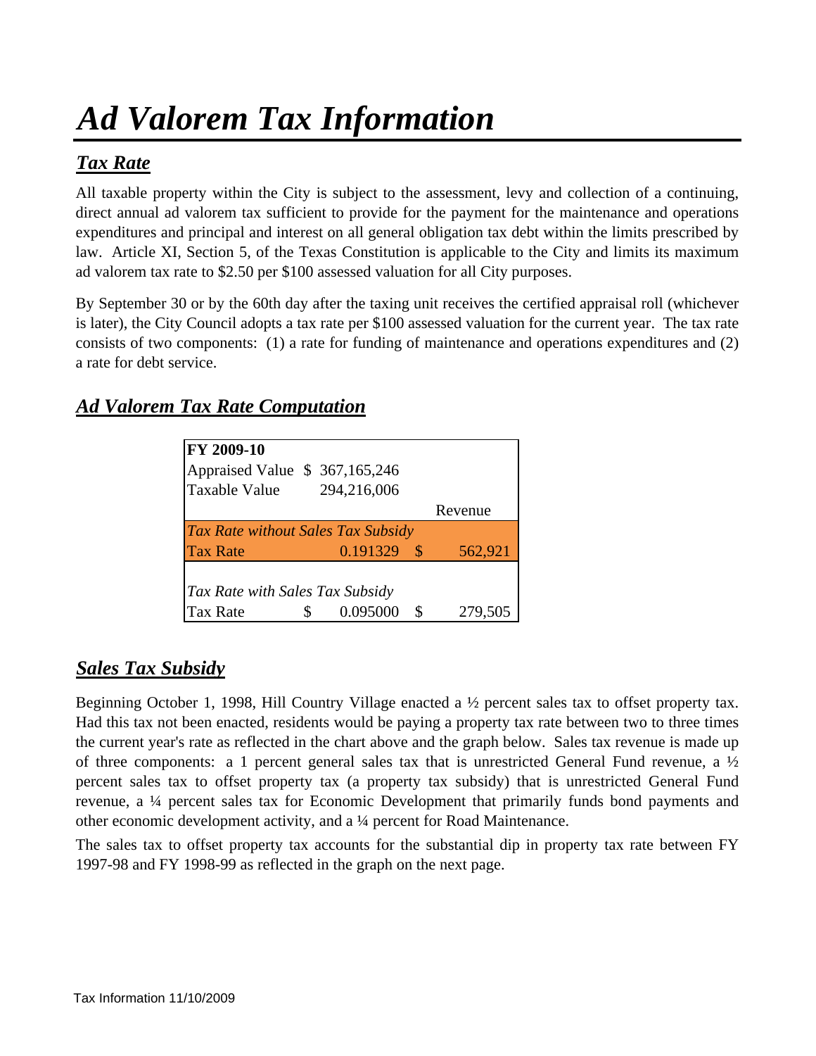# *Ad Valorem Tax Information*

## ***Tax Rate***

All taxable property within the City is subject to the assessment, levy and collection of a continuing, direct annual ad valorem tax sufficient to provide for the payment for the maintenance and operations expenditures and principal and interest on all general obligation tax debt within the limits prescribed by law. Article XI, Section 5, of the Texas Constitution is applicable to the City and limits its maximum ad valorem tax rate to $2.50 per $100 assessed valuation for all City purposes.

By September 30 or by the 60th day after the taxing unit receives the certified appraisal roll (whichever is later), the City Council adopts a tax rate per $100 assessed valuation for the current year. The tax rate consists of two components: (1) a rate for funding of maintenance and operations expenditures and (2) a rate for debt service.

## ***Ad Valorem Tax Rate Computation***

| **FY 2009-10** | | | |
|---|---|---|---|
| Appraised Value | $ 367,165,246 | | |
| Taxable Value | 294,216,006 | | |
| | | | Revenue |
| *Tax Rate without Sales Tax Subsidy* | | | |
| Tax Rate | 0.191329 | $ | 562,921 |
| *Tax Rate with Sales Tax Subsidy* | | | |
| Tax Rate | $ 0.095000 | $ | 279,505 |

## ***Sales Tax Subsidy***

Beginning October 1, 1998, Hill Country Village enacted a ½ percent sales tax to offset property tax. Had this tax not been enacted, residents would be paying a property tax rate between two to three times the current year's rate as reflected in the chart above and the graph below. Sales tax revenue is made up of three components: a 1 percent general sales tax that is unrestricted General Fund revenue, a ½ percent sales tax to offset property tax (a property tax subsidy) that is unrestricted General Fund revenue, a ¼ percent sales tax for Economic Development that primarily funds bond payments and other economic development activity, and a ¼ percent for Road Maintenance.

The sales tax to offset property tax accounts for the substantial dip in property tax rate between FY 1997-98 and FY 1998-99 as reflected in the graph on the next page.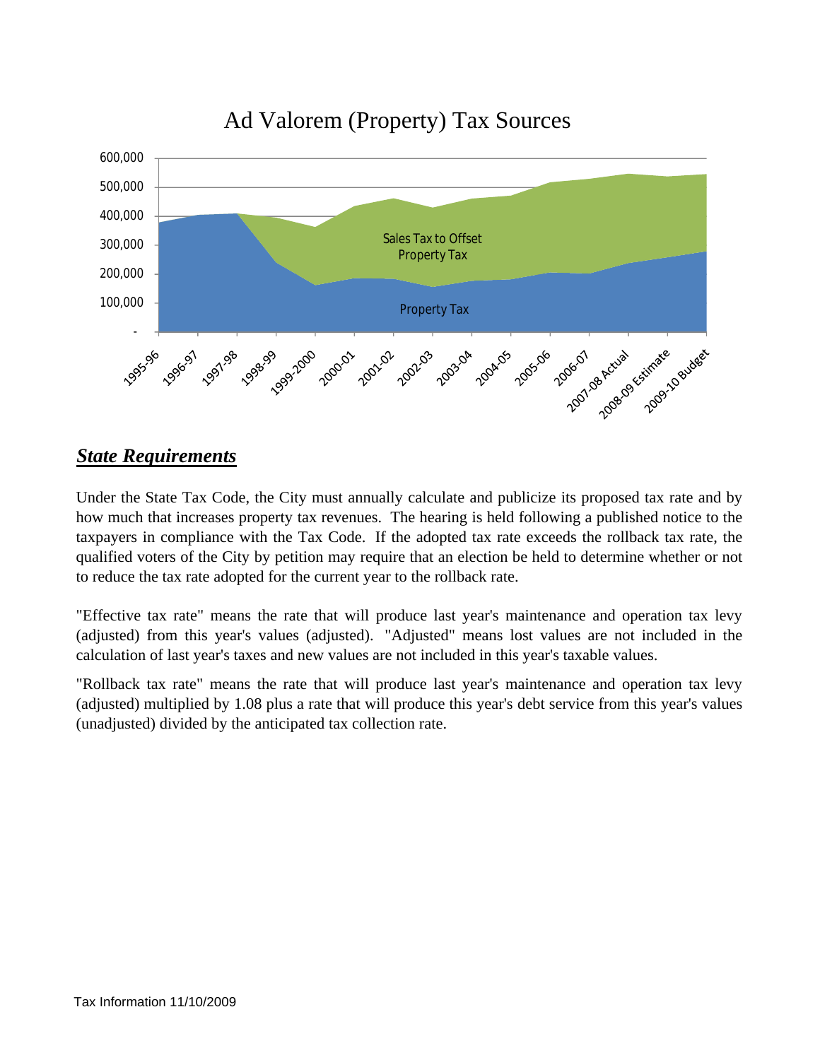Ad Valorem (Property) Tax Sources

## ***State Requirements***

Under the State Tax Code, the City must annually calculate and publicize its proposed tax rate and by how much that increases property tax revenues. The hearing is held following a published notice to the taxpayers in compliance with the Tax Code. If the adopted tax rate exceeds the rollback tax rate, the qualified voters of the City by petition may require that an election be held to determine whether or not to reduce the tax rate adopted for the current year to the rollback rate.

"Effective tax rate" means the rate that will produce last year's maintenance and operation tax levy (adjusted) from this year's values (adjusted). "Adjusted" means lost values are not included in the calculation of last year's taxes and new values are not included in this year's taxable values.

"Rollback tax rate" means the rate that will produce last year's maintenance and operation tax levy (adjusted) multiplied by 1.08 plus a rate that will produce this year's debt service from this year's values (unadjusted) divided by the anticipated tax collection rate.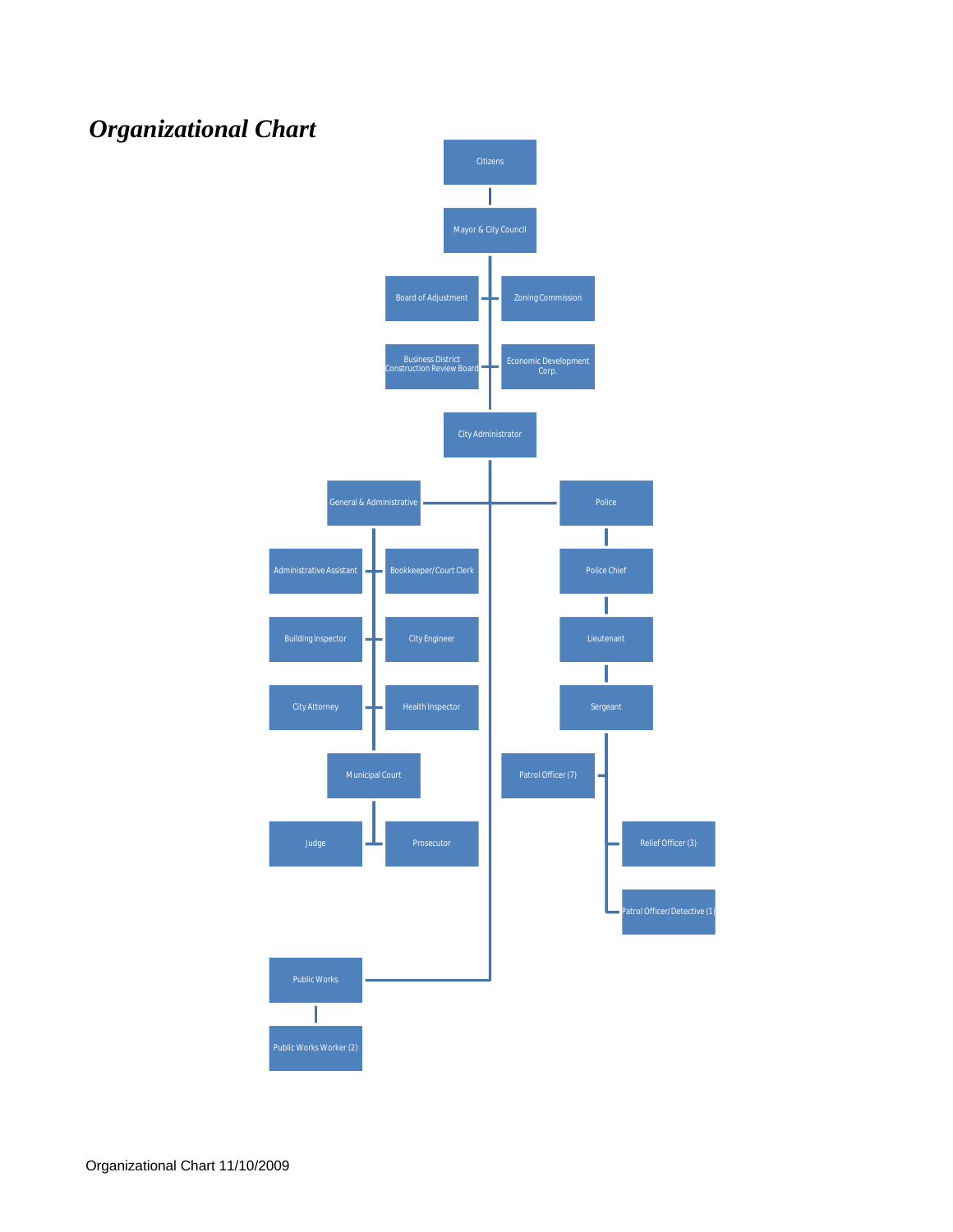## *Organizational Chart*

- Citizens
  - Mayor & City Council
    - Board of Adjustment
    - Zoning Commission
    - Business District Construction Review Board
    - Economic Development Corp.
    - City Administrator
      - General & Administrative
        - Administrative Assistant
        - Bookkeeper/Court Clerk
        - Building Inspector
        - City Engineer
        - City Attorney
        - Health Inspector
        - Municipal Court
          - Judge
          - Prosecutor
      - Police
        - Police Chief
          - Lieutenant
            - Sergeant
              - Patrol Officer (7)
              - Relief Officer (3)
              - Patrol Officer/Detective (1)
      - Public Works
        - Public Works Worker (2)

Organizational Chart 11/10/2009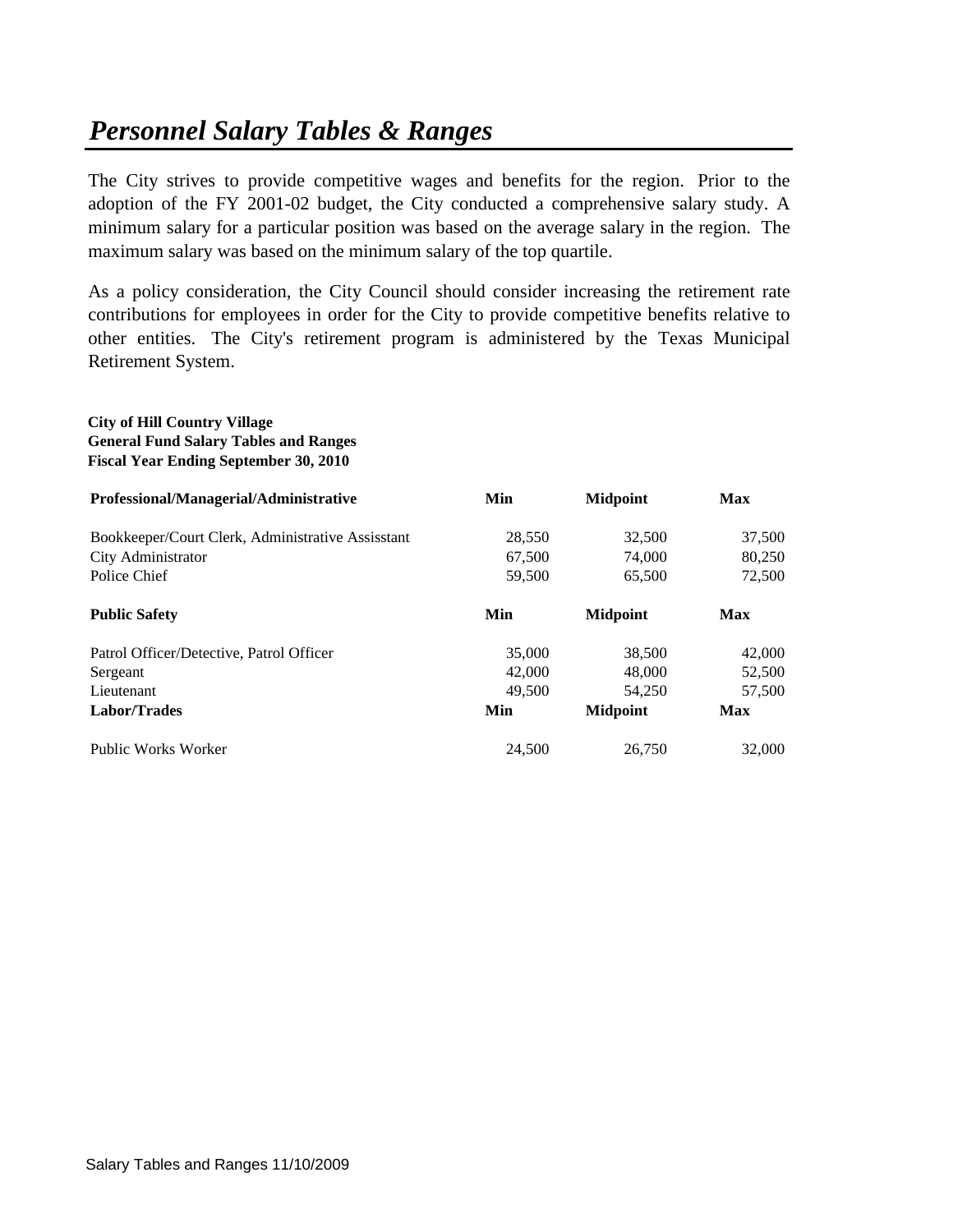# *Personnel Salary Tables & Ranges*

The City strives to provide competitive wages and benefits for the region. Prior to the adoption of the FY 2001-02 budget, the City conducted a comprehensive salary study. A minimum salary for a particular position was based on the average salary in the region. The maximum salary was based on the minimum salary of the top quartile.

As a policy consideration, the City Council should consider increasing the retirement rate contributions for employees in order for the City to provide competitive benefits relative to other entities. The City's retirement program is administered by the Texas Municipal Retirement System.

**City of Hill Country Village**
**General Fund Salary Tables and Ranges**
**Fiscal Year Ending September 30, 2010**

| **Professional/Managerial/Administrative** | **Min** | **Midpoint** | **Max** |
|---|---|---|---|
| Bookkeeper/Court Clerk, Administrative Assisstant | 28,550 | 32,500 | 37,500 |
| City Administrator | 67,500 | 74,000 | 80,250 |
| Police Chief | 59,500 | 65,500 | 72,500 |
| **Public Safety** | **Min** | **Midpoint** | **Max** |
| Patrol Officer/Detective, Patrol Officer | 35,000 | 38,500 | 42,000 |
| Sergeant | 42,000 | 48,000 | 52,500 |
| Lieutenant | 49,500 | 54,250 | 57,500 |
| **Labor/Trades** | **Min** | **Midpoint** | **Max** |
| Public Works Worker | 24,500 | 26,750 | 32,000 |

Salary Tables and Ranges 11/10/2009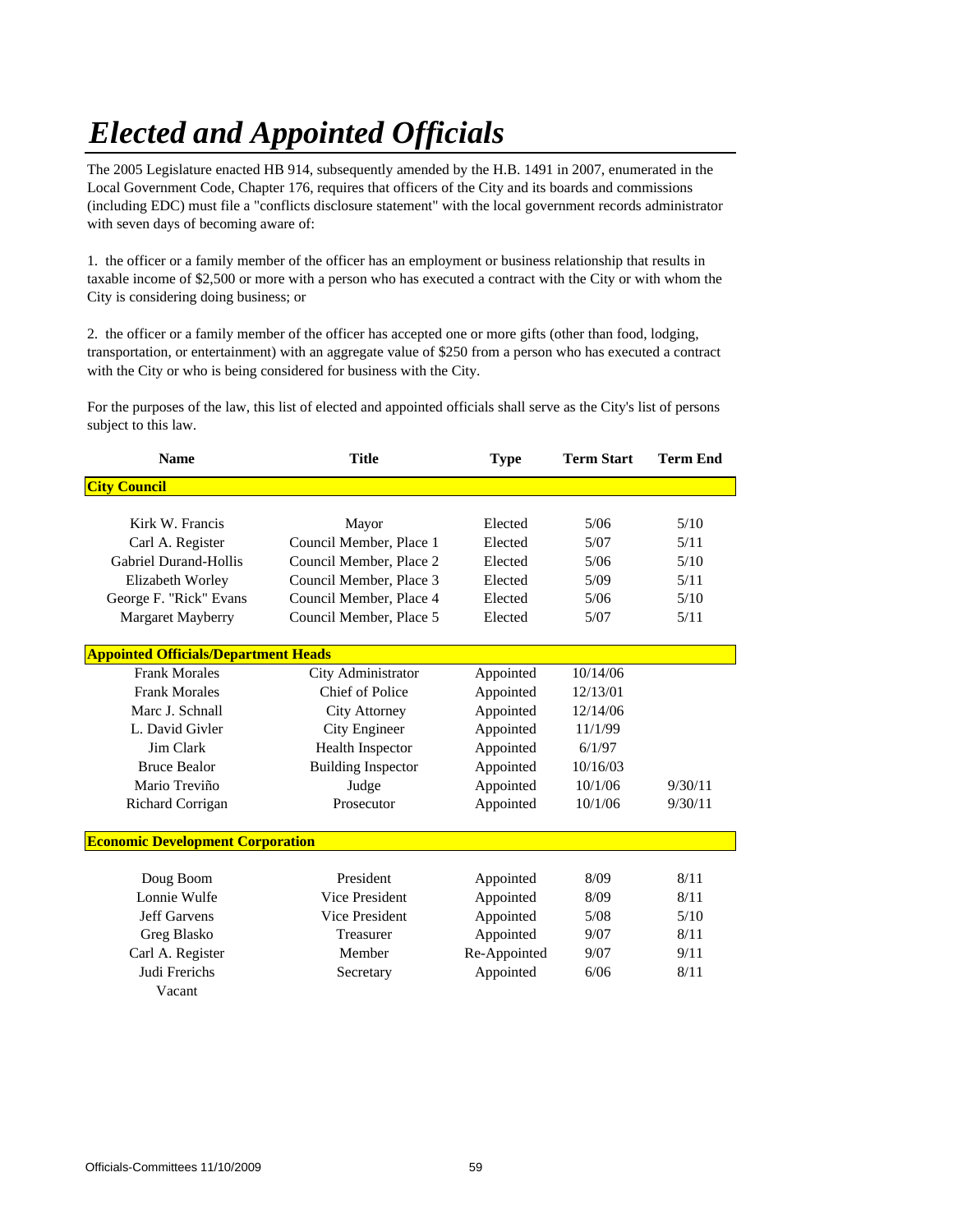# *Elected and Appointed Officials*

The 2005 Legislature enacted HB 914, subsequently amended by the H.B. 1491 in 2007, enumerated in the Local Government Code, Chapter 176, requires that officers of the City and its boards and commissions (including EDC) must file a "conflicts disclosure statement" with the local government records administrator with seven days of becoming aware of:

1. the officer or a family member of the officer has an employment or business relationship that results in taxable income of $2,500 or more with a person who has executed a contract with the City or with whom the City is considering doing business; or

2. the officer or a family member of the officer has accepted one or more gifts (other than food, lodging, transportation, or entertainment) with an aggregate value of $250 from a person who has executed a contract with the City or who is being considered for business with the City.

For the purposes of the law, this list of elected and appointed officials shall serve as the City's list of persons subject to this law.

| Name | Title | Type | Term Start | Term End |
|---|---|---|---|---|
| **City Council** | | | | |
| Kirk W. Francis | Mayor | Elected | 5/06 | 5/10 |
| Carl A. Register | Council Member, Place 1 | Elected | 5/07 | 5/11 |
| Gabriel Durand-Hollis | Council Member, Place 2 | Elected | 5/06 | 5/10 |
| Elizabeth Worley | Council Member, Place 3 | Elected | 5/09 | 5/11 |
| George F. "Rick" Evans | Council Member, Place 4 | Elected | 5/06 | 5/10 |
| Margaret Mayberry | Council Member, Place 5 | Elected | 5/07 | 5/11 |
| **Appointed Officials/Department Heads** | | | | |
| Frank Morales | City Administrator | Appointed | 10/14/06 | |
| Frank Morales | Chief of Police | Appointed | 12/13/01 | |
| Marc J. Schnall | City Attorney | Appointed | 12/14/06 | |
| L. David Givler | City Engineer | Appointed | 11/1/99 | |
| Jim Clark | Health Inspector | Appointed | 6/1/97 | |
| Bruce Bealor | Building Inspector | Appointed | 10/16/03 | |
| Mario Treviño | Judge | Appointed | 10/1/06 | 9/30/11 |
| Richard Corrigan | Prosecutor | Appointed | 10/1/06 | 9/30/11 |
| **Economic Development Corporation** | | | | |
| Doug Boom | President | Appointed | 8/09 | 8/11 |
| Lonnie Wulfe | Vice President | Appointed | 8/09 | 8/11 |
| Jeff Garvens | Vice President | Appointed | 5/08 | 5/10 |
| Greg Blasko | Treasurer | Appointed | 9/07 | 8/11 |
| Carl A. Register | Member | Re-Appointed | 9/07 | 9/11 |
| Judi Frerichs | Secretary | Appointed | 6/06 | 8/11 |
| Vacant | | | | |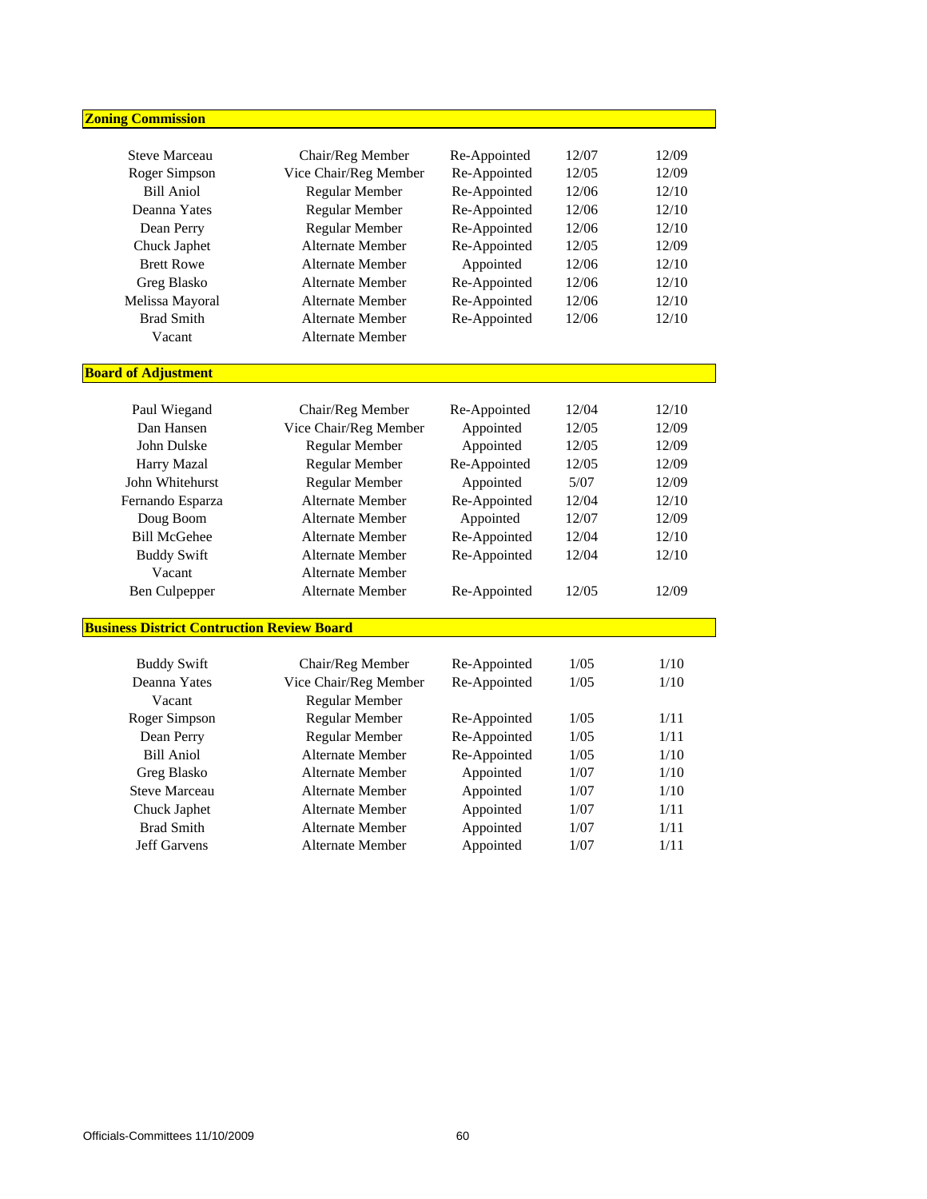## Zoning Commission

| | | | | |
|---|---|---|---|---|
| Steve Marceau | Chair/Reg Member | Re-Appointed | 12/07 | 12/09 |
| Roger Simpson | Vice Chair/Reg Member | Re-Appointed | 12/05 | 12/09 |
| Bill Aniol | Regular Member | Re-Appointed | 12/06 | 12/10 |
| Deanna Yates | Regular Member | Re-Appointed | 12/06 | 12/10 |
| Dean Perry | Regular Member | Re-Appointed | 12/06 | 12/10 |
| Chuck Japhet | Alternate Member | Re-Appointed | 12/05 | 12/09 |
| Brett Rowe | Alternate Member | Appointed | 12/06 | 12/10 |
| Greg Blasko | Alternate Member | Re-Appointed | 12/06 | 12/10 |
| Melissa Mayoral | Alternate Member | Re-Appointed | 12/06 | 12/10 |
| Brad Smith | Alternate Member | Re-Appointed | 12/06 | 12/10 |
| Vacant | Alternate Member | | | |

## Board of Adjustment

| | | | | |
|---|---|---|---|---|
| Paul Wiegand | Chair/Reg Member | Re-Appointed | 12/04 | 12/10 |
| Dan Hansen | Vice Chair/Reg Member | Appointed | 12/05 | 12/09 |
| John Dulske | Regular Member | Appointed | 12/05 | 12/09 |
| Harry Mazal | Regular Member | Re-Appointed | 12/05 | 12/09 |
| John Whitehurst | Regular Member | Appointed | 5/07 | 12/09 |
| Fernando Esparza | Alternate Member | Re-Appointed | 12/04 | 12/10 |
| Doug Boom | Alternate Member | Appointed | 12/07 | 12/09 |
| Bill McGehee | Alternate Member | Re-Appointed | 12/04 | 12/10 |
| Buddy Swift | Alternate Member | Re-Appointed | 12/04 | 12/10 |
| Vacant | Alternate Member | | | |
| Ben Culpepper | Alternate Member | Re-Appointed | 12/05 | 12/09 |

## Business District Contruction Review Board

| | | | | |
|---|---|---|---|---|
| Buddy Swift | Chair/Reg Member | Re-Appointed | 1/05 | 1/10 |
| Deanna Yates | Vice Chair/Reg Member | Re-Appointed | 1/05 | 1/10 |
| Vacant | Regular Member | | | |
| Roger Simpson | Regular Member | Re-Appointed | 1/05 | 1/11 |
| Dean Perry | Regular Member | Re-Appointed | 1/05 | 1/11 |
| Bill Aniol | Alternate Member | Re-Appointed | 1/05 | 1/10 |
| Greg Blasko | Alternate Member | Appointed | 1/07 | 1/10 |
| Steve Marceau | Alternate Member | Appointed | 1/07 | 1/10 |
| Chuck Japhet | Alternate Member | Appointed | 1/07 | 1/11 |
| Brad Smith | Alternate Member | Appointed | 1/07 | 1/11 |
| Jeff Garvens | Alternate Member | Appointed | 1/07 | 1/11 |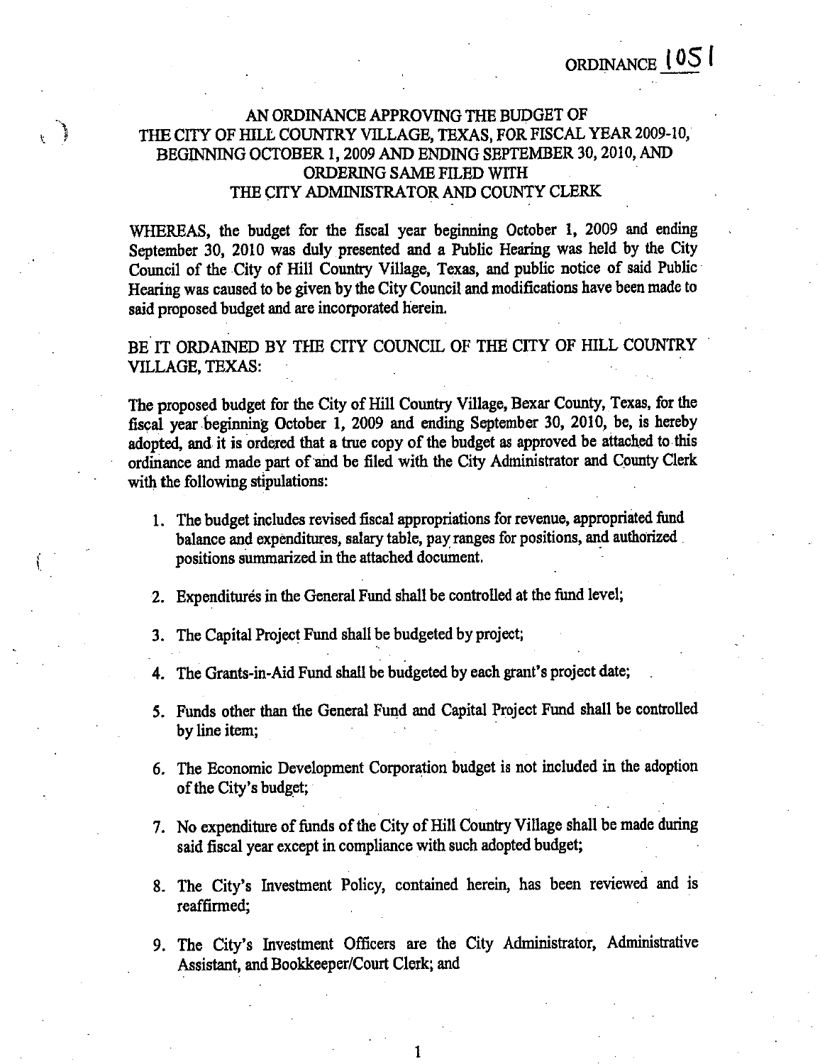ORDINANCE 1051

# AN ORDINANCE APPROVING THE BUDGET OF THE CITY OF HILL COUNTRY VILLAGE, TEXAS, FOR FISCAL YEAR 2009-10, BEGINNING OCTOBER 1, 2009 AND ENDING SEPTEMBER 30, 2010, AND ORDERING SAME FILED WITH THE CITY ADMINISTRATOR AND COUNTY CLERK

WHEREAS, the budget for the fiscal year beginning October 1, 2009 and ending September 30, 2010 was duly presented and a Public Hearing was held by the City Council of the City of Hill Country Village, Texas, and public notice of said Public Hearing was caused to be given by the City Council and modifications have been made to said proposed budget and are incorporated herein.

BE IT ORDAINED BY THE CITY COUNCIL OF THE CITY OF HILL COUNTRY VILLAGE, TEXAS:

The proposed budget for the City of Hill Country Village, Bexar County, Texas, for the fiscal year beginning October 1, 2009 and ending September 30, 2010, be, is hereby adopted, and it is ordered that a true copy of the budget as approved be attached to this ordinance and made part of and be filed with the City Administrator and County Clerk with the following stipulations:

1. The budget includes revised fiscal appropriations for revenue, appropriated fund balance and expenditures, salary table, pay ranges for positions, and authorized positions summarized in the attached document.
2. Expenditures in the General Fund shall be controlled at the fund level;
3. The Capital Project Fund shall be budgeted by project;
4. The Grants-in-Aid Fund shall be budgeted by each grant's project date;
5. Funds other than the General Fund and Capital Project Fund shall be controlled by line item;
6. The Economic Development Corporation budget is not included in the adoption of the City's budget;
7. No expenditure of funds of the City of Hill Country Village shall be made during said fiscal year except in compliance with such adopted budget;
8. The City's Investment Policy, contained herein, has been reviewed and is reaffirmed;
9. The City's Investment Officers are the City Administrator, Administrative Assistant, and Bookkeeper/Court Clerk; and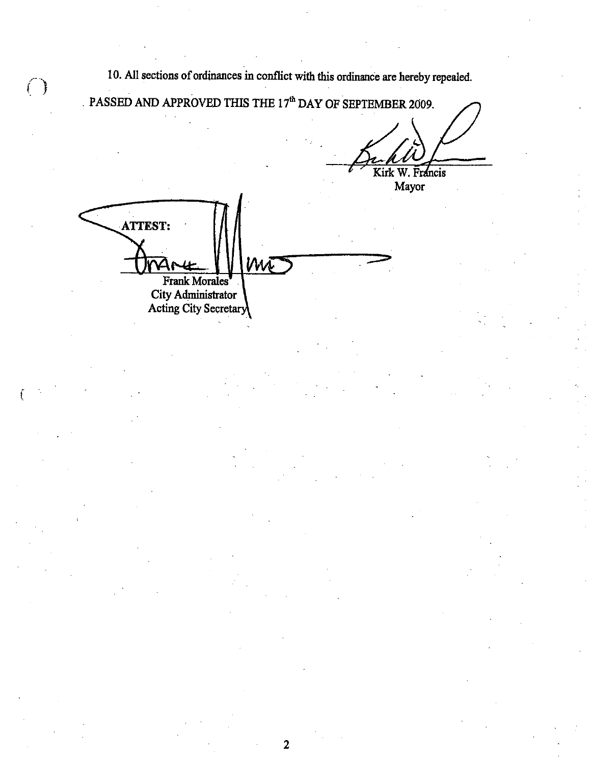10. All sections of ordinances in conflict with this ordinance are hereby repealed.

PASSED AND APPROVED THIS THE 17th DAY OF SEPTEMBER 2009.

Kirk W. Francis
Mayor

ATTEST:

Frank Morales
City Administrator
Acting City Secretary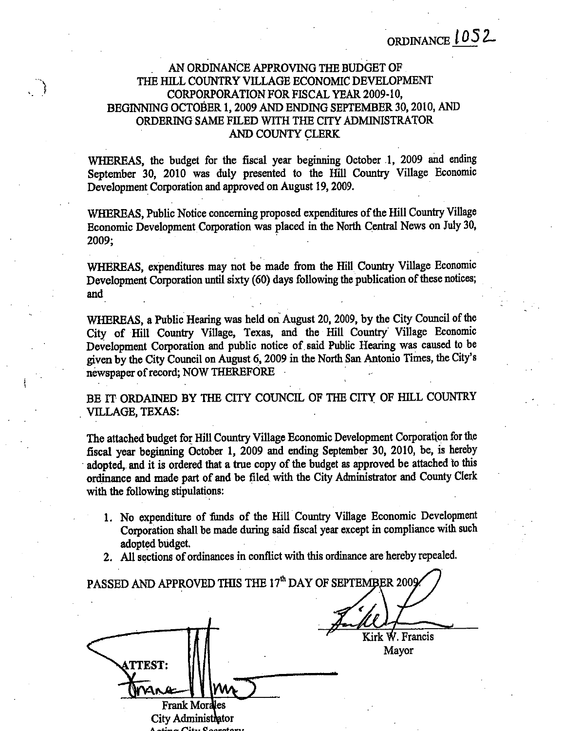ORDINANCE 1052

# AN ORDINANCE APPROVING THE BUDGET OF THE HILL COUNTRY VILLAGE ECONOMIC DEVELOPMENT CORPORPORATION FOR FISCAL YEAR 2009-10, BEGINNING OCTOBER 1, 2009 AND ENDING SEPTEMBER 30, 2010, AND ORDERING SAME FILED WITH THE CITY ADMINISTRATOR AND COUNTY CLERK

WHEREAS, the budget for the fiscal year beginning October 1, 2009 and ending September 30, 2010 was duly presented to the Hill Country Village Economic Development Corporation and approved on August 19, 2009.

WHEREAS, Public Notice concerning proposed expenditures of the Hill Country Village Economic Development Corporation was placed in the North Central News on July 30, 2009;

WHEREAS, expenditures may not be made from the Hill Country Village Economic Development Corporation until sixty (60) days following the publication of these notices; and

WHEREAS, a Public Hearing was held on August 20, 2009, by the City Council of the City of Hill Country Village, Texas, and the Hill Country Village Economic Development Corporation and public notice of said Public Hearing was caused to be given by the City Council on August 6, 2009 in the North San Antonio Times, the City's newspaper of record; NOW THEREFORE

BE IT ORDAINED BY THE CITY COUNCIL OF THE CITY OF HILL COUNTRY VILLAGE, TEXAS:

The attached budget for Hill Country Village Economic Development Corporation for the fiscal year beginning October 1, 2009 and ending September 30, 2010, be, is hereby adopted, and it is ordered that a true copy of the budget as approved be attached to this ordinance and made part of and be filed with the City Administrator and County Clerk with the following stipulations:

1. No expenditure of funds of the Hill Country Village Economic Development Corporation shall be made during said fiscal year except in compliance with such adopted budget.
2. All sections of ordinances in conflict with this ordinance are hereby repealed.

PASSED AND APPROVED THIS THE 17th DAY OF SEPTEMBER 2009.

Kirk W. Francis
Mayor

ATTEST:

Frank Morales
City Administrator
Acting City Secretary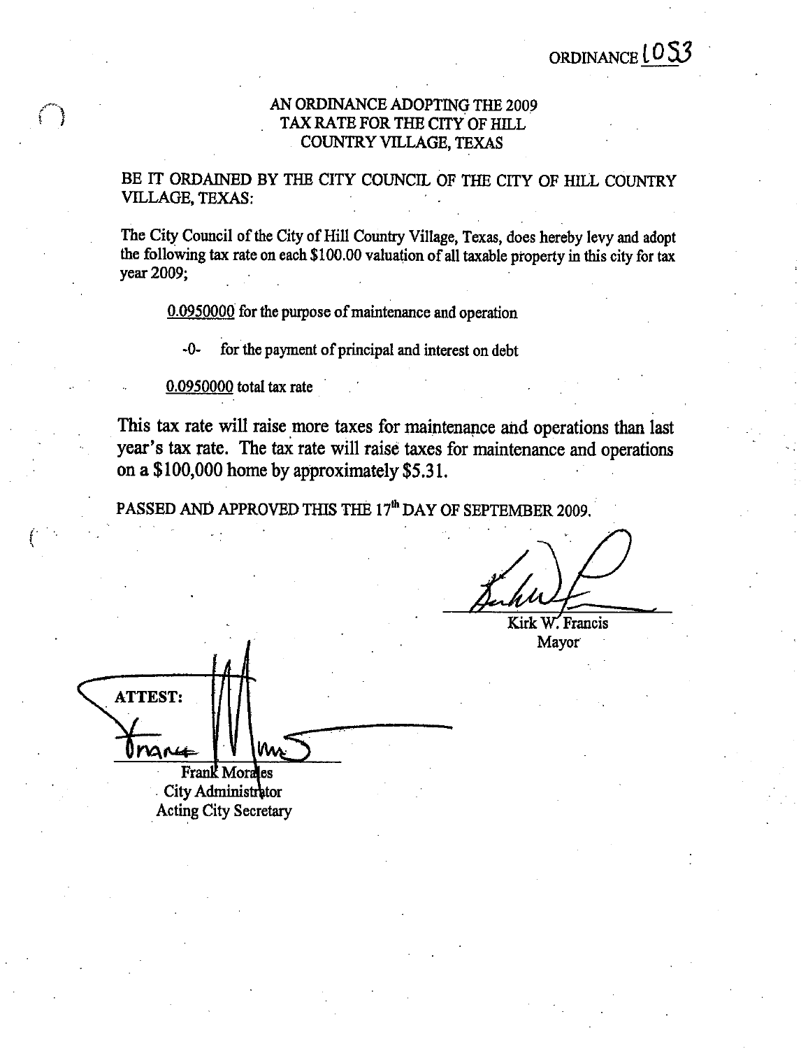ORDINANCE 1053

# AN ORDINANCE ADOPTING THE 2009 TAX RATE FOR THE CITY OF HILL COUNTRY VILLAGE, TEXAS

BE IT ORDAINED BY THE CITY COUNCIL OF THE CITY OF HILL COUNTRY VILLAGE, TEXAS:

The City Council of the City of Hill Country Village, Texas, does hereby levy and adopt the following tax rate on each $100.00 valuation of all taxable property in this city for tax year 2009;

0.0950000 for the purpose of maintenance and operation

-0- for the payment of principal and interest on debt

0.0950000 total tax rate

This tax rate will raise more taxes for maintenance and operations than last year's tax rate. The tax rate will raise taxes for maintenance and operations on a $100,000 home by approximately $5.31.

PASSED AND APPROVED THIS THE 17th DAY OF SEPTEMBER 2009.

Kirk W. Francis
Mayor

ATTEST:

Frank Morales
City Administrator
Acting City Secretary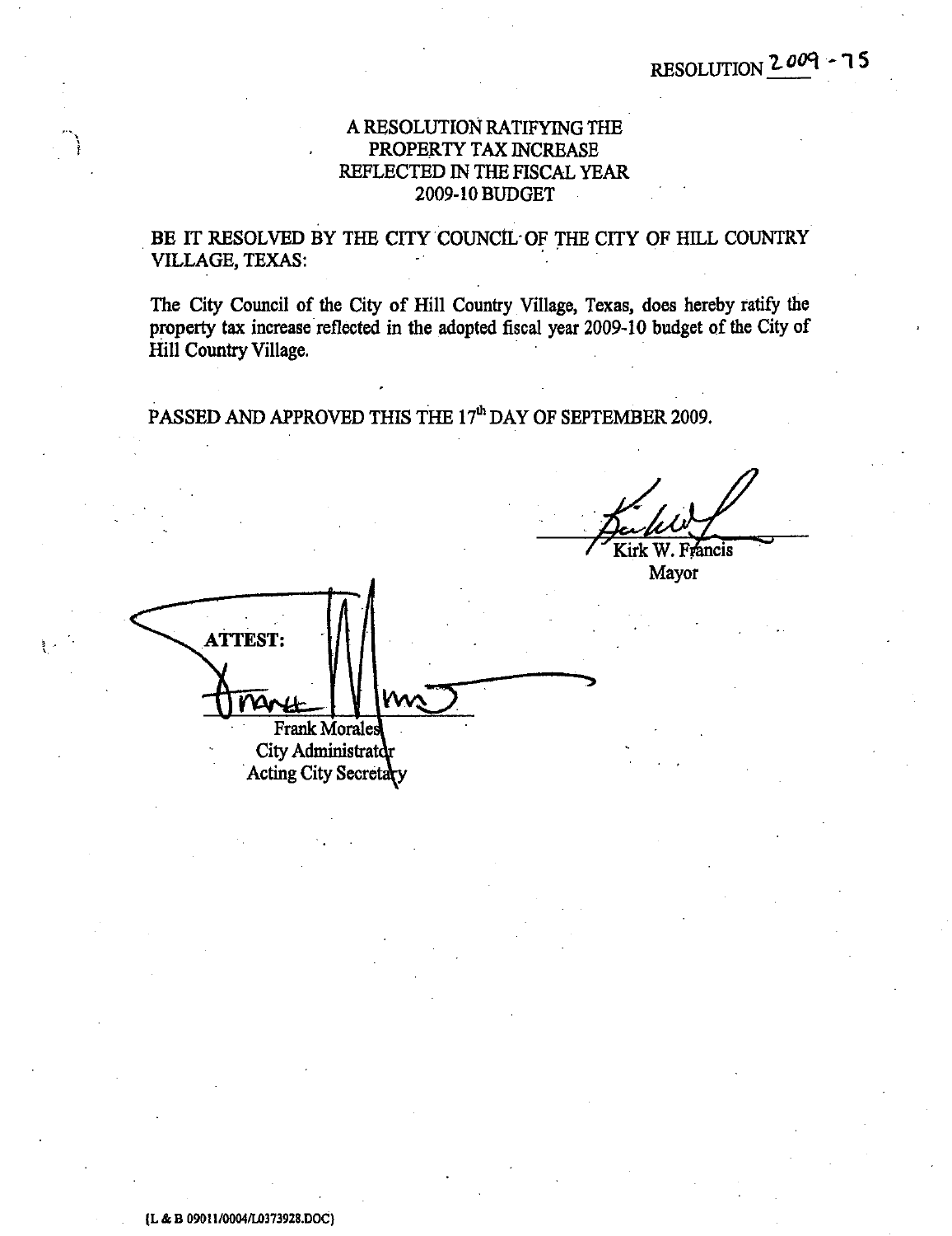RESOLUTION 2009 - 75

# A RESOLUTION RATIFYING THE PROPERTY TAX INCREASE REFLECTED IN THE FISCAL YEAR 2009-10 BUDGET

BE IT RESOLVED BY THE CITY COUNCIL OF THE CITY OF HILL COUNTRY VILLAGE, TEXAS:

The City Council of the City of Hill Country Village, Texas, does hereby ratify the property tax increase reflected in the adopted fiscal year 2009-10 budget of the City of Hill Country Village.

PASSED AND APPROVED THIS THE 17th DAY OF SEPTEMBER 2009.

Kirk W. Francis
Mayor

ATTEST:

Frank Morales
City Administrator
Acting City Secretary

(L & B 09011/0004/L0373928.DOC)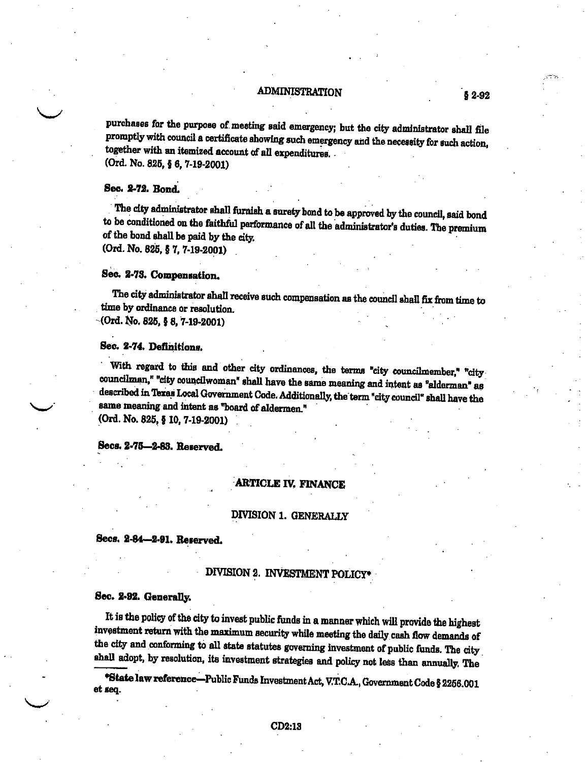purchases for the purpose of meeting said emergency; but the city administrator shall file promptly with council a certificate showing such emergency and the necessity for such action, together with an itemized account of all expenditures.
(Ord. No. 825, § 6, 7-19-2001)

**Sec. 2-72. Bond.**

The city administrator shall furnish a surety bond to be approved by the council, said bond to be conditioned on the faithful performance of all the administrator's duties. The premium of the bond shall be paid by the city.
(Ord. No. 825, § 7, 7-19-2001)

**Sec. 2-73. Compensation.**

The city administrator shall receive such compensation as the council shall fix from time to time by ordinance or resolution.
(Ord. No. 825, § 8, 7-19-2001)

**Sec. 2-74. Definitions.**

With regard to this and other city ordinances, the terms "city councilmember," "city councilman," "city councilwoman" shall have the same meaning and intent as "alderman" as described in Texas Local Government Code. Additionally, the term "city council" shall have the same meaning and intent as "board of aldermen."
(Ord. No. 825, § 10, 7-19-2001)

**Secs. 2-75—2-83. Reserved.**

## ARTICLE IV. FINANCE

### DIVISION 1. GENERALLY

**Secs. 2-84—2-91. Reserved.**

### DIVISION 2. INVESTMENT POLICY*

**Sec. 2-92. Generally.**

It is the policy of the city to invest public funds in a manner which will provide the highest investment return with the maximum security while meeting the daily cash flow demands of the city and conforming to all state statutes governing investment of public funds. The city shall adopt, by resolution, its investment strategies and policy not less than annually. The

*__State law reference__—Public Funds Investment Act, V.T.C.A., Government Code § 2256.001 et seq.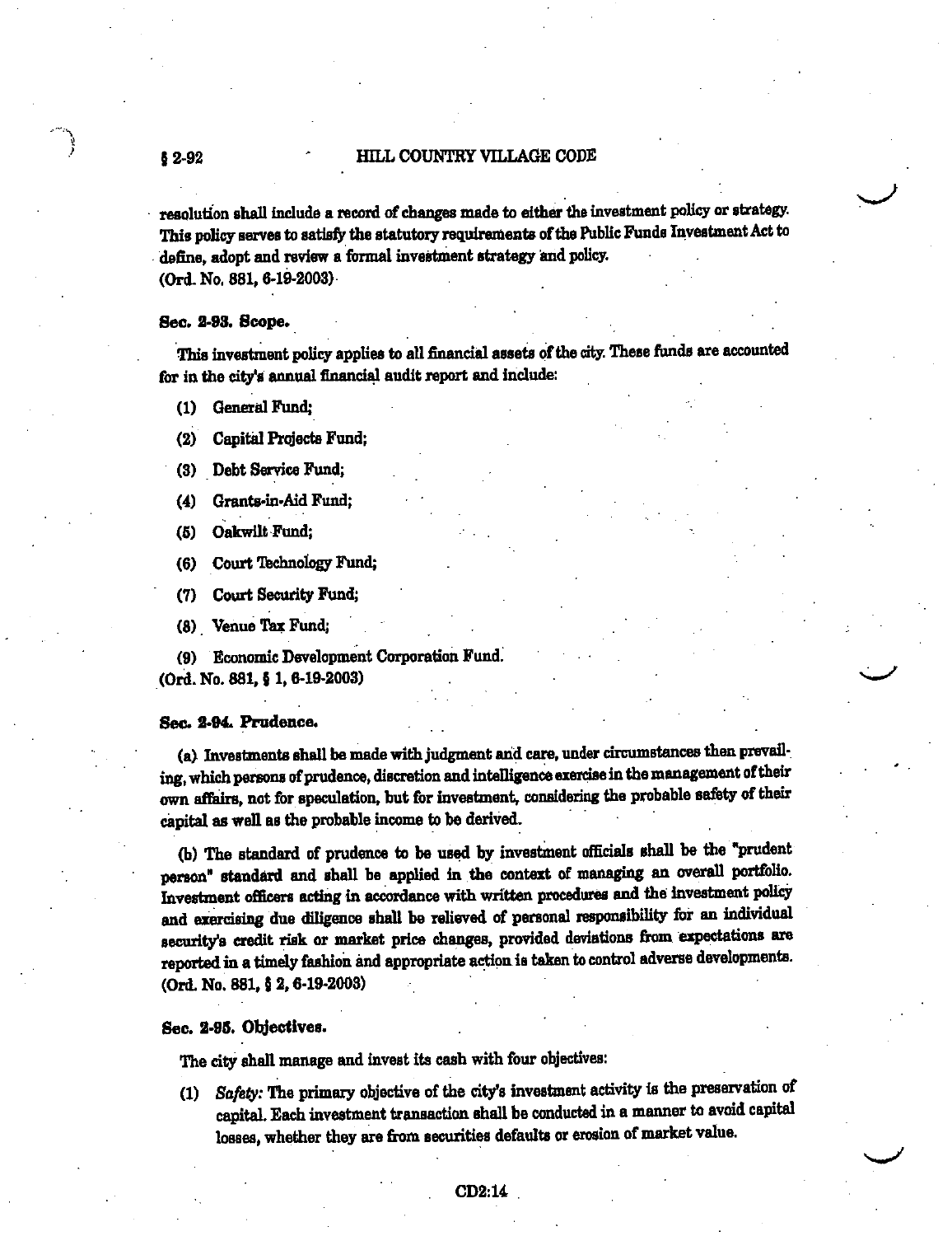resolution shall include a record of changes made to either the investment policy or strategy. This policy serves to satisfy the statutory requirements of the Public Funds Investment Act to define, adopt and review a formal investment strategy and policy.
(Ord. No. 881, 6-19-2003)

**Sec. 2-93. Scope.**

This investment policy applies to all financial assets of the city. These funds are accounted for in the city's annual financial audit report and include:

(1) General Fund;

(2) Capital Projects Fund;

(3) Debt Service Fund;

(4) Grants-in-Aid Fund;

(5) Oakwilt Fund;

(6) Court Technology Fund;

(7) Court Security Fund;

(8) Venue Tax Fund;

(9) Economic Development Corporation Fund.

(Ord. No. 881, § 1, 6-19-2003)

**Sec. 2-94. Prudence.**

(a) Investments shall be made with judgment and care, under circumstances then prevailing, which persons of prudence, discretion and intelligence exercise in the management of their own affairs, not for speculation, but for investment, considering the probable safety of their capital as well as the probable income to be derived.

(b) The standard of prudence to be used by investment officials shall be the "prudent person" standard and shall be applied in the context of managing an overall portfolio. Investment officers acting in accordance with written procedures and the investment policy and exercising due diligence shall be relieved of personal responsibility for an individual security's credit risk or market price changes, provided deviations from expectations are reported in a timely fashion and appropriate action is taken to control adverse developments.
(Ord. No. 881, § 2, 6-19-2003)

**Sec. 2-95. Objectives.**

The city shall manage and invest its cash with four objectives:

(1) *Safety:* The primary objective of the city's investment activity is the preservation of capital. Each investment transaction shall be conducted in a manner to avoid capital losses, whether they are from securities defaults or erosion of market value.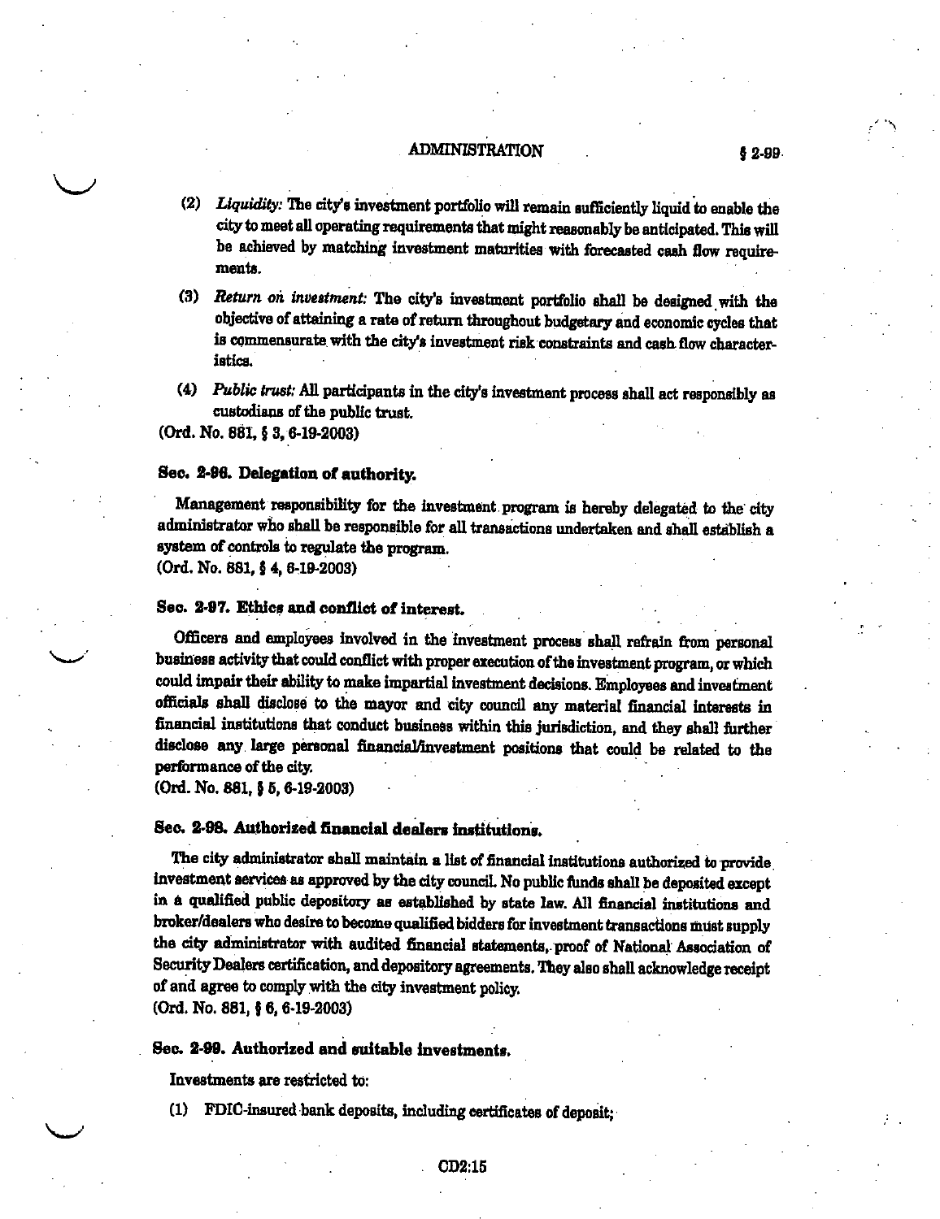(2) *Liquidity:* The city's investment portfolio will remain sufficiently liquid to enable the city to meet all operating requirements that might reasonably be anticipated. This will be achieved by matching investment maturities with forecasted cash flow requirements.

(3) *Return on investment:* The city's investment portfolio shall be designed with the objective of attaining a rate of return throughout budgetary and economic cycles that is commensurate with the city's investment risk constraints and cash flow characteristics.

(4) *Public trust:* All participants in the city's investment process shall act responsibly as custodians of the public trust.

(Ord. No. 881, § 3, 6-19-2003)

**Sec. 2-96. Delegation of authority.**

Management responsibility for the investment program is hereby delegated to the city administrator who shall be responsible for all transactions undertaken and shall establish a system of controls to regulate the program.

(Ord. No. 881, § 4, 6-19-2003)

**Sec. 2-97. Ethics and conflict of interest.**

Officers and employees involved in the investment process shall refrain from personal business activity that could conflict with proper execution of the investment program, or which could impair their ability to make impartial investment decisions. Employees and investment officials shall disclose to the mayor and city council any material financial interests in financial institutions that conduct business within this jurisdiction, and they shall further disclose any large personal financial/investment positions that could be related to the performance of the city.

(Ord. No. 881, § 5, 6-19-2003)

**Sec. 2-98. Authorized financial dealers institutions.**

The city administrator shall maintain a list of financial institutions authorized to provide investment services as approved by the city council. No public funds shall be deposited except in a qualified public depository as established by state law. All financial institutions and broker/dealers who desire to become qualified bidders for investment transactions must supply the city administrator with audited financial statements, proof of National Association of Security Dealers certification, and depository agreements. They also shall acknowledge receipt of and agree to comply with the city investment policy.

(Ord. No. 881, § 6, 6-19-2003)

**Sec. 2-99. Authorized and suitable investments.**

Investments are restricted to:

(1) FDIC-insured bank deposits, including certificates of deposit;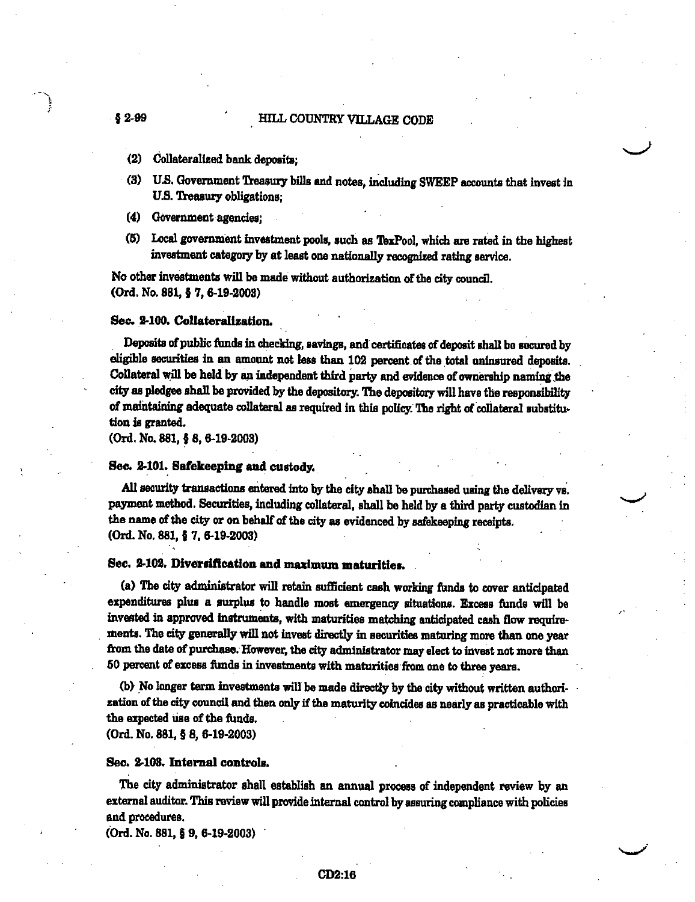(2) Collateralized bank deposits;

(3) U.S. Government Treasury bills and notes, including SWEEP accounts that invest in U.S. Treasury obligations;

(4) Government agencies;

(5) Local government investment pools, such as TexPool, which are rated in the highest investment category by at least one nationally recognized rating service.

No other investments will be made without authorization of the city council.

**(Ord. No. 881, § 7, 6-19-2003)**

### Sec. 2-100. Collateralization.

Deposits of public funds in checking, savings, and certificates of deposit shall be secured by eligible securities in an amount not less than 102 percent of the total uninsured deposits. Collateral will be held by an independent third party and evidence of ownership naming the city as pledgee shall be provided by the depository. The depository will have the responsibility of maintaining adequate collateral as required in this policy. The right of collateral substitution is granted.

(Ord. No. 881, § 8, 6-19-2003)

### Sec. 2-101. Safekeeping and custody.

All security transactions entered into by the city shall be purchased using the delivery vs. payment method. Securities, including collateral, shall be held by a third party custodian in the name of the city or on behalf of the city as evidenced by safekeeping receipts.

(Ord. No. 881, § 7, 6-19-2003)

### Sec. 2-102. Diversification and maximum maturities.

(a) The city administrator will retain sufficient cash working funds to cover anticipated expenditures plus a surplus to handle most emergency situations. Excess funds will be invested in approved instruments, with maturities matching anticipated cash flow requirements. The city generally will not invest directly in securities maturing more than one year from the date of purchase. However, the city administrator may elect to invest not more than 50 percent of excess funds in investments with maturities from one to three years.

(b) No longer term investments will be made directly by the city without written authorization of the city council and then only if the maturity coincides as nearly as practicable with the expected use of the funds.

(Ord. No. 881, § 8, 6-19-2003)

### Sec. 2-103. Internal controls.

The city administrator shall establish an annual process of independent review by an external auditor. This review will provide internal control by assuring compliance with policies and procedures.

(Ord. No. 881, § 9, 6-19-2003)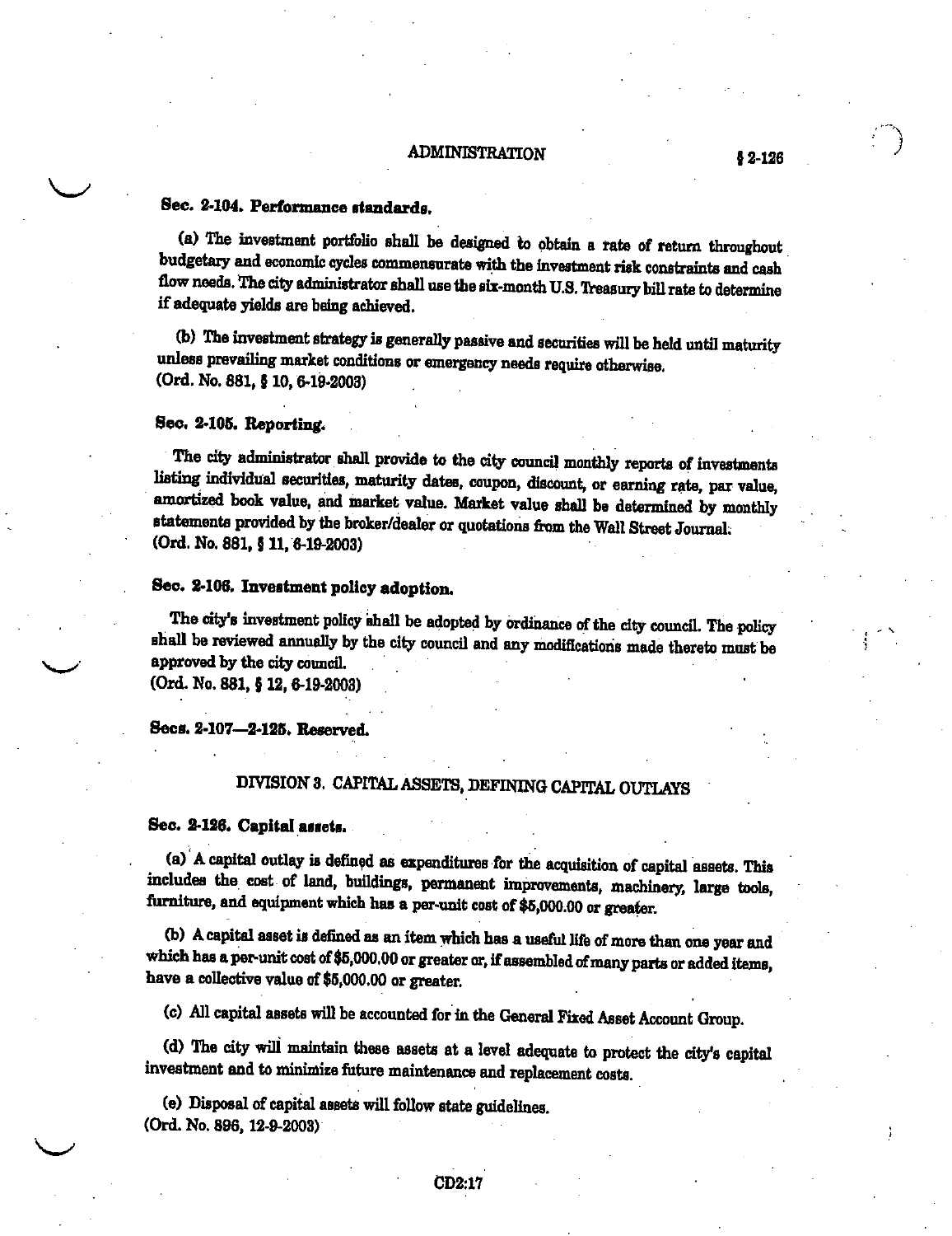**Sec. 2-104. Performance standards.**

(a) The investment portfolio shall be designed to obtain a rate of return throughout budgetary and economic cycles commensurate with the investment risk constraints and cash flow needs. The city administrator shall use the six-month U.S. Treasury bill rate to determine if adequate yields are being achieved.

(b) The investment strategy is generally passive and securities will be held until maturity unless prevailing market conditions or emergency needs require otherwise.
(Ord. No. 881, § 10, 6-19-2003)

**Sec. 2-105. Reporting.**

The city administrator shall provide to the city council monthly reports of investments listing individual securities, maturity dates, coupon, discount, or earning rate, par value, amortized book value, and market value. Market value shall be determined by monthly statements provided by the broker/dealer or quotations from the Wall Street Journal.
(Ord. No. 881, § 11, 6-19-2003)

**Sec. 2-106. Investment policy adoption.**

The city's investment policy shall be adopted by ordinance of the city council. The policy shall be reviewed annually by the city council and any modifications made thereto must be approved by the city council.
(Ord. No. 881, § 12, 6-19-2003)

**Secs. 2-107—2-125. Reserved.**

## DIVISION 3. CAPITAL ASSETS, DEFINING CAPITAL OUTLAYS

**Sec. 2-126. Capital assets.**

(a) A capital outlay is defined as expenditures for the acquisition of capital assets. This includes the cost of land, buildings, permanent improvements, machinery, large tools, furniture, and equipment which has a per-unit cost of $5,000.00 or greater.

(b) A capital asset is defined as an item which has a useful life of more than one year and which has a per-unit cost of $5,000.00 or greater or, if assembled of many parts or added items, have a collective value of $5,000.00 or greater.

(c) All capital assets will be accounted for in the General Fixed Asset Account Group.

(d) The city will maintain these assets at a level adequate to protect the city's capital investment and to minimize future maintenance and replacement costs.

(e) Disposal of capital assets will follow state guidelines.
(Ord. No. 896, 12-9-2003)